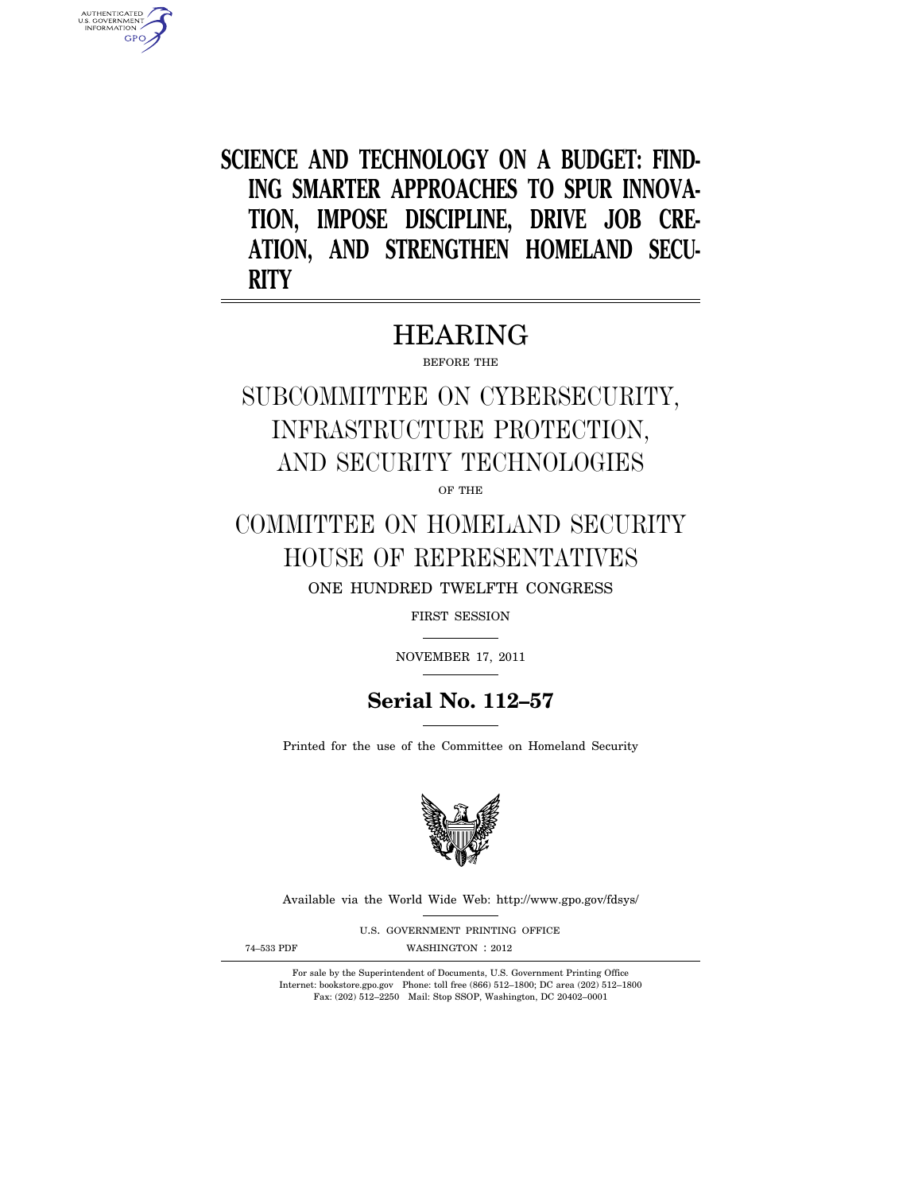# SCIENCE AND TECHNOLOGY ON A BUDGET: FINDING SMARTER APPROACHES TO SPUR INNOVATION, IMPOSE DISCIPLINE, DRIVE JOB CREATION, AND STRENGTHEN HOMELAND SECURITY

## HEARING

BEFORE THE

## SUBCOMMITTEE ON CYBERSECURITY, INFRASTRUCTURE PROTECTION, AND SECURITY TECHNOLOGIES

OF THE

## COMMITTEE ON HOMELAND SECURITY HOUSE OF REPRESENTATIVES

ONE HUNDRED TWELFTH CONGRESS

FIRST SESSION

NOVEMBER 17, 2011

**Serial No. 112–57**

Printed for the use of the Committee on Homeland Security

Available via the World Wide Web: http://www.gpo.gov/fdsys/

U.S. GOVERNMENT PRINTING OFFICE

74–533 PDF WASHINGTON : 2012

For sale by the Superintendent of Documents, U.S. Government Printing Office
Internet: bookstore.gpo.gov Phone: toll free (866) 512–1800; DC area (202) 512–1800
Fax: (202) 512–2250 Mail: Stop SSOP, Washington, DC 20402–0001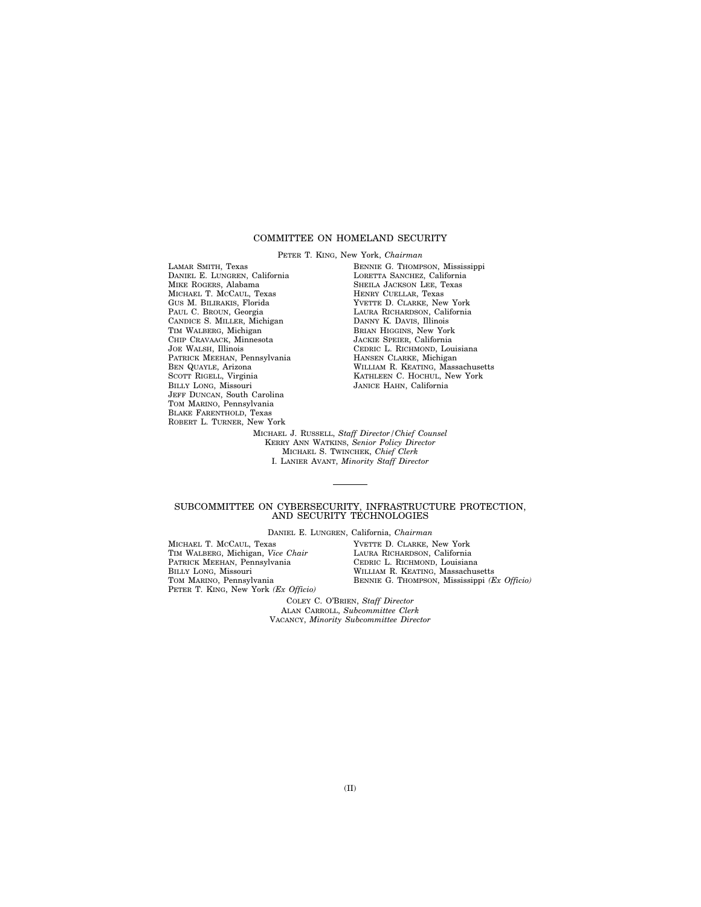## COMMITTEE ON HOMELAND SECURITY

PETER T. KING, New York, *Chairman*

LAMAR SMITH, Texas
DANIEL E. LUNGREN, California
MIKE ROGERS, Alabama
MICHAEL T. MCCAUL, Texas
GUS M. BILIRAKIS, Florida
PAUL C. BROUN, Georgia
CANDICE S. MILLER, Michigan
TIM WALBERG, Michigan
CHIP CRAVAACK, Minnesota
JOE WALSH, Illinois
PATRICK MEEHAN, Pennsylvania
BEN QUAYLE, Arizona
SCOTT RIGELL, Virginia
BILLY LONG, Missouri
JEFF DUNCAN, South Carolina
TOM MARINO, Pennsylvania
BLAKE FARENTHOLD, Texas
ROBERT L. TURNER, New York

BENNIE G. THOMPSON, Mississippi
LORETTA SANCHEZ, California
SHEILA JACKSON LEE, Texas
HENRY CUELLAR, Texas
YVETTE D. CLARKE, New York
LAURA RICHARDSON, California
DANNY K. DAVIS, Illinois
BRIAN HIGGINS, New York
JACKIE SPEIER, California
CEDRIC L. RICHMOND, Louisiana
HANSEN CLARKE, Michigan
WILLIAM R. KEATING, Massachusetts
KATHLEEN C. HOCHUL, New York
JANICE HAHN, California

MICHAEL J. RUSSELL, *Staff Director/Chief Counsel*
KERRY ANN WATKINS, *Senior Policy Director*
MICHAEL S. TWINCHEK, *Chief Clerk*
I. LANIER AVANT, *Minority Staff Director*

---

## SUBCOMMITTEE ON CYBERSECURITY, INFRASTRUCTURE PROTECTION, AND SECURITY TECHNOLOGIES

DANIEL E. LUNGREN, California, *Chairman*

MICHAEL T. MCCAUL, Texas
TIM WALBERG, Michigan, *Vice Chair*
PATRICK MEEHAN, Pennsylvania
BILLY LONG, Missouri
TOM MARINO, Pennsylvania
PETER T. KING, New York *(Ex Officio)*

YVETTE D. CLARKE, New York
LAURA RICHARDSON, California
CEDRIC L. RICHMOND, Louisiana
WILLIAM R. KEATING, Massachusetts
BENNIE G. THOMPSON, Mississippi *(Ex Officio)*

COLEY C. O'BRIEN, *Staff Director*
ALAN CARROLL, *Subcommittee Clerk*
VACANCY, *Minority Subcommittee Director*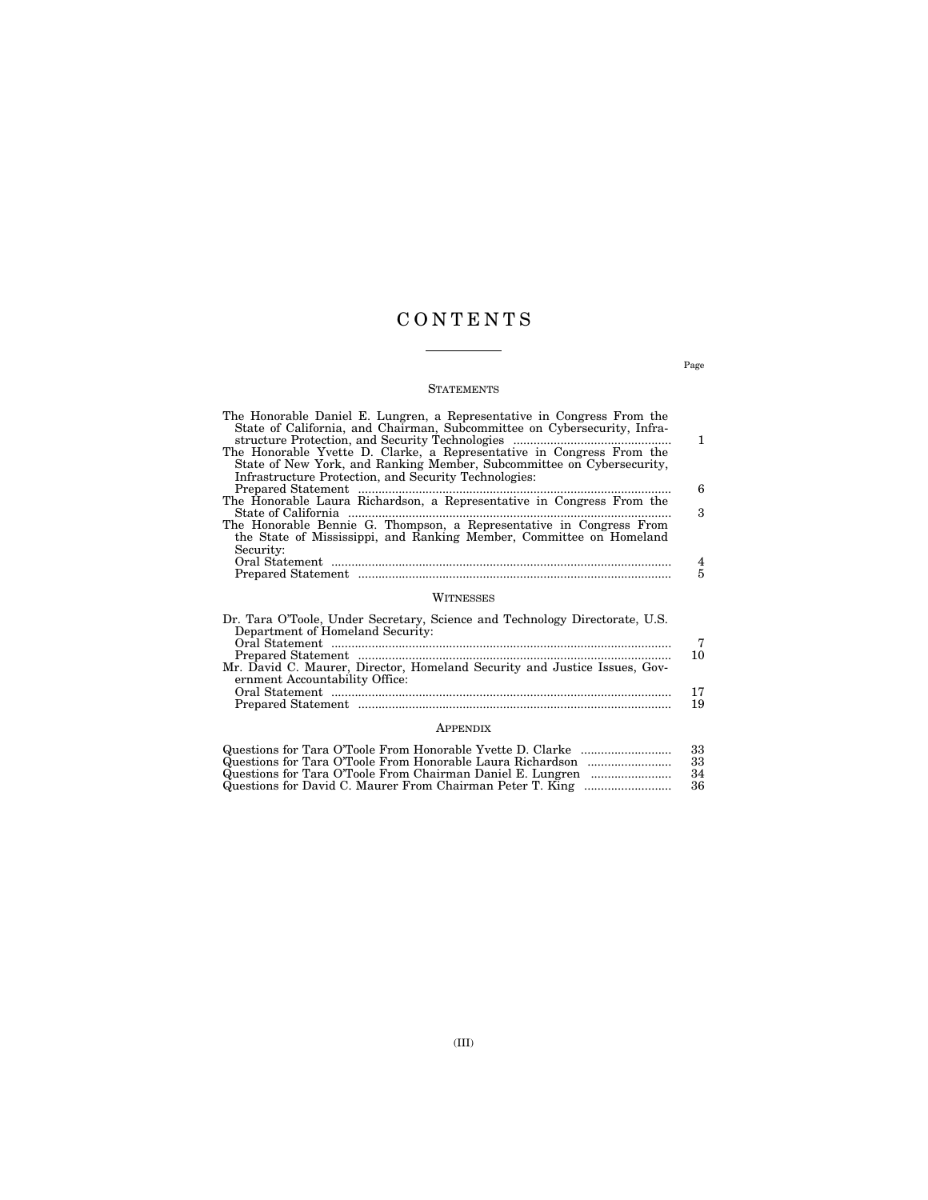# CONTENTS

Page

## STATEMENTS

| | |
|---|---|
| The Honorable Daniel E. Lungren, a Representative in Congress From the State of California, and Chairman, Subcommittee on Cybersecurity, Infrastructure Protection, and Security Technologies | 1 |
| The Honorable Yvette D. Clarke, a Representative in Congress From the State of New York, and Ranking Member, Subcommittee on Cybersecurity, Infrastructure Protection, and Security Technologies: | |
| Prepared Statement | 6 |
| The Honorable Laura Richardson, a Representative in Congress From the State of California | 3 |
| The Honorable Bennie G. Thompson, a Representative in Congress From the State of Mississippi, and Ranking Member, Committee on Homeland Security: | |
| Oral Statement | 4 |
| Prepared Statement | 5 |

## WITNESSES

| | |
|---|---|
| Dr. Tara O'Toole, Under Secretary, Science and Technology Directorate, U.S. Department of Homeland Security: | |
| Oral Statement | 7 |
| Prepared Statement | 10 |
| Mr. David C. Maurer, Director, Homeland Security and Justice Issues, Government Accountability Office: | |
| Oral Statement | 17 |
| Prepared Statement | 19 |

## APPENDIX

| | |
|---|---|
| Questions for Tara O'Toole From Honorable Yvette D. Clarke | 33 |
| Questions for Tara O'Toole From Honorable Laura Richardson | 33 |
| Questions for Tara O'Toole From Chairman Daniel E. Lungren | 34 |
| Questions for David C. Maurer From Chairman Peter T. King | 36 |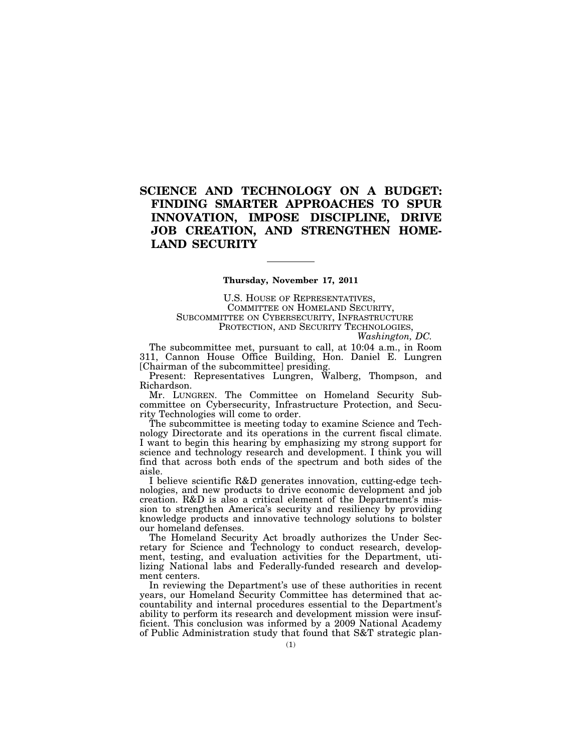# SCIENCE AND TECHNOLOGY ON A BUDGET: FINDING SMARTER APPROACHES TO SPUR INNOVATION, IMPOSE DISCIPLINE, DRIVE JOB CREATION, AND STRENGTHEN HOMELAND SECURITY

---

**Thursday, November 17, 2011**

U.S. HOUSE OF REPRESENTATIVES,
COMMITTEE ON HOMELAND SECURITY,
SUBCOMMITTEE ON CYBERSECURITY, INFRASTRUCTURE
PROTECTION, AND SECURITY TECHNOLOGIES,
*Washington, DC.*

The subcommittee met, pursuant to call, at 10:04 a.m., in Room 311, Cannon House Office Building, Hon. Daniel E. Lungren [Chairman of the subcommittee] presiding.

Present: Representatives Lungren, Walberg, Thompson, and Richardson.

Mr. LUNGREN. The Committee on Homeland Security Subcommittee on Cybersecurity, Infrastructure Protection, and Security Technologies will come to order.

The subcommittee is meeting today to examine Science and Technology Directorate and its operations in the current fiscal climate. I want to begin this hearing by emphasizing my strong support for science and technology research and development. I think you will find that across both ends of the spectrum and both sides of the aisle.

I believe scientific R&D generates innovation, cutting-edge technologies, and new products to drive economic development and job creation. R&D is also a critical element of the Department's mission to strengthen America's security and resiliency by providing knowledge products and innovative technology solutions to bolster our homeland defenses.

The Homeland Security Act broadly authorizes the Under Secretary for Science and Technology to conduct research, development, testing, and evaluation activities for the Department, utilizing National labs and Federally-funded research and development centers.

In reviewing the Department's use of these authorities in recent years, our Homeland Security Committee has determined that accountability and internal procedures essential to the Department's ability to perform its research and development mission were insufficient. This conclusion was informed by a 2009 National Academy of Public Administration study that found that S&T strategic plan-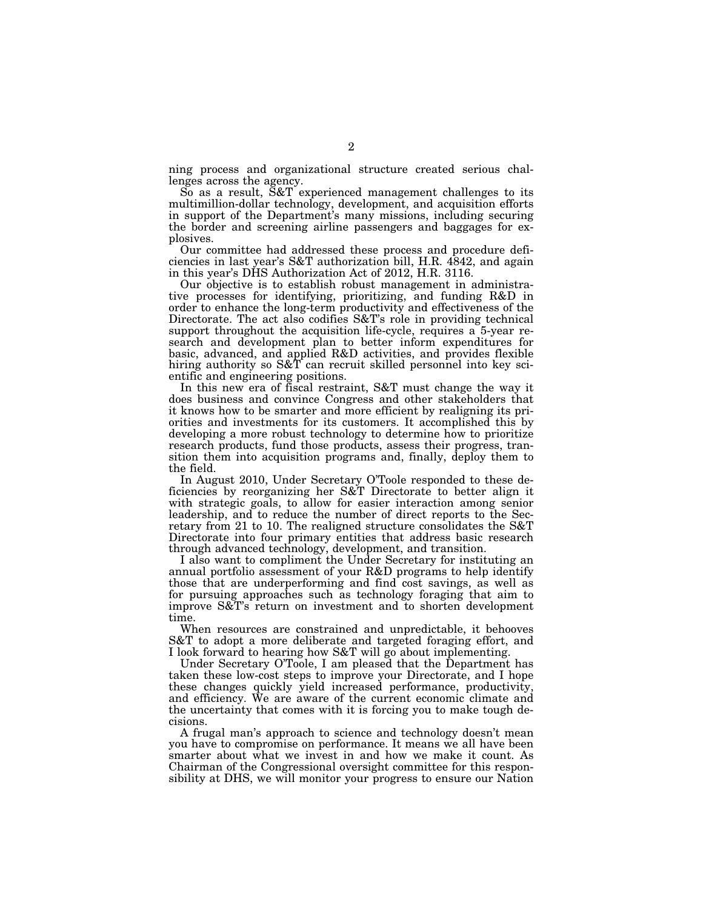ning process and organizational structure created serious challenges across the agency.

So as a result, S&T experienced management challenges to its multimillion-dollar technology, development, and acquisition efforts in support of the Department's many missions, including securing the border and screening airline passengers and baggages for explosives.

Our committee had addressed these process and procedure deficiencies in last year's S&T authorization bill, H.R. 4842, and again in this year's DHS Authorization Act of 2012, H.R. 3116.

Our objective is to establish robust management in administrative processes for identifying, prioritizing, and funding R&D in order to enhance the long-term productivity and effectiveness of the Directorate. The act also codifies S&T's role in providing technical support throughout the acquisition life-cycle, requires a 5-year research and development plan to better inform expenditures for basic, advanced, and applied R&D activities, and provides flexible hiring authority so S&T can recruit skilled personnel into key scientific and engineering positions.

In this new era of fiscal restraint, S&T must change the way it does business and convince Congress and other stakeholders that it knows how to be smarter and more efficient by realigning its priorities and investments for its customers. It accomplished this by developing a more robust technology to determine how to prioritize research products, fund those products, assess their progress, transition them into acquisition programs and, finally, deploy them to the field.

In August 2010, Under Secretary O'Toole responded to these deficiencies by reorganizing her S&T Directorate to better align it with strategic goals, to allow for easier interaction among senior leadership, and to reduce the number of direct reports to the Secretary from 21 to 10. The realigned structure consolidates the S&T Directorate into four primary entities that address basic research through advanced technology, development, and transition.

I also want to compliment the Under Secretary for instituting an annual portfolio assessment of your R&D programs to help identify those that are underperforming and find cost savings, as well as for pursuing approaches such as technology foraging that aim to improve S&T's return on investment and to shorten development time.

When resources are constrained and unpredictable, it behooves S&T to adopt a more deliberate and targeted foraging effort, and I look forward to hearing how S&T will go about implementing.

Under Secretary O'Toole, I am pleased that the Department has taken these low-cost steps to improve your Directorate, and I hope these changes quickly yield increased performance, productivity, and efficiency. We are aware of the current economic climate and the uncertainty that comes with it is forcing you to make tough decisions.

A frugal man's approach to science and technology doesn't mean you have to compromise on performance. It means we all have been smarter about what we invest in and how we make it count. As Chairman of the Congressional oversight committee for this responsibility at DHS, we will monitor your progress to ensure our Nation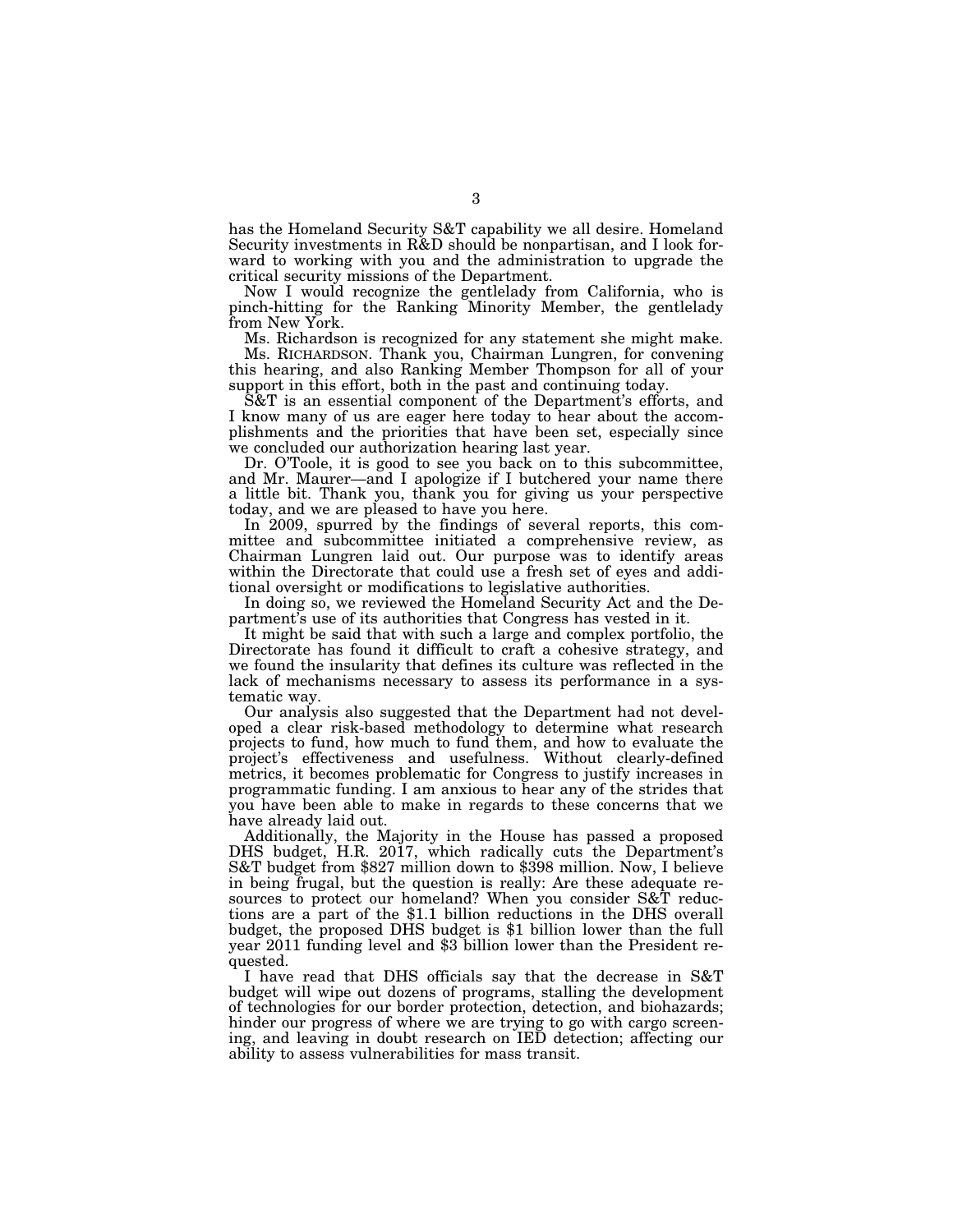has the Homeland Security S&T capability we all desire. Homeland Security investments in R&D should be nonpartisan, and I look forward to working with you and the administration to upgrade the critical security missions of the Department.

Now I would recognize the gentlelady from California, who is pinch-hitting for the Ranking Minority Member, the gentlelady from New York.

Ms. Richardson is recognized for any statement she might make.

Ms. RICHARDSON. Thank you, Chairman Lungren, for convening this hearing, and also Ranking Member Thompson for all of your support in this effort, both in the past and continuing today.

S&T is an essential component of the Department's efforts, and I know many of us are eager here today to hear about the accomplishments and the priorities that have been set, especially since we concluded our authorization hearing last year.

Dr. O'Toole, it is good to see you back on to this subcommittee, and Mr. Maurer—and I apologize if I butchered your name there a little bit. Thank you, thank you for giving us your perspective today, and we are pleased to have you here.

In 2009, spurred by the findings of several reports, this committee and subcommittee initiated a comprehensive review, as Chairman Lungren laid out. Our purpose was to identify areas within the Directorate that could use a fresh set of eyes and additional oversight or modifications to legislative authorities.

In doing so, we reviewed the Homeland Security Act and the Department's use of its authorities that Congress has vested in it.

It might be said that with such a large and complex portfolio, the Directorate has found it difficult to craft a cohesive strategy, and we found the insularity that defines its culture was reflected in the lack of mechanisms necessary to assess its performance in a systematic way.

Our analysis also suggested that the Department had not developed a clear risk-based methodology to determine what research projects to fund, how much to fund them, and how to evaluate the project's effectiveness and usefulness. Without clearly-defined metrics, it becomes problematic for Congress to justify increases in programmatic funding. I am anxious to hear any of the strides that you have been able to make in regards to these concerns that we have already laid out.

Additionally, the Majority in the House has passed a proposed DHS budget, H.R. 2017, which radically cuts the Department's S&T budget from $827 million down to $398 million. Now, I believe in being frugal, but the question is really: Are these adequate resources to protect our homeland? When you consider S&T reductions are a part of the $1.1 billion reductions in the DHS overall budget, the proposed DHS budget is $1 billion lower than the full year 2011 funding level and $3 billion lower than the President requested.

I have read that DHS officials say that the decrease in S&T budget will wipe out dozens of programs, stalling the development of technologies for our border protection, detection, and biohazards; hinder our progress of where we are trying to go with cargo screening, and leaving in doubt research on IED detection; affecting our ability to assess vulnerabilities for mass transit.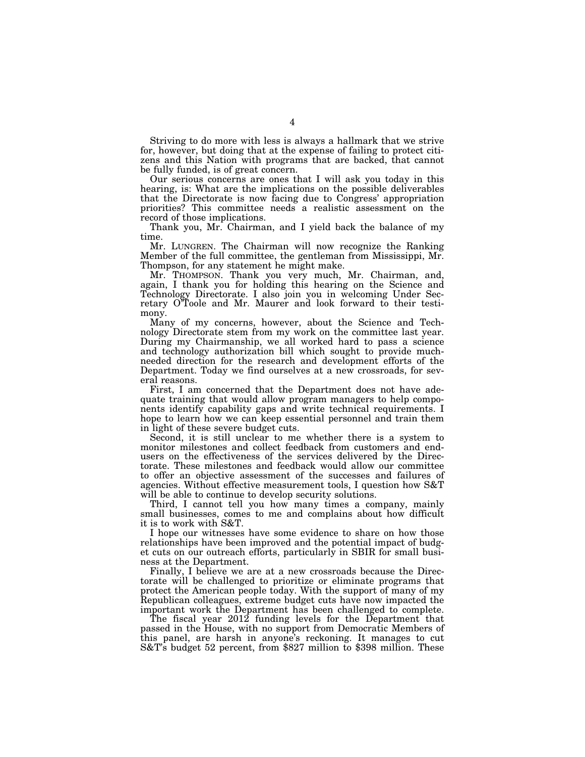Striving to do more with less is always a hallmark that we strive for, however, but doing that at the expense of failing to protect citizens and this Nation with programs that are backed, that cannot be fully funded, is of great concern.

Our serious concerns are ones that I will ask you today in this hearing, is: What are the implications on the possible deliverables that the Directorate is now facing due to Congress' appropriation priorities? This committee needs a realistic assessment on the record of those implications.

Thank you, Mr. Chairman, and I yield back the balance of my time.

Mr. LUNGREN. The Chairman will now recognize the Ranking Member of the full committee, the gentleman from Mississippi, Mr. Thompson, for any statement he might make.

Mr. THOMPSON. Thank you very much, Mr. Chairman, and, again, I thank you for holding this hearing on the Science and Technology Directorate. I also join you in welcoming Under Secretary O'Toole and Mr. Maurer and look forward to their testimony.

Many of my concerns, however, about the Science and Technology Directorate stem from my work on the committee last year. During my Chairmanship, we all worked hard to pass a science and technology authorization bill which sought to provide much-needed direction for the research and development efforts of the Department. Today we find ourselves at a new crossroads, for several reasons.

First, I am concerned that the Department does not have adequate training that would allow program managers to help components identify capability gaps and write technical requirements. I hope to learn how we can keep essential personnel and train them in light of these severe budget cuts.

Second, it is still unclear to me whether there is a system to monitor milestones and collect feedback from customers and end-users on the effectiveness of the services delivered by the Directorate. These milestones and feedback would allow our committee to offer an objective assessment of the successes and failures of agencies. Without effective measurement tools, I question how S&T will be able to continue to develop security solutions.

Third, I cannot tell you how many times a company, mainly small businesses, comes to me and complains about how difficult it is to work with S&T.

I hope our witnesses have some evidence to share on how those relationships have been improved and the potential impact of budget cuts on our outreach efforts, particularly in SBIR for small business at the Department.

Finally, I believe we are at a new crossroads because the Directorate will be challenged to prioritize or eliminate programs that protect the American people today. With the support of many of my Republican colleagues, extreme budget cuts have now impacted the important work the Department has been challenged to complete.

The fiscal year 2012 funding levels for the Department that passed in the House, with no support from Democratic Members of this panel, are harsh in anyone's reckoning. It manages to cut S&T's budget 52 percent, from $827 million to $398 million. These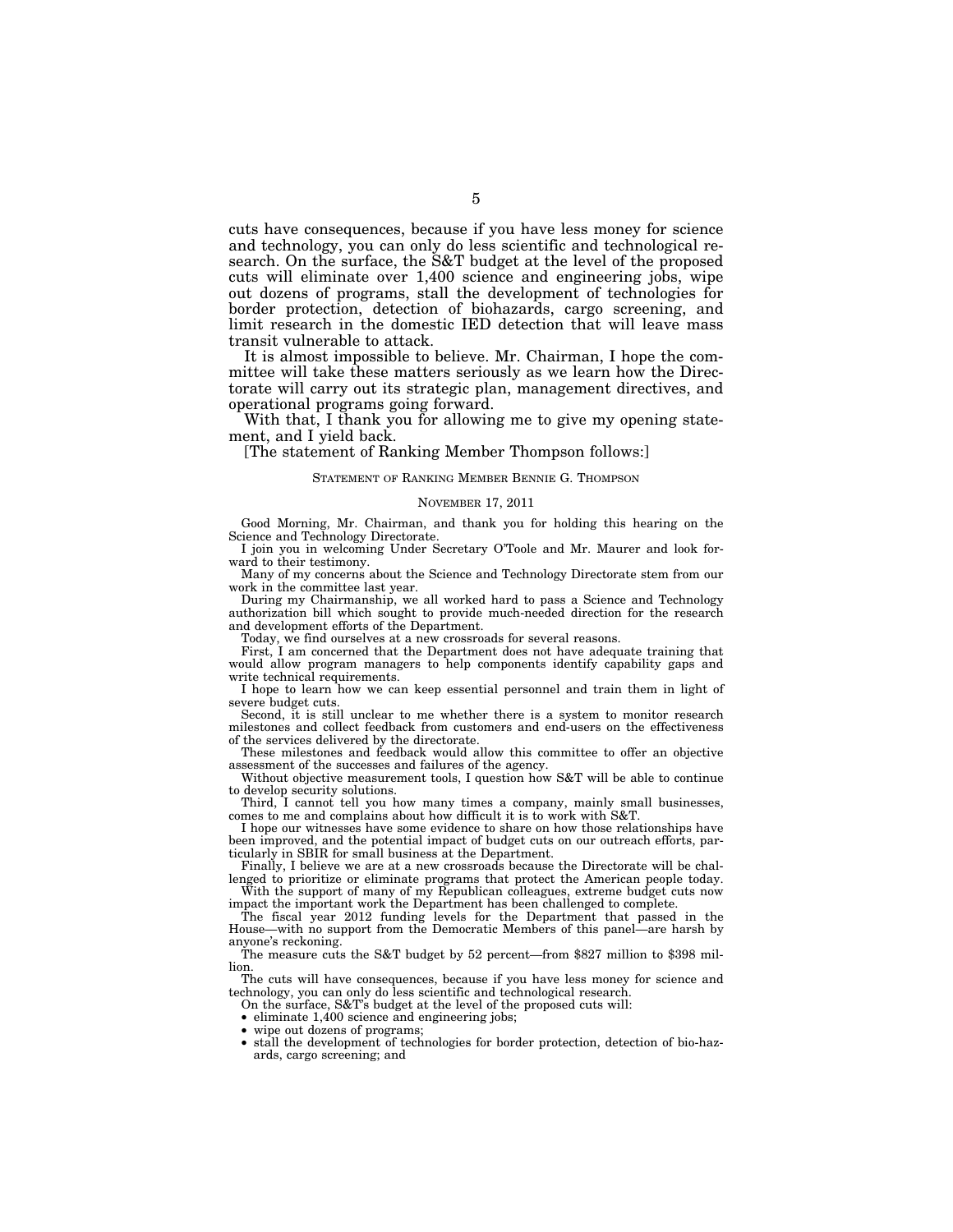cuts have consequences, because if you have less money for science and technology, you can only do less scientific and technological research. On the surface, the S&T budget at the level of the proposed cuts will eliminate over 1,400 science and engineering jobs, wipe out dozens of programs, stall the development of technologies for border protection, detection of biohazards, cargo screening, and limit research in the domestic IED detection that will leave mass transit vulnerable to attack.

It is almost impossible to believe. Mr. Chairman, I hope the committee will take these matters seriously as we learn how the Directorate will carry out its strategic plan, management directives, and operational programs going forward.

With that, I thank you for allowing me to give my opening statement, and I yield back.

[The statement of Ranking Member Thompson follows:]

STATEMENT OF RANKING MEMBER BENNIE G. THOMPSON

NOVEMBER 17, 2011

Good Morning, Mr. Chairman, and thank you for holding this hearing on the Science and Technology Directorate.

I join you in welcoming Under Secretary O'Toole and Mr. Maurer and look forward to their testimony.

Many of my concerns about the Science and Technology Directorate stem from our work in the committee last year.

During my Chairmanship, we all worked hard to pass a Science and Technology authorization bill which sought to provide much-needed direction for the research and development efforts of the Department.

Today, we find ourselves at a new crossroads for several reasons.

First, I am concerned that the Department does not have adequate training that would allow program managers to help components identify capability gaps and write technical requirements.

I hope to learn how we can keep essential personnel and train them in light of severe budget cuts.

Second, it is still unclear to me whether there is a system to monitor research milestones and collect feedback from customers and end-users on the effectiveness of the services delivered by the directorate.

These milestones and feedback would allow this committee to offer an objective assessment of the successes and failures of the agency.

Without objective measurement tools, I question how S&T will be able to continue to develop security solutions.

Third, I cannot tell you how many times a company, mainly small businesses, comes to me and complains about how difficult it is to work with S&T.

I hope our witnesses have some evidence to share on how those relationships have been improved, and the potential impact of budget cuts on our outreach efforts, particularly in SBIR for small business at the Department.

Finally, I believe we are at a new crossroads because the Directorate will be challenged to prioritize or eliminate programs that protect the American people today.

With the support of many of my Republican colleagues, extreme budget cuts now impact the important work the Department has been challenged to complete.

The fiscal year 2012 funding levels for the Department that passed in the House—with no support from the Democratic Members of this panel—are harsh by anyone's reckoning.

The measure cuts the S&T budget by 52 percent—from $827 million to $398 million.

The cuts will have consequences, because if you have less money for science and technology, you can only do less scientific and technological research.

On the surface, S&T's budget at the level of the proposed cuts will:

- eliminate 1,400 science and engineering jobs;
- wipe out dozens of programs;
- stall the development of technologies for border protection, detection of bio-hazards, cargo screening; and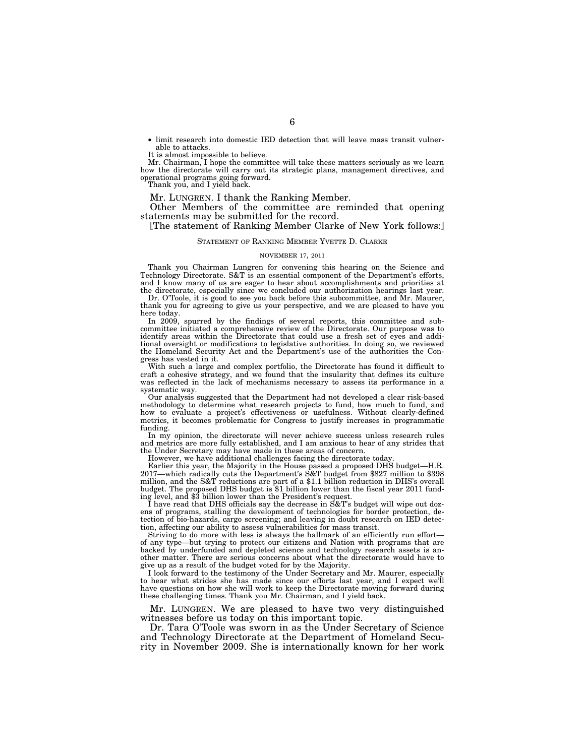- limit research into domestic IED detection that will leave mass transit vulnerable to attacks.

It is almost impossible to believe.

Mr. Chairman, I hope the committee will take these matters seriously as we learn how the directorate will carry out its strategic plans, management directives, and operational programs going forward.

Thank you, and I yield back.

Mr. LUNGREN. I thank the Ranking Member.

Other Members of the committee are reminded that opening statements may be submitted for the record.

[The statement of Ranking Member Clarke of New York follows:]

STATEMENT OF RANKING MEMBER YVETTE D. CLARKE

NOVEMBER 17, 2011

Thank you Chairman Lungren for convening this hearing on the Science and Technology Directorate. S&T is an essential component of the Department's efforts, and I know many of us are eager to hear about accomplishments and priorities at the directorate, especially since we concluded our authorization hearings last year.

Dr. O'Toole, it is good to see you back before this subcommittee, and Mr. Maurer, thank you for agreeing to give us your perspective, and we are pleased to have you here today.

In 2009, spurred by the findings of several reports, this committee and subcommittee initiated a comprehensive review of the Directorate. Our purpose was to identify areas within the Directorate that could use a fresh set of eyes and additional oversight or modifications to legislative authorities. In doing so, we reviewed the Homeland Security Act and the Department's use of the authorities the Congress has vested in it.

With such a large and complex portfolio, the Directorate has found it difficult to craft a cohesive strategy, and we found that the insularity that defines its culture was reflected in the lack of mechanisms necessary to assess its performance in a systematic way.

Our analysis suggested that the Department had not developed a clear risk-based methodology to determine what research projects to fund, how much to fund, and how to evaluate a project's effectiveness or usefulness. Without clearly-defined metrics, it becomes problematic for Congress to justify increases in programmatic funding.

In my opinion, the directorate will never achieve success unless research rules and metrics are more fully established, and I am anxious to hear of any strides that the Under Secretary may have made in these areas of concern.

However, we have additional challenges facing the directorate today.

Earlier this year, the Majority in the House passed a proposed DHS budget—H.R. 2017—which radically cuts the Department's S&T budget from $827 million to $398 million, and the S&T reductions are part of a $1.1 billion reduction in DHS's overall budget. The proposed DHS budget is $1 billion lower than the fiscal year 2011 funding level, and $3 billion lower than the President's request.

I have read that DHS officials say the decrease in S&T's budget will wipe out dozens of programs, stalling the development of technologies for border protection, detection of bio-hazards, cargo screening; and leaving in doubt research on IED detection, affecting our ability to assess vulnerabilities for mass transit.

Striving to do more with less is always the hallmark of an efficiently run effort—of any type—but trying to protect our citizens and Nation with programs that are backed by underfunded and depleted science and technology research assets is another matter. There are serious concerns about what the directorate would have to give up as a result of the budget voted for by the Majority.

I look forward to the testimony of the Under Secretary and Mr. Maurer, especially to hear what strides she has made since our efforts last year, and I expect we'll have questions on how she will work to keep the Directorate moving forward during these challenging times. Thank you Mr. Chairman, and I yield back.

Mr. LUNGREN. We are pleased to have two very distinguished witnesses before us today on this important topic.

Dr. Tara O'Toole was sworn in as the Under Secretary of Science and Technology Directorate at the Department of Homeland Security in November 2009. She is internationally known for her work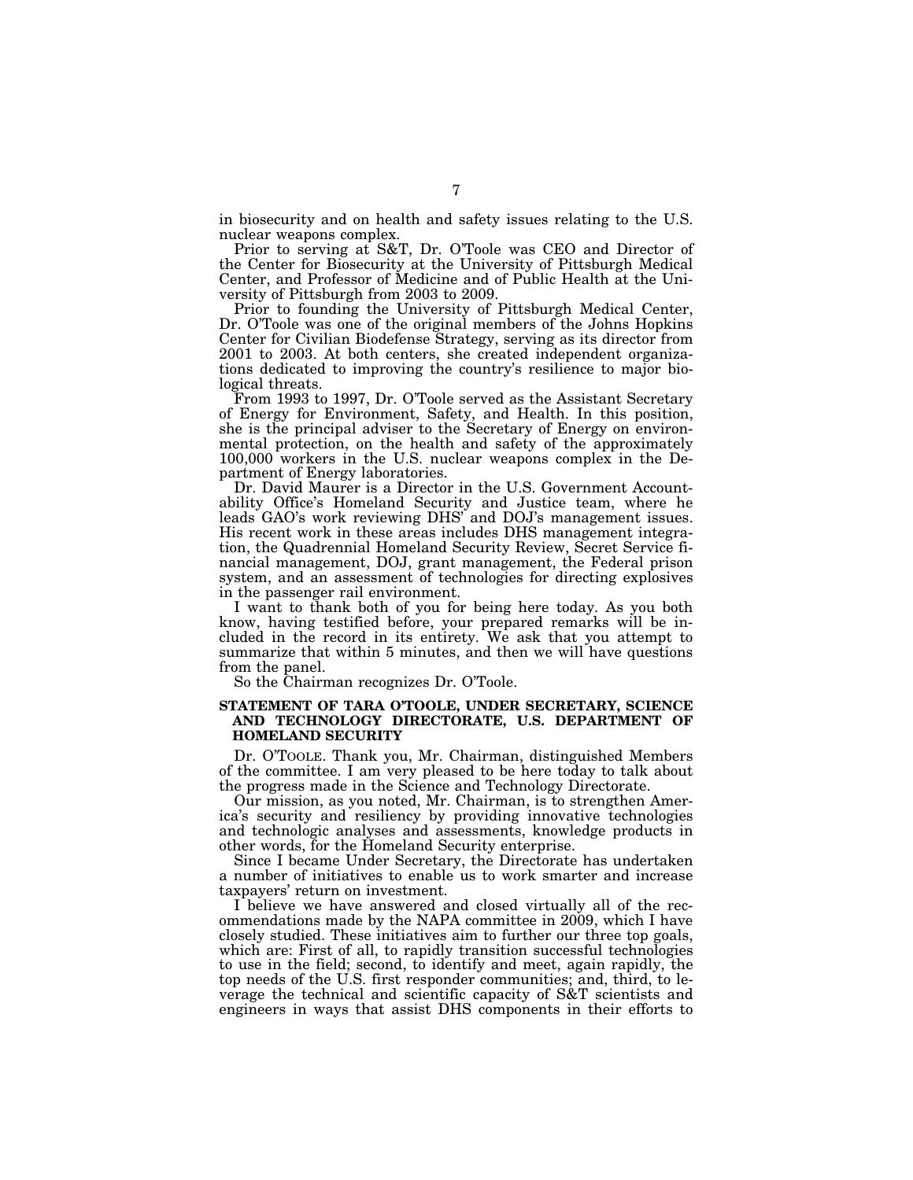in biosecurity and on health and safety issues relating to the U.S. nuclear weapons complex.

Prior to serving at S&T, Dr. O'Toole was CEO and Director of the Center for Biosecurity at the University of Pittsburgh Medical Center, and Professor of Medicine and of Public Health at the University of Pittsburgh from 2003 to 2009.

Prior to founding the University of Pittsburgh Medical Center, Dr. O'Toole was one of the original members of the Johns Hopkins Center for Civilian Biodefense Strategy, serving as its director from 2001 to 2003. At both centers, she created independent organizations dedicated to improving the country's resilience to major biological threats.

From 1993 to 1997, Dr. O'Toole served as the Assistant Secretary of Energy for Environment, Safety, and Health. In this position, she is the principal adviser to the Secretary of Energy on environmental protection, on the health and safety of the approximately 100,000 workers in the U.S. nuclear weapons complex in the Department of Energy laboratories.

Dr. David Maurer is a Director in the U.S. Government Accountability Office's Homeland Security and Justice team, where he leads GAO's work reviewing DHS' and DOJ's management issues. His recent work in these areas includes DHS management integration, the Quadrennial Homeland Security Review, Secret Service financial management, DOJ, grant management, the Federal prison system, and an assessment of technologies for directing explosives in the passenger rail environment.

I want to thank both of you for being here today. As you both know, having testified before, your prepared remarks will be included in the record in its entirety. We ask that you attempt to summarize that within 5 minutes, and then we will have questions from the panel.

So the Chairman recognizes Dr. O'Toole.

**STATEMENT OF TARA O'TOOLE, UNDER SECRETARY, SCIENCE AND TECHNOLOGY DIRECTORATE, U.S. DEPARTMENT OF HOMELAND SECURITY**

Dr. O'TOOLE. Thank you, Mr. Chairman, distinguished Members of the committee. I am very pleased to be here today to talk about the progress made in the Science and Technology Directorate.

Our mission, as you noted, Mr. Chairman, is to strengthen America's security and resiliency by providing innovative technologies and technologic analyses and assessments, knowledge products in other words, for the Homeland Security enterprise.

Since I became Under Secretary, the Directorate has undertaken a number of initiatives to enable us to work smarter and increase taxpayers' return on investment.

I believe we have answered and closed virtually all of the recommendations made by the NAPA committee in 2009, which I have closely studied. These initiatives aim to further our three top goals, which are: First of all, to rapidly transition successful technologies to use in the field; second, to identify and meet, again rapidly, the top needs of the U.S. first responder communities; and, third, to leverage the technical and scientific capacity of S&T scientists and engineers in ways that assist DHS components in their efforts to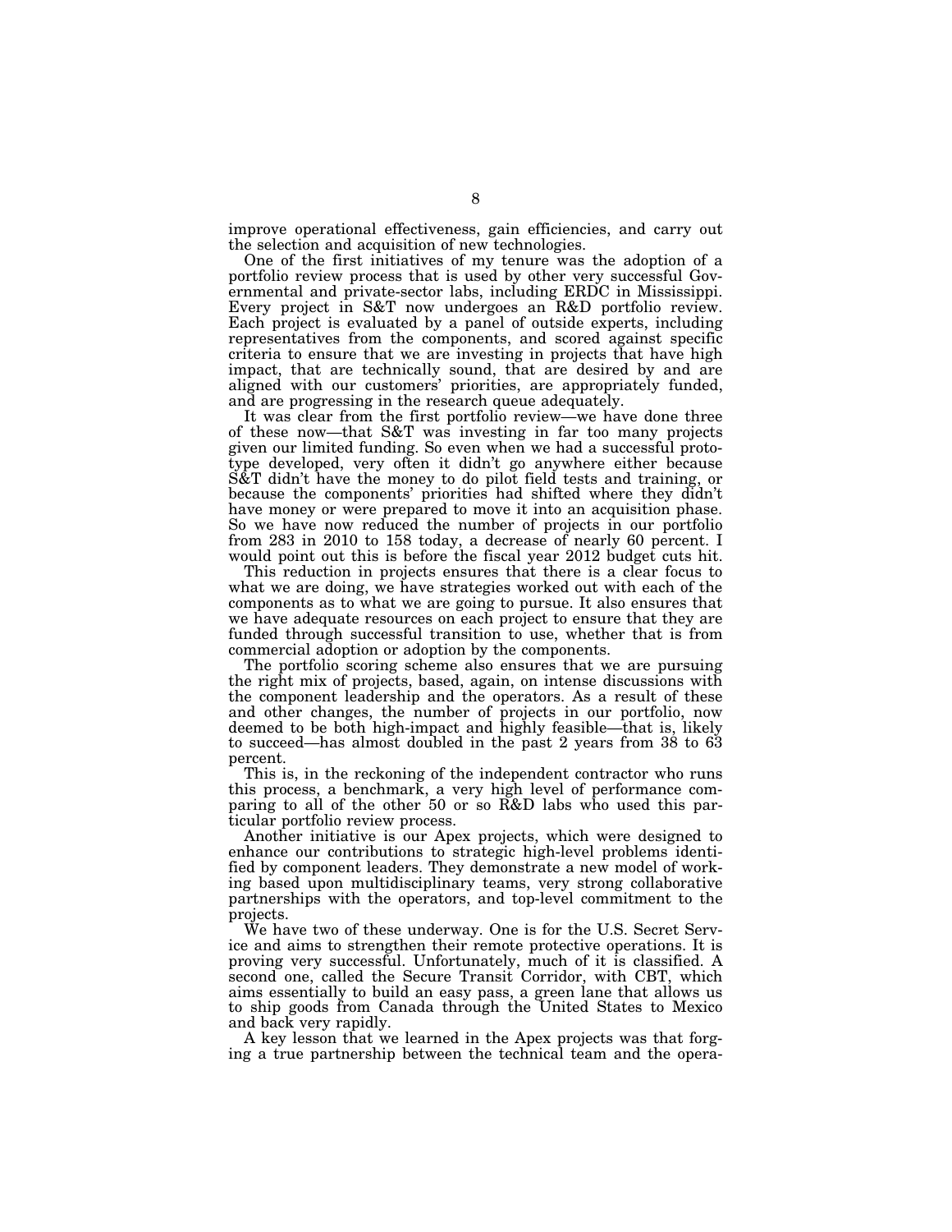improve operational effectiveness, gain efficiencies, and carry out the selection and acquisition of new technologies.

One of the first initiatives of my tenure was the adoption of a portfolio review process that is used by other very successful Governmental and private-sector labs, including ERDC in Mississippi. Every project in S&T now undergoes an R&D portfolio review. Each project is evaluated by a panel of outside experts, including representatives from the components, and scored against specific criteria to ensure that we are investing in projects that have high impact, that are technically sound, that are desired by and are aligned with our customers' priorities, are appropriately funded, and are progressing in the research queue adequately.

It was clear from the first portfolio review—we have done three of these now—that S&T was investing in far too many projects given our limited funding. So even when we had a successful prototype developed, very often it didn't go anywhere either because S&T didn't have the money to do pilot field tests and training, or because the components' priorities had shifted where they didn't have money or were prepared to move it into an acquisition phase. So we have now reduced the number of projects in our portfolio from 283 in 2010 to 158 today, a decrease of nearly 60 percent. I would point out this is before the fiscal year 2012 budget cuts hit.

This reduction in projects ensures that there is a clear focus to what we are doing, we have strategies worked out with each of the components as to what we are going to pursue. It also ensures that we have adequate resources on each project to ensure that they are funded through successful transition to use, whether that is from commercial adoption or adoption by the components.

The portfolio scoring scheme also ensures that we are pursuing the right mix of projects, based, again, on intense discussions with the component leadership and the operators. As a result of these and other changes, the number of projects in our portfolio, now deemed to be both high-impact and highly feasible—that is, likely to succeed—has almost doubled in the past 2 years from 38 to 63 percent.

This is, in the reckoning of the independent contractor who runs this process, a benchmark, a very high level of performance comparing to all of the other 50 or so R&D labs who used this particular portfolio review process.

Another initiative is our Apex projects, which were designed to enhance our contributions to strategic high-level problems identified by component leaders. They demonstrate a new model of working based upon multidisciplinary teams, very strong collaborative partnerships with the operators, and top-level commitment to the projects.

We have two of these underway. One is for the U.S. Secret Service and aims to strengthen their remote protective operations. It is proving very successful. Unfortunately, much of it is classified. A second one, called the Secure Transit Corridor, with CBT, which aims essentially to build an easy pass, a green lane that allows us to ship goods from Canada through the United States to Mexico and back very rapidly.

A key lesson that we learned in the Apex projects was that forging a true partnership between the technical team and the opera-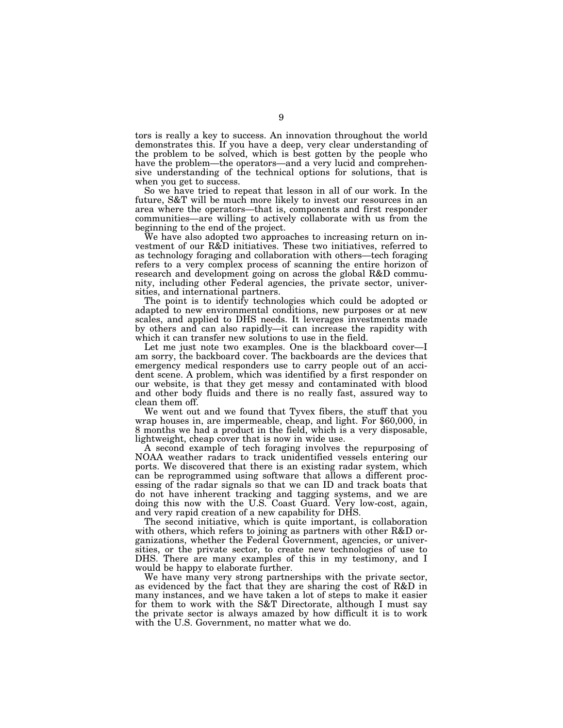tors is really a key to success. An innovation throughout the world demonstrates this. If you have a deep, very clear understanding of the problem to be solved, which is best gotten by the people who have the problem—the operators—and a very lucid and comprehensive understanding of the technical options for solutions, that is when you get to success.

So we have tried to repeat that lesson in all of our work. In the future, S&T will be much more likely to invest our resources in an area where the operators—that is, components and first responder communities—are willing to actively collaborate with us from the beginning to the end of the project.

We have also adopted two approaches to increasing return on investment of our R&D initiatives. These two initiatives, referred to as technology foraging and collaboration with others—tech foraging refers to a very complex process of scanning the entire horizon of research and development going on across the global R&D community, including other Federal agencies, the private sector, universities, and international partners.

The point is to identify technologies which could be adopted or adapted to new environmental conditions, new purposes or at new scales, and applied to DHS needs. It leverages investments made by others and can also rapidly—it can increase the rapidity with which it can transfer new solutions to use in the field.

Let me just note two examples. One is the blackboard cover—I am sorry, the backboard cover. The backboards are the devices that emergency medical responders use to carry people out of an accident scene. A problem, which was identified by a first responder on our website, is that they get messy and contaminated with blood and other body fluids and there is no really fast, assured way to clean them off.

We went out and we found that Tyvex fibers, the stuff that you wrap houses in, are impermeable, cheap, and light. For $60,000, in 8 months we had a product in the field, which is a very disposable, lightweight, cheap cover that is now in wide use.

A second example of tech foraging involves the repurposing of NOAA weather radars to track unidentified vessels entering our ports. We discovered that there is an existing radar system, which can be reprogrammed using software that allows a different processing of the radar signals so that we can ID and track boats that do not have inherent tracking and tagging systems, and we are doing this now with the U.S. Coast Guard. Very low-cost, again, and very rapid creation of a new capability for DHS.

The second initiative, which is quite important, is collaboration with others, which refers to joining as partners with other R&D organizations, whether the Federal Government, agencies, or universities, or the private sector, to create new technologies of use to DHS. There are many examples of this in my testimony, and I would be happy to elaborate further.

We have many very strong partnerships with the private sector, as evidenced by the fact that they are sharing the cost of R&D in many instances, and we have taken a lot of steps to make it easier for them to work with the S&T Directorate, although I must say the private sector is always amazed by how difficult it is to work with the U.S. Government, no matter what we do.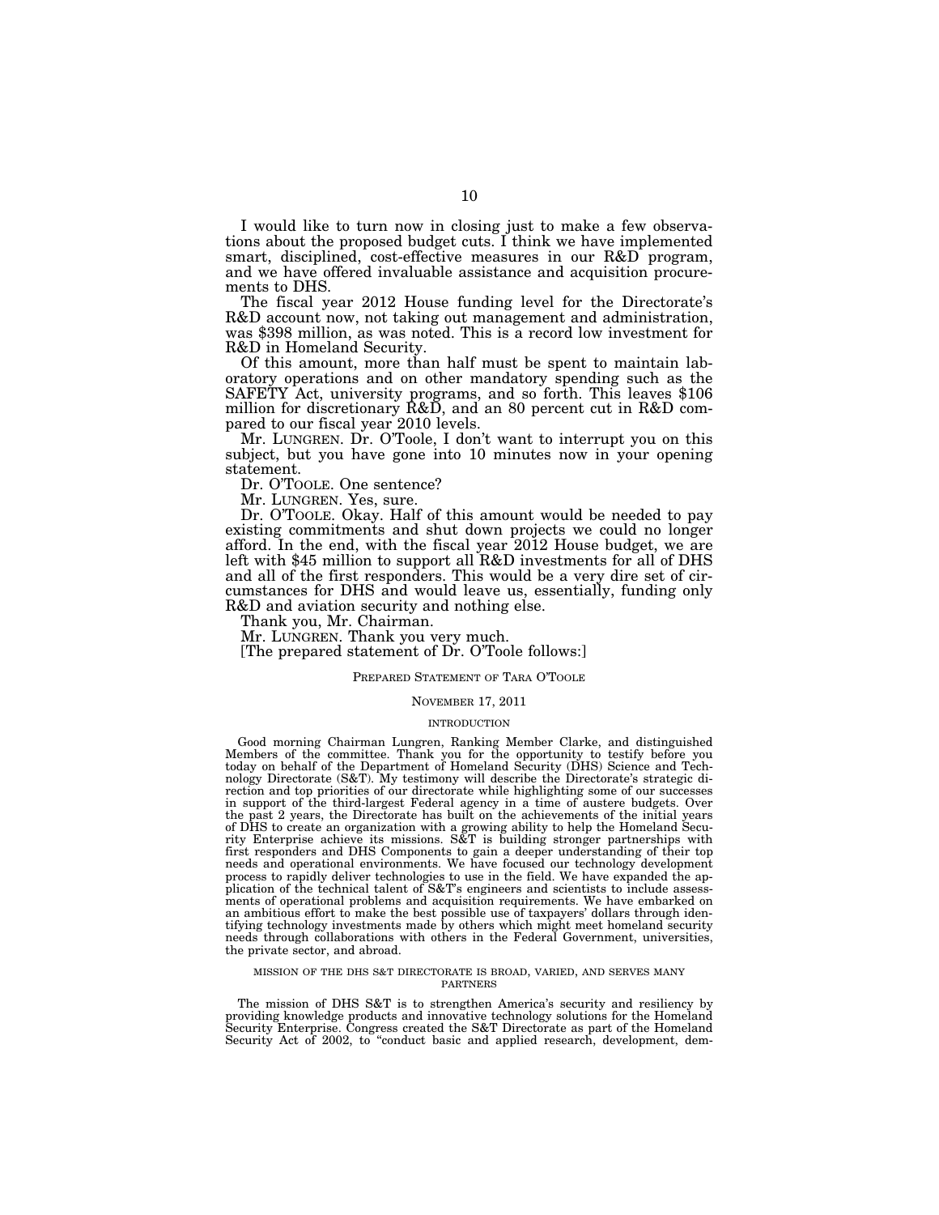I would like to turn now in closing just to make a few observations about the proposed budget cuts. I think we have implemented smart, disciplined, cost-effective measures in our R&D program, and we have offered invaluable assistance and acquisition procurements to DHS.

The fiscal year 2012 House funding level for the Directorate's R&D account now, not taking out management and administration, was $398 million, as was noted. This is a record low investment for R&D in Homeland Security.

Of this amount, more than half must be spent to maintain laboratory operations and on other mandatory spending such as the SAFETY Act, university programs, and so forth. This leaves $106 million for discretionary R&D, and an 80 percent cut in R&D compared to our fiscal year 2010 levels.

Mr. LUNGREN. Dr. O'Toole, I don't want to interrupt you on this subject, but you have gone into 10 minutes now in your opening statement.

Dr. O'TOOLE. One sentence?

Mr. LUNGREN. Yes, sure.

Dr. O'TOOLE. Okay. Half of this amount would be needed to pay existing commitments and shut down projects we could no longer afford. In the end, with the fiscal year 2012 House budget, we are left with $45 million to support all R&D investments for all of DHS and all of the first responders. This would be a very dire set of circumstances for DHS and would leave us, essentially, funding only R&D and aviation security and nothing else.

Thank you, Mr. Chairman.

Mr. LUNGREN. Thank you very much.

[The prepared statement of Dr. O'Toole follows:]

## PREPARED STATEMENT OF TARA O'TOOLE

NOVEMBER 17, 2011

### INTRODUCTION

Good morning Chairman Lungren, Ranking Member Clarke, and distinguished Members of the committee. Thank you for the opportunity to testify before you today on behalf of the Department of Homeland Security (DHS) Science and Technology Directorate (S&T). My testimony will describe the Directorate's strategic direction and top priorities of our directorate while highlighting some of our successes in support of the third-largest Federal agency in a time of austere budgets. Over the past 2 years, the Directorate has built on the achievements of the initial years of DHS to create an organization with a growing ability to help the Homeland Security Enterprise achieve its missions. S&T is building stronger partnerships with first responders and DHS Components to gain a deeper understanding of their top needs and operational environments. We have focused our technology development process to rapidly deliver technologies to use in the field. We have expanded the application of the technical talent of S&T's engineers and scientists to include assessments of operational problems and acquisition requirements. We have embarked on an ambitious effort to make the best possible use of taxpayers' dollars through identifying technology investments made by others which might meet homeland security needs through collaborations with others in the Federal Government, universities, the private sector, and abroad.

### MISSION OF THE DHS S&T DIRECTORATE IS BROAD, VARIED, AND SERVES MANY PARTNERS

The mission of DHS S&T is to strengthen America's security and resiliency by providing knowledge products and innovative technology solutions for the Homeland Security Enterprise. Congress created the S&T Directorate as part of the Homeland Security Act of 2002, to "conduct basic and applied research, development, dem-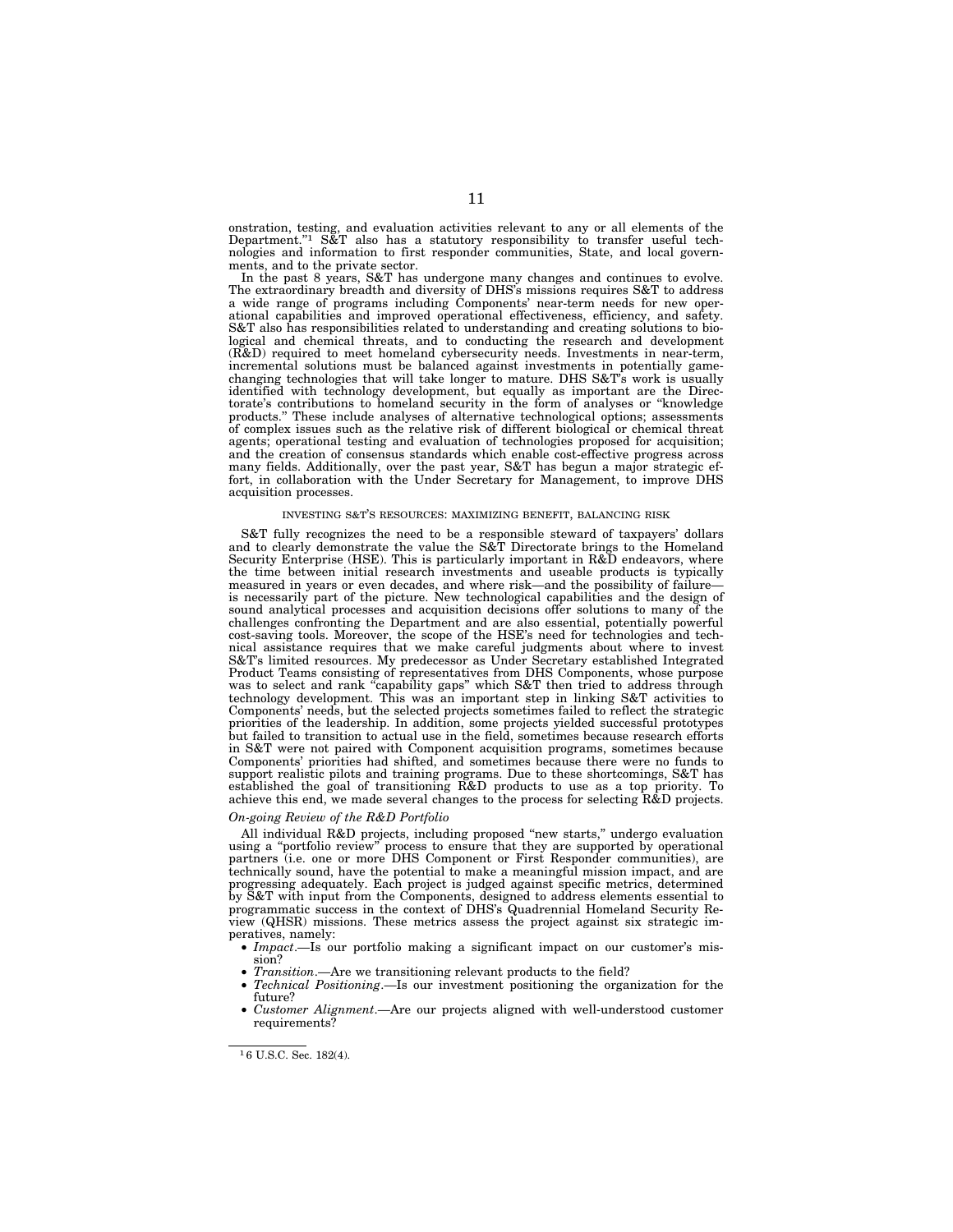onstration, testing, and evaluation activities relevant to any or all elements of the Department."[1] S&T also has a statutory responsibility to transfer useful technologies and information to first responder communities, State, and local governments, and to the private sector.

In the past 8 years, S&T has undergone many changes and continues to evolve. The extraordinary breadth and diversity of DHS's missions requires S&T to address a wide range of programs including Components' near-term needs for new operational capabilities and improved operational effectiveness, efficiency, and safety. S&T also has responsibilities related to understanding and creating solutions to biological and chemical threats, and to conducting the research and development (R&D) required to meet homeland cybersecurity needs. Investments in near-term, incremental solutions must be balanced against investments in potentially game-changing technologies that will take longer to mature. DHS S&T's work is usually identified with technology development, but equally as important are the Directorate's contributions to homeland security in the form of analyses or "knowledge products." These include analyses of alternative technological options; assessments of complex issues such as the relative risk of different biological or chemical threat agents; operational testing and evaluation of technologies proposed for acquisition; and the creation of consensus standards which enable cost-effective progress across many fields. Additionally, over the past year, S&T has begun a major strategic effort, in collaboration with the Under Secretary for Management, to improve DHS acquisition processes.

## INVESTING S&T'S RESOURCES: MAXIMIZING BENEFIT, BALANCING RISK

S&T fully recognizes the need to be a responsible steward of taxpayers' dollars and to clearly demonstrate the value the S&T Directorate brings to the Homeland Security Enterprise (HSE). This is particularly important in R&D endeavors, where the time between initial research investments and useable products is typically measured in years or even decades, and where risk—and the possibility of failure—is necessarily part of the picture. New technological capabilities and the design of sound analytical processes and acquisition decisions offer solutions to many of the challenges confronting the Department and are also essential, potentially powerful cost-saving tools. Moreover, the scope of the HSE's need for technologies and technical assistance requires that we make careful judgments about where to invest S&T's limited resources. My predecessor as Under Secretary established Integrated Product Teams consisting of representatives from DHS Components, whose purpose was to select and rank "capability gaps" which S&T then tried to address through technology development. This was an important step in linking S&T activities to Components' needs, but the selected projects sometimes failed to reflect the strategic priorities of the leadership. In addition, some projects yielded successful prototypes but failed to transition to actual use in the field, sometimes because research efforts in S&T were not paired with Component acquisition programs, sometimes because Components' priorities had shifted, and sometimes because there were no funds to support realistic pilots and training programs. Due to these shortcomings, S&T has established the goal of transitioning R&D products to use as a top priority. To achieve this end, we made several changes to the process for selecting R&D projects.

### *On-going Review of the R&D Portfolio*

All individual R&D projects, including proposed "new starts," undergo evaluation using a "portfolio review" process to ensure that they are supported by operational partners (i.e. one or more DHS Component or First Responder communities), are technically sound, have the potential to make a meaningful mission impact, and are progressing adequately. Each project is judged against specific metrics, determined by S&T with input from the Components, designed to address elements essential to programmatic success in the context of DHS's Quadrennial Homeland Security Review (QHSR) missions. These metrics assess the project against six strategic imperatives, namely:

- *Impact*.—Is our portfolio making a significant impact on our customer's mission?
- *Transition*.—Are we transitioning relevant products to the field?
- *Technical Positioning*.—Is our investment positioning the organization for the future?
- *Customer Alignment*.—Are our projects aligned with well-understood customer requirements?

---

[1] 6 U.S.C. Sec. 182(4).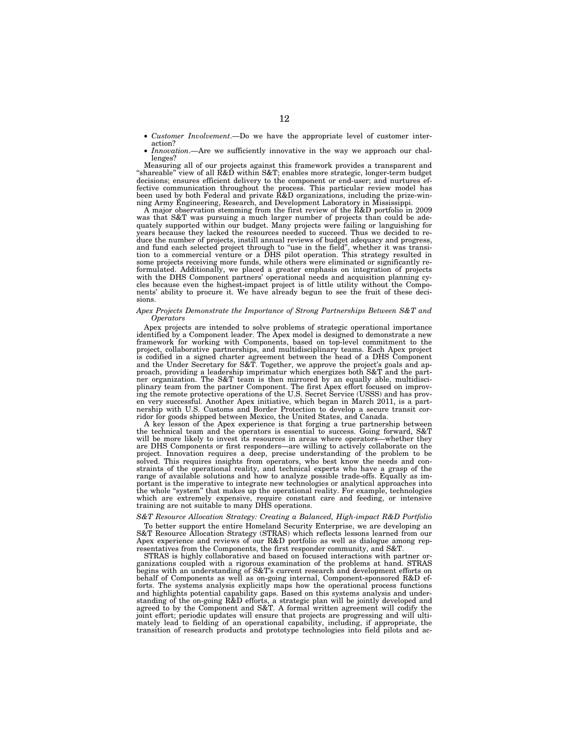- *Customer Involvement*.—Do we have the appropriate level of customer interaction?
- *Innovation*.—Are we sufficiently innovative in the way we approach our challenges?

Measuring all of our projects against this framework provides a transparent and "shareable" view of all R&D within S&T; enables more strategic, longer-term budget decisions; ensures efficient delivery to the component or end-user; and nurtures effective communication throughout the process. This particular review model has been used by both Federal and private R&D organizations, including the prize-winning Army Engineering, Research, and Development Laboratory in Mississippi.

A major observation stemming from the first review of the R&D portfolio in 2009 was that S&T was pursuing a much larger number of projects than could be adequately supported within our budget. Many projects were failing or languishing for years because they lacked the resources needed to succeed. Thus we decided to reduce the number of projects, instill annual reviews of budget adequacy and progress, and fund each selected project through to "use in the field", whether it was transition to a commercial venture or a DHS pilot operation. This strategy resulted in some projects receiving more funds, while others were eliminated or significantly reformulated. Additionally, we placed a greater emphasis on integration of projects with the DHS Component partners' operational needs and acquisition planning cycles because even the highest-impact project is of little utility without the Components' ability to procure it. We have already begun to see the fruit of these decisions.

*Apex Projects Demonstrate the Importance of Strong Partnerships Between S&T and Operators*

Apex projects are intended to solve problems of strategic operational importance identified by a Component leader. The Apex model is designed to demonstrate a new framework for working with Components, based on top-level commitment to the project, collaborative partnerships, and multidisciplinary teams. Each Apex project is codified in a signed charter agreement between the head of a DHS Component and the Under Secretary for S&T. Together, we approve the project's goals and approach, providing a leadership imprimatur which energizes both S&T and the partner organization. The S&T team is then mirrored by an equally able, multidisciplinary team from the partner Component. The first Apex effort focused on improving the remote protective operations of the U.S. Secret Service (USSS) and has proven very successful. Another Apex initiative, which began in March 2011, is a partnership with U.S. Customs and Border Protection to develop a secure transit corridor for goods shipped between Mexico, the United States, and Canada.

A key lesson of the Apex experience is that forging a true partnership between the technical team and the operators is essential to success. Going forward, S&T will be more likely to invest its resources in areas where operators—whether they are DHS Components or first responders—are willing to actively collaborate on the project. Innovation requires a deep, precise understanding of the problem to be solved. This requires insights from operators, who best know the needs and constraints of the operational reality, and technical experts who have a grasp of the range of available solutions and how to analyze possible trade-offs. Equally as important is the imperative to integrate new technologies or analytical approaches into the whole "system" that makes up the operational reality. For example, technologies which are extremely expensive, require constant care and feeding, or intensive training are not suitable to many DHS operations.

*S&T Resource Allocation Strategy: Creating a Balanced, High-impact R&D Portfolio*

To better support the entire Homeland Security Enterprise, we are developing an S&T Resource Allocation Strategy (STRAS) which reflects lessons learned from our Apex experience and reviews of our R&D portfolio as well as dialogue among representatives from the Components, the first responder community, and S&T.

STRAS is highly collaborative and based on focused interactions with partner organizations coupled with a rigorous examination of the problems at hand. STRAS begins with an understanding of S&T's current research and development efforts on behalf of Components as well as on-going internal, Component-sponsored R&D efforts. The systems analysis explicitly maps how the operational process functions and highlights potential capability gaps. Based on this systems analysis and understanding of the on-going R&D efforts, a strategic plan will be jointly developed and agreed to by the Component and S&T. A formal written agreement will codify the joint effort; periodic updates will ensure that projects are progressing and will ultimately lead to fielding of an operational capability, including, if appropriate, the transition of research products and prototype technologies into field pilots and ac-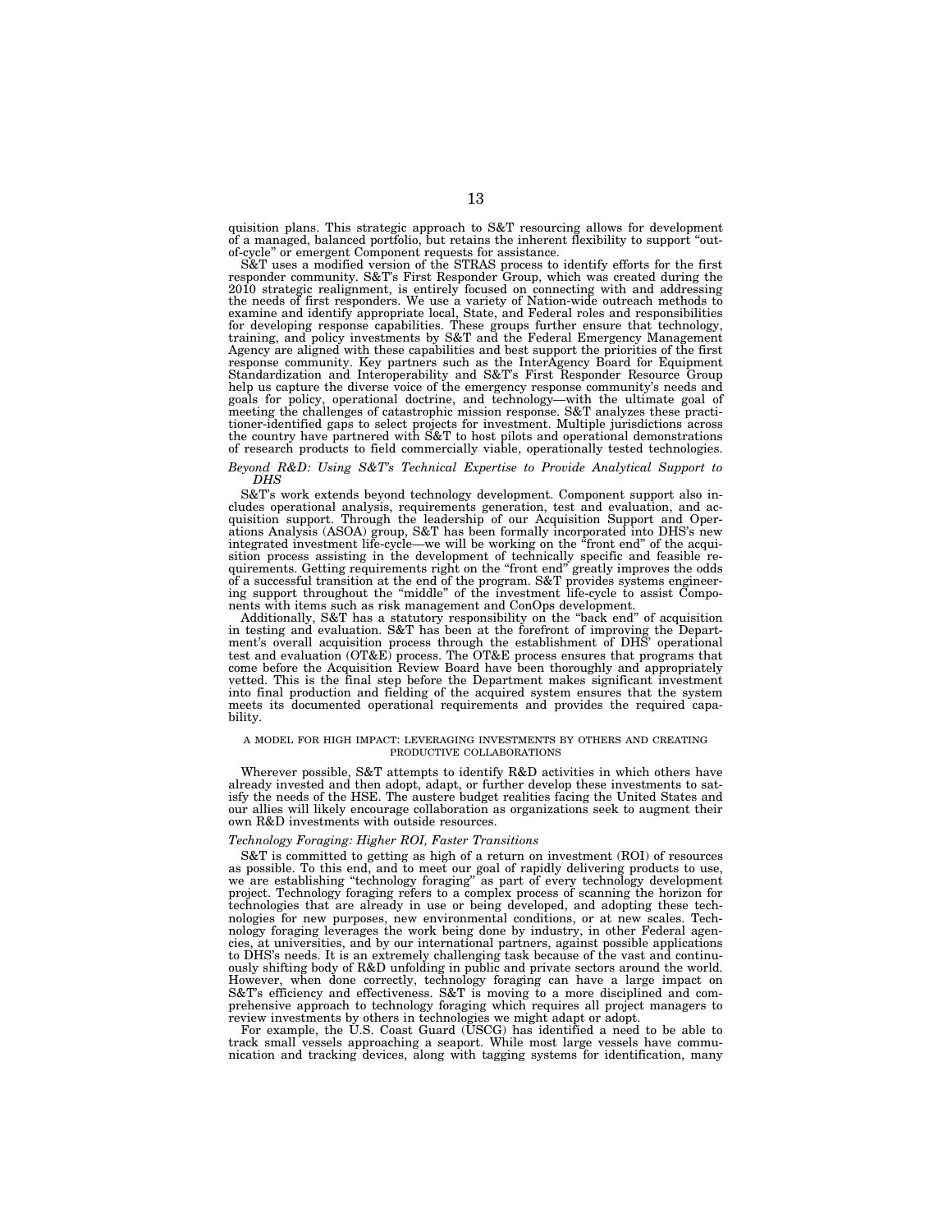quisition plans. This strategic approach to S&T resourcing allows for development of a managed, balanced portfolio, but retains the inherent flexibility to support "out-of-cycle" or emergent Component requests for assistance.

S&T uses a modified version of the STRAS process to identify efforts for the first responder community. S&T's First Responder Group, which was created during the 2010 strategic realignment, is entirely focused on connecting with and addressing the needs of first responders. We use a variety of Nation-wide outreach methods to examine and identify appropriate local, State, and Federal roles and responsibilities for developing response capabilities. These groups further ensure that technology, training, and policy investments by S&T and the Federal Emergency Management Agency are aligned with these capabilities and best support the priorities of the first response community. Key partners such as the InterAgency Board for Equipment Standardization and Interoperability and S&T's First Responder Resource Group help us capture the diverse voice of the emergency response community's needs and goals for policy, operational doctrine, and technology—with the ultimate goal of meeting the challenges of catastrophic mission response. S&T analyzes these practitioner-identified gaps to select projects for investment. Multiple jurisdictions across the country have partnered with S&T to host pilots and operational demonstrations of research products to field commercially viable, operationally tested technologies.

*Beyond R&D: Using S&T's Technical Expertise to Provide Analytical Support to DHS*

S&T's work extends beyond technology development. Component support also includes operational analysis, requirements generation, test and evaluation, and acquisition support. Through the leadership of our Acquisition Support and Operations Analysis (ASOA) group, S&T has been formally incorporated into DHS's new integrated investment life-cycle—we will be working on the "front end" of the acquisition process assisting in the development of technically specific and feasible requirements. Getting requirements right on the "front end" greatly improves the odds of a successful transition at the end of the program. S&T provides systems engineering support throughout the "middle" of the investment life-cycle to assist Components with items such as risk management and ConOps development.

Additionally, S&T has a statutory responsibility on the "back end" of acquisition in testing and evaluation. S&T has been at the forefront of improving the Department's overall acquisition process through the establishment of DHS' operational test and evaluation (OT&E) process. The OT&E process ensures that programs that come before the Acquisition Review Board have been thoroughly and appropriately vetted. This is the final step before the Department makes significant investment into final production and fielding of the acquired system ensures that the system meets its documented operational requirements and provides the required capability.

## A MODEL FOR HIGH IMPACT: LEVERAGING INVESTMENTS BY OTHERS AND CREATING PRODUCTIVE COLLABORATIONS

Wherever possible, S&T attempts to identify R&D activities in which others have already invested and then adopt, adapt, or further develop these investments to satisfy the needs of the HSE. The austere budget realities facing the United States and our allies will likely encourage collaboration as organizations seek to augment their own R&D investments with outside resources.

*Technology Foraging: Higher ROI, Faster Transitions*

S&T is committed to getting as high of a return on investment (ROI) of resources as possible. To this end, and to meet our goal of rapidly delivering products to use, we are establishing "technology foraging" as part of every technology development project. Technology foraging refers to a complex process of scanning the horizon for technologies that are already in use or being developed, and adopting these technologies for new purposes, new environmental conditions, or at new scales. Technology foraging leverages the work being done by industry, in other Federal agencies, at universities, and by our international partners, against possible applications to DHS's needs. It is an extremely challenging task because of the vast and continuously shifting body of R&D unfolding in public and private sectors around the world. However, when done correctly, technology foraging can have a large impact on S&T's efficiency and effectiveness. S&T is moving to a more disciplined and comprehensive approach to technology foraging which requires all project managers to review investments by others in technologies we might adapt or adopt.

For example, the U.S. Coast Guard (USCG) has identified a need to be able to track small vessels approaching a seaport. While most large vessels have communication and tracking devices, along with tagging systems for identification, many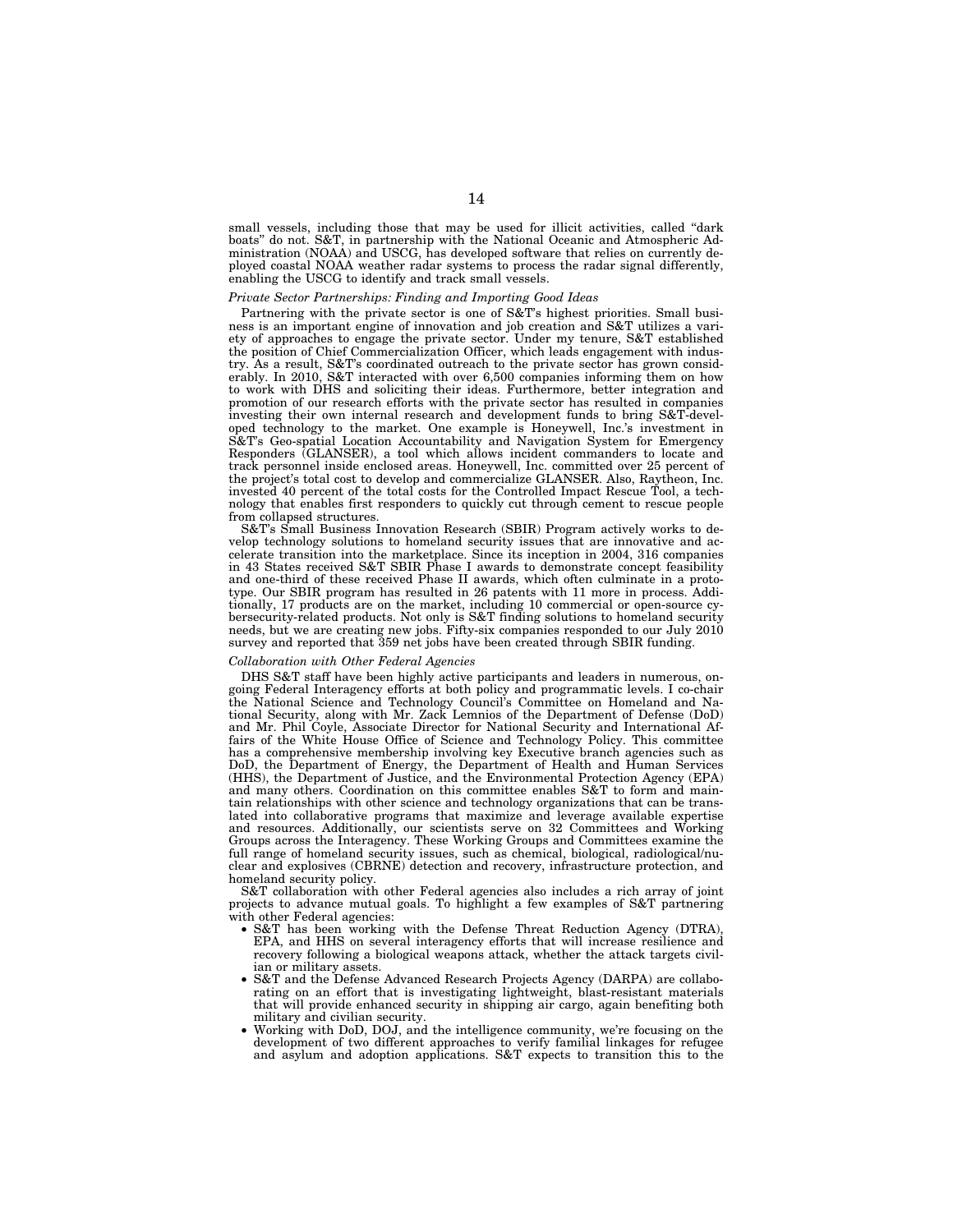small vessels, including those that may be used for illicit activities, called "dark boats" do not. S&T, in partnership with the National Oceanic and Atmospheric Administration (NOAA) and USCG, has developed software that relies on currently deployed coastal NOAA weather radar systems to process the radar signal differently, enabling the USCG to identify and track small vessels.

*Private Sector Partnerships: Finding and Importing Good Ideas*

Partnering with the private sector is one of S&T's highest priorities. Small business is an important engine of innovation and job creation and S&T utilizes a variety of approaches to engage the private sector. Under my tenure, S&T established the position of Chief Commercialization Officer, which leads engagement with industry. As a result, S&T's coordinated outreach to the private sector has grown considerably. In 2010, S&T interacted with over 6,500 companies informing them on how to work with DHS and soliciting their ideas. Furthermore, better integration and promotion of our research efforts with the private sector has resulted in companies investing their own internal research and development funds to bring S&T-developed technology to the market. One example is Honeywell, Inc.'s investment in S&T's Geo-spatial Location Accountability and Navigation System for Emergency Responders (GLANSER), a tool which allows incident commanders to locate and track personnel inside enclosed areas. Honeywell, Inc. committed over 25 percent of the project's total cost to develop and commercialize GLANSER. Also, Raytheon, Inc. invested 40 percent of the total costs for the Controlled Impact Rescue Tool, a technology that enables first responders to quickly cut through cement to rescue people from collapsed structures.

S&T's Small Business Innovation Research (SBIR) Program actively works to develop technology solutions to homeland security issues that are innovative and accelerate transition into the marketplace. Since its inception in 2004, 316 companies in 43 States received S&T SBIR Phase I awards to demonstrate concept feasibility and one-third of these received Phase II awards, which often culminate in a prototype. Our SBIR program has resulted in 26 patents with 11 more in process. Additionally, 17 products are on the market, including 10 commercial or open-source cybersecurity-related products. Not only is S&T finding solutions to homeland security needs, but we are creating new jobs. Fifty-six companies responded to our July 2010 survey and reported that 359 net jobs have been created through SBIR funding.

*Collaboration with Other Federal Agencies*

DHS S&T staff have been highly active participants and leaders in numerous, ongoing Federal Interagency efforts at both policy and programmatic levels. I co-chair the National Science and Technology Council's Committee on Homeland and National Security, along with Mr. Zack Lemnios of the Department of Defense (DoD) and Mr. Phil Coyle, Associate Director for National Security and International Affairs of the White House Office of Science and Technology Policy. This committee has a comprehensive membership involving key Executive branch agencies such as DoD, the Department of Energy, the Department of Health and Human Services (HHS), the Department of Justice, and the Environmental Protection Agency (EPA) and many others. Coordination on this committee enables S&T to form and maintain relationships with other science and technology organizations that can be translated into collaborative programs that maximize and leverage available expertise and resources. Additionally, our scientists serve on 32 Committees and Working Groups across the Interagency. These Working Groups and Committees examine the full range of homeland security issues, such as chemical, biological, radiological/nuclear and explosives (CBRNE) detection and recovery, infrastructure protection, and homeland security policy.

S&T collaboration with other Federal agencies also includes a rich array of joint projects to advance mutual goals. To highlight a few examples of S&T partnering with other Federal agencies:

- S&T has been working with the Defense Threat Reduction Agency (DTRA), EPA, and HHS on several interagency efforts that will increase resilience and recovery following a biological weapons attack, whether the attack targets civilian or military assets.
- S&T and the Defense Advanced Research Projects Agency (DARPA) are collaborating on an effort that is investigating lightweight, blast-resistant materials that will provide enhanced security in shipping air cargo, again benefiting both military and civilian security.
- Working with DoD, DOJ, and the intelligence community, we're focusing on the development of two different approaches to verify familial linkages for refugee and asylum and adoption applications. S&T expects to transition this to the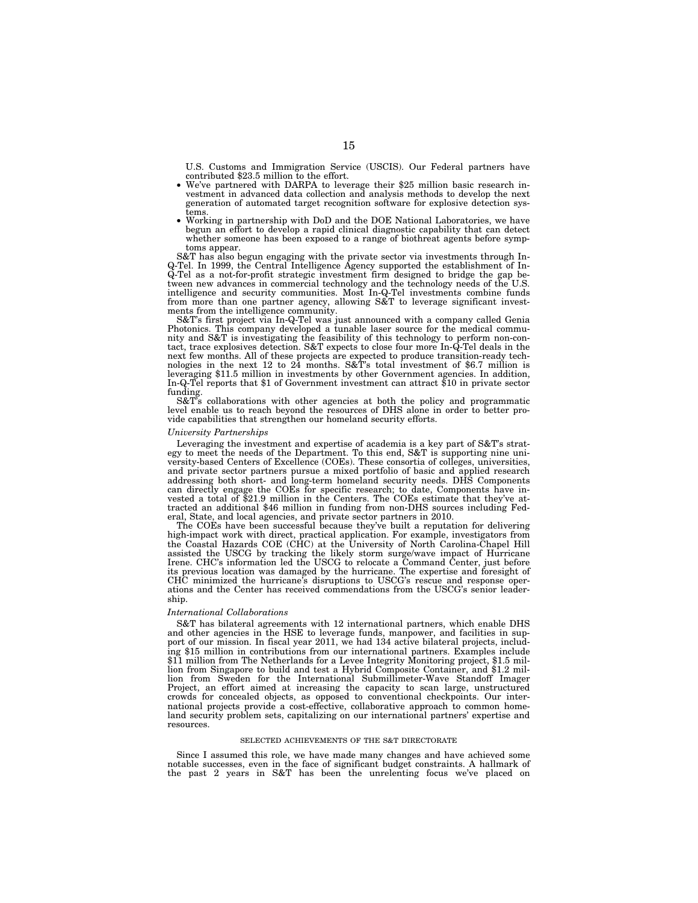U.S. Customs and Immigration Service (USCIS). Our Federal partners have contributed $23.5 million to the effort.

- We've partnered with DARPA to leverage their $25 million basic research investment in advanced data collection and analysis methods to develop the next generation of automated target recognition software for explosive detection systems.
- Working in partnership with DoD and the DOE National Laboratories, we have begun an effort to develop a rapid clinical diagnostic capability that can detect whether someone has been exposed to a range of biothreat agents before symptoms appear.

S&T has also begun engaging with the private sector via investments through In-Q-Tel. In 1999, the Central Intelligence Agency supported the establishment of In-Q-Tel as a not-for-profit strategic investment firm designed to bridge the gap between new advances in commercial technology and the technology needs of the U.S. intelligence and security communities. Most In-Q-Tel investments combine funds from more than one partner agency, allowing S&T to leverage significant investments from the intelligence community.

S&T's first project via In-Q-Tel was just announced with a company called Genia Photonics. This company developed a tunable laser source for the medical community and S&T is investigating the feasibility of this technology to perform non-contact, trace explosives detection. S&T expects to close four more In-Q-Tel deals in the next few months. All of these projects are expected to produce transition-ready technologies in the next 12 to 24 months. S&T's total investment of $6.7 million is leveraging $11.5 million in investments by other Government agencies. In addition, In-Q-Tel reports that $1 of Government investment can attract $10 in private sector funding.

S&T's collaborations with other agencies at both the policy and programmatic level enable us to reach beyond the resources of DHS alone in order to better provide capabilities that strengthen our homeland security efforts.

*University Partnerships*

Leveraging the investment and expertise of academia is a key part of S&T's strategy to meet the needs of the Department. To this end, S&T is supporting nine university-based Centers of Excellence (COEs). These consortia of colleges, universities, and private sector partners pursue a mixed portfolio of basic and applied research addressing both short- and long-term homeland security needs. DHS Components can directly engage the COEs for specific research; to date, Components have invested a total of $21.9 million in the Centers. The COEs estimate that they've attracted an additional $46 million in funding from non-DHS sources including Federal, State, and local agencies, and private sector partners in 2010.

The COEs have been successful because they've built a reputation for delivering high-impact work with direct, practical application. For example, investigators from the Coastal Hazards COE (CHC) at the University of North Carolina-Chapel Hill assisted the USCG by tracking the likely storm surge/wave impact of Hurricane Irene. CHC's information led the USCG to relocate a Command Center, just before its previous location was damaged by the hurricane. The expertise and foresight of CHC minimized the hurricane's disruptions to USCG's rescue and response operations and the Center has received commendations from the USCG's senior leadership.

*International Collaborations*

S&T has bilateral agreements with 12 international partners, which enable DHS and other agencies in the HSE to leverage funds, manpower, and facilities in support of our mission. In fiscal year 2011, we had 134 active bilateral projects, including $15 million in contributions from our international partners. Examples include $11 million from The Netherlands for a Levee Integrity Monitoring project, $1.5 million from Singapore to build and test a Hybrid Composite Container, and $1.2 million from Sweden for the International Submillimeter-Wave Standoff Imager Project, an effort aimed at increasing the capacity to scan large, unstructured crowds for concealed objects, as opposed to conventional checkpoints. Our international projects provide a cost-effective, collaborative approach to common homeland security problem sets, capitalizing on our international partners' expertise and resources.

SELECTED ACHIEVEMENTS OF THE S&T DIRECTORATE

Since I assumed this role, we have made many changes and have achieved some notable successes, even in the face of significant budget constraints. A hallmark of the past 2 years in S&T has been the unrelenting focus we've placed on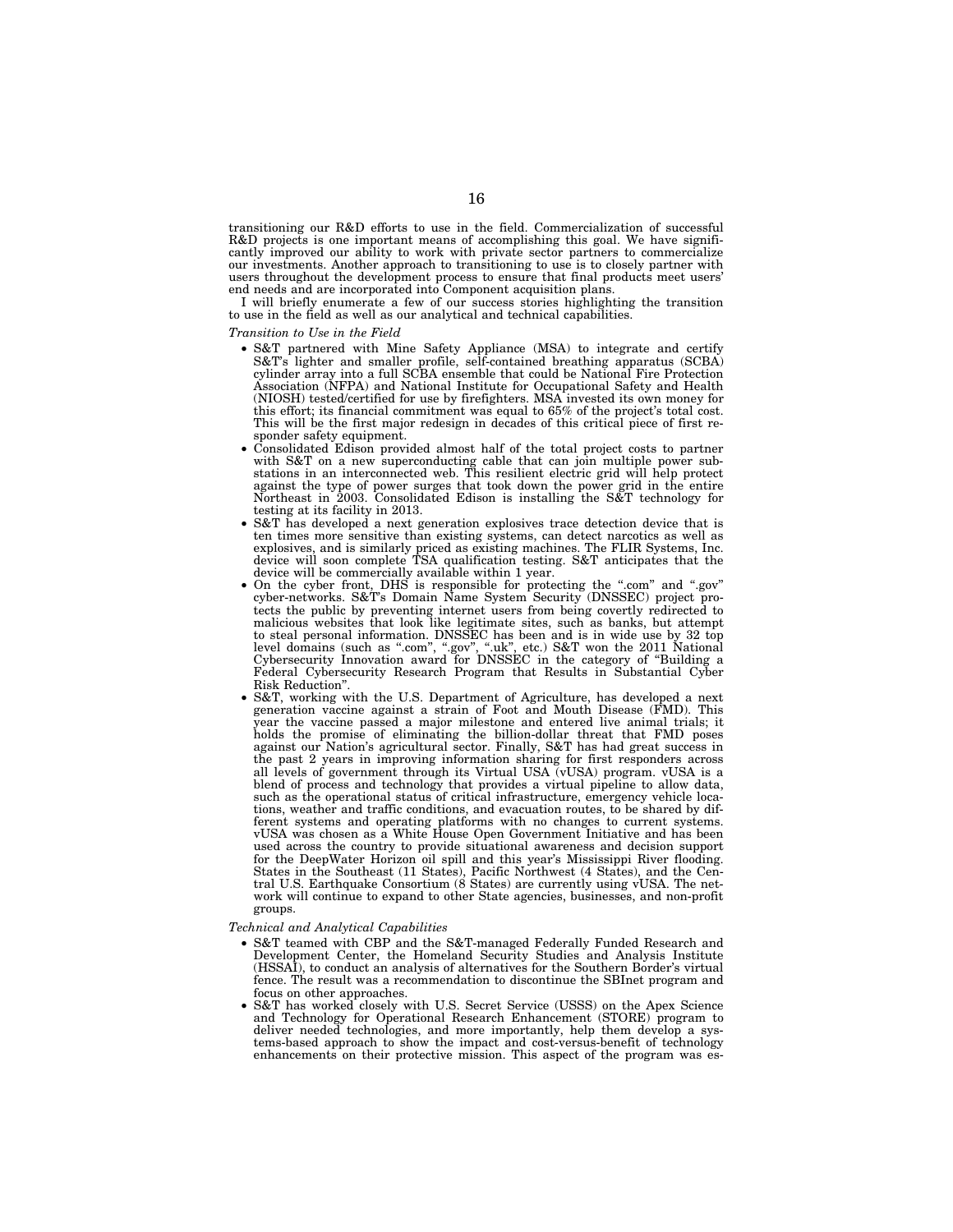transitioning our R&D efforts to use in the field. Commercialization of successful R&D projects is one important means of accomplishing this goal. We have significantly improved our ability to work with private sector partners to commercialize our investments. Another approach to transitioning to use is to closely partner with users throughout the development process to ensure that final products meet users' end needs and are incorporated into Component acquisition plans.

I will briefly enumerate a few of our success stories highlighting the transition to use in the field as well as our analytical and technical capabilities.

*Transition to Use in the Field*

- S&T partnered with Mine Safety Appliance (MSA) to integrate and certify S&T's lighter and smaller profile, self-contained breathing apparatus (SCBA) cylinder array into a full SCBA ensemble that could be National Fire Protection Association (NFPA) and National Institute for Occupational Safety and Health (NIOSH) tested/certified for use by firefighters. MSA invested its own money for this effort; its financial commitment was equal to 65% of the project's total cost. This will be the first major redesign in decades of this critical piece of first responder safety equipment.
- Consolidated Edison provided almost half of the total project costs to partner with S&T on a new superconducting cable that can join multiple power substations in an interconnected web. This resilient electric grid will help protect against the type of power surges that took down the power grid in the entire Northeast in 2003. Consolidated Edison is installing the S&T technology for testing at its facility in 2013.
- S&T has developed a next generation explosives trace detection device that is ten times more sensitive than existing systems, can detect narcotics as well as explosives, and is similarly priced as existing machines. The FLIR Systems, Inc. device will soon complete TSA qualification testing. S&T anticipates that the device will be commercially available within 1 year.
- On the cyber front, DHS is responsible for protecting the ".com" and ".gov" cyber-networks. S&T's Domain Name System Security (DNSSEC) project protects the public by preventing internet users from being covertly redirected to malicious websites that look like legitimate sites, such as banks, but attempt to steal personal information. DNSSEC has been and is in wide use by 32 top level domains (such as ".com", ".gov", ".uk", etc.) S&T won the 2011 National Cybersecurity Innovation award for DNSSEC in the category of "Building a Federal Cybersecurity Research Program that Results in Substantial Cyber Risk Reduction".
- S&T, working with the U.S. Department of Agriculture, has developed a next generation vaccine against a strain of Foot and Mouth Disease (FMD). This year the vaccine passed a major milestone and entered live animal trials; it holds the promise of eliminating the billion-dollar threat that FMD poses against our Nation's agricultural sector. Finally, S&T has had great success in the past 2 years in improving information sharing for first responders across all levels of government through its Virtual USA (vUSA) program. vUSA is a blend of process and technology that provides a virtual pipeline to allow data, such as the operational status of critical infrastructure, emergency vehicle locations, weather and traffic conditions, and evacuation routes, to be shared by different systems and operating platforms with no changes to current systems. vUSA was chosen as a White House Open Government Initiative and has been used across the country to provide situational awareness and decision support for the DeepWater Horizon oil spill and this year's Mississippi River flooding. States in the Southeast (11 States), Pacific Northwest (4 States), and the Central U.S. Earthquake Consortium (8 States) are currently using vUSA. The network will continue to expand to other State agencies, businesses, and non-profit groups.

*Technical and Analytical Capabilities*

- S&T teamed with CBP and the S&T-managed Federally Funded Research and Development Center, the Homeland Security Studies and Analysis Institute (HSSAI), to conduct an analysis of alternatives for the Southern Border's virtual fence. The result was a recommendation to discontinue the SBInet program and focus on other approaches.
- S&T has worked closely with U.S. Secret Service (USSS) on the Apex Science and Technology for Operational Research Enhancement (STORE) program to deliver needed technologies, and more importantly, help them develop a systems-based approach to show the impact and cost-versus-benefit of technology enhancements on their protective mission. This aspect of the program was es-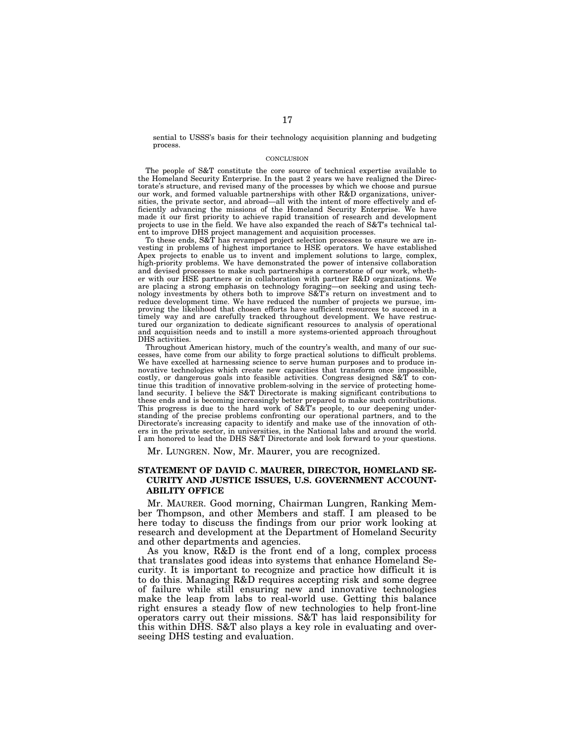sential to USSS's basis for their technology acquisition planning and budgeting process.

CONCLUSION

The people of S&T constitute the core source of technical expertise available to the Homeland Security Enterprise. In the past 2 years we have realigned the Directorate's structure, and revised many of the processes by which we choose and pursue our work, and formed valuable partnerships with other R&D organizations, universities, the private sector, and abroad—all with the intent of more effectively and efficiently advancing the missions of the Homeland Security Enterprise. We have made it our first priority to achieve rapid transition of research and development projects to use in the field. We have also expanded the reach of S&T's technical talent to improve DHS project management and acquisition processes.

To these ends, S&T has revamped project selection processes to ensure we are investing in problems of highest importance to HSE operators. We have established Apex projects to enable us to invent and implement solutions to large, complex, high-priority problems. We have demonstrated the power of intensive collaboration and devised processes to make such partnerships a cornerstone of our work, whether with our HSE partners or in collaboration with partner R&D organizations. We are placing a strong emphasis on technology foraging—on seeking and using technology investments by others both to improve S&T's return on investment and to reduce development time. We have reduced the number of projects we pursue, improving the likelihood that chosen efforts have sufficient resources to succeed in a timely way and are carefully tracked throughout development. We have restructured our organization to dedicate significant resources to analysis of operational and acquisition needs and to instill a more systems-oriented approach throughout DHS activities.

Throughout American history, much of the country's wealth, and many of our successes, have come from our ability to forge practical solutions to difficult problems. We have excelled at harnessing science to serve human purposes and to produce innovative technologies which create new capacities that transform once impossible, costly, or dangerous goals into feasible activities. Congress designed S&T to continue this tradition of innovative problem-solving in the service of protecting homeland security. I believe the S&T Directorate is making significant contributions to these ends and is becoming increasingly better prepared to make such contributions. This progress is due to the hard work of S&T's people, to our deepening understanding of the precise problems confronting our operational partners, and to the Directorate's increasing capacity to identify and make use of the innovation of others in the private sector, in universities, in the National labs and around the world. I am honored to lead the DHS S&T Directorate and look forward to your questions.

Mr. LUNGREN. Now, Mr. Maurer, you are recognized.

## STATEMENT OF DAVID C. MAURER, DIRECTOR, HOMELAND SECURITY AND JUSTICE ISSUES, U.S. GOVERNMENT ACCOUNTABILITY OFFICE

Mr. MAURER. Good morning, Chairman Lungren, Ranking Member Thompson, and other Members and staff. I am pleased to be here today to discuss the findings from our prior work looking at research and development at the Department of Homeland Security and other departments and agencies.

As you know, R&D is the front end of a long, complex process that translates good ideas into systems that enhance Homeland Security. It is important to recognize and practice how difficult it is to do this. Managing R&D requires accepting risk and some degree of failure while still ensuring new and innovative technologies make the leap from labs to real-world use. Getting this balance right ensures a steady flow of new technologies to help front-line operators carry out their missions. S&T has laid responsibility for this within DHS. S&T also plays a key role in evaluating and overseeing DHS testing and evaluation.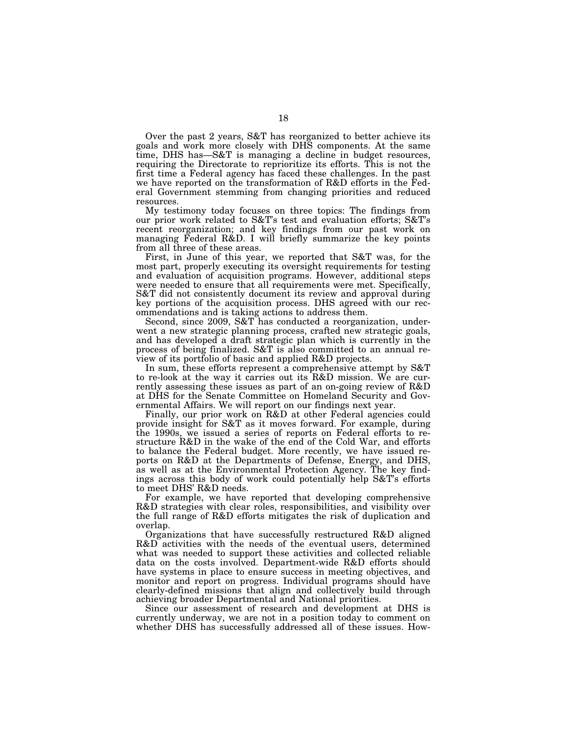Over the past 2 years, S&T has reorganized to better achieve its goals and work more closely with DHS components. At the same time, DHS has—S&T is managing a decline in budget resources, requiring the Directorate to reprioritize its efforts. This is not the first time a Federal agency has faced these challenges. In the past we have reported on the transformation of R&D efforts in the Federal Government stemming from changing priorities and reduced resources.

My testimony today focuses on three topics: The findings from our prior work related to S&T's test and evaluation efforts; S&T's recent reorganization; and key findings from our past work on managing Federal R&D. I will briefly summarize the key points from all three of these areas.

First, in June of this year, we reported that S&T was, for the most part, properly executing its oversight requirements for testing and evaluation of acquisition programs. However, additional steps were needed to ensure that all requirements were met. Specifically, S&T did not consistently document its review and approval during key portions of the acquisition process. DHS agreed with our recommendations and is taking actions to address them.

Second, since 2009, S&T has conducted a reorganization, underwent a new strategic planning process, crafted new strategic goals, and has developed a draft strategic plan which is currently in the process of being finalized. S&T is also committed to an annual review of its portfolio of basic and applied R&D projects.

In sum, these efforts represent a comprehensive attempt by S&T to re-look at the way it carries out its R&D mission. We are currently assessing these issues as part of an on-going review of R&D at DHS for the Senate Committee on Homeland Security and Governmental Affairs. We will report on our findings next year.

Finally, our prior work on R&D at other Federal agencies could provide insight for S&T as it moves forward. For example, during the 1990s, we issued a series of reports on Federal efforts to restructure R&D in the wake of the end of the Cold War, and efforts to balance the Federal budget. More recently, we have issued reports on R&D at the Departments of Defense, Energy, and DHS, as well as at the Environmental Protection Agency. The key findings across this body of work could potentially help S&T's efforts to meet DHS' R&D needs.

For example, we have reported that developing comprehensive R&D strategies with clear roles, responsibilities, and visibility over the full range of R&D efforts mitigates the risk of duplication and overlap.

Organizations that have successfully restructured R&D aligned R&D activities with the needs of the eventual users, determined what was needed to support these activities and collected reliable data on the costs involved. Department-wide R&D efforts should have systems in place to ensure success in meeting objectives, and monitor and report on progress. Individual programs should have clearly-defined missions that align and collectively build through achieving broader Departmental and National priorities.

Since our assessment of research and development at DHS is currently underway, we are not in a position today to comment on whether DHS has successfully addressed all of these issues. How-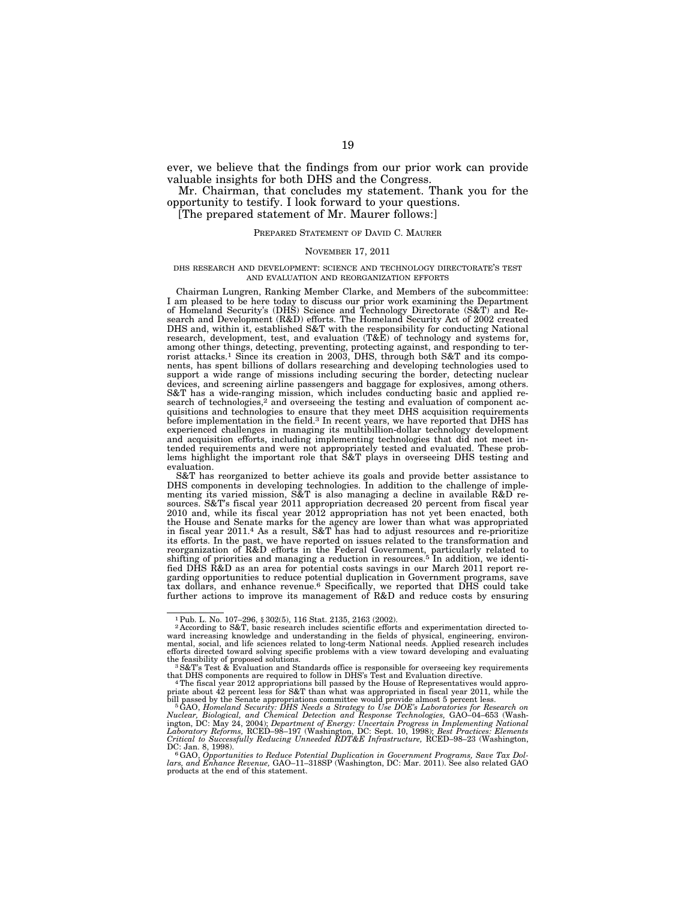ever, we believe that the findings from our prior work can provide valuable insights for both DHS and the Congress.

Mr. Chairman, that concludes my statement. Thank you for the opportunity to testify. I look forward to your questions.

[The prepared statement of Mr. Maurer follows:]

PREPARED STATEMENT OF DAVID C. MAURER

NOVEMBER 17, 2011

DHS RESEARCH AND DEVELOPMENT: SCIENCE AND TECHNOLOGY DIRECTORATE'S TEST AND EVALUATION AND REORGANIZATION EFFORTS

Chairman Lungren, Ranking Member Clarke, and Members of the subcommittee: I am pleased to be here today to discuss our prior work examining the Department of Homeland Security's (DHS) Science and Technology Directorate (S&T) and Research and Development (R&D) efforts. The Homeland Security Act of 2002 created DHS and, within it, established S&T with the responsibility for conducting National research, development, test, and evaluation (T&E) of technology and systems for, among other things, detecting, preventing, protecting against, and responding to terrorist attacks.[1] Since its creation in 2003, DHS, through both S&T and its components, has spent billions of dollars researching and developing technologies used to support a wide range of missions including securing the border, detecting nuclear devices, and screening airline passengers and baggage for explosives, among others. S&T has a wide-ranging mission, which includes conducting basic and applied research of technologies,[2] and overseeing the testing and evaluation of component acquisitions and technologies to ensure that they meet DHS acquisition requirements before implementation in the field.[3] In recent years, we have reported that DHS has experienced challenges in managing its multibillion-dollar technology development and acquisition efforts, including implementing technologies that did not meet intended requirements and were not appropriately tested and evaluated. These problems highlight the important role that S&T plays in overseeing DHS testing and evaluation.

S&T has reorganized to better achieve its goals and provide better assistance to DHS components in developing technologies. In addition to the challenge of implementing its varied mission, S&T is also managing a decline in available R&D resources. S&T's fiscal year 2011 appropriation decreased 20 percent from fiscal year 2010 and, while its fiscal year 2012 appropriation has not yet been enacted, both the House and Senate marks for the agency are lower than what was appropriated in fiscal year 2011.[4] As a result, S&T has had to adjust resources and re-prioritize its efforts. In the past, we have reported on issues related to the transformation and reorganization of R&D efforts in the Federal Government, particularly related to shifting of priorities and managing a reduction in resources.[5] In addition, we identified DHS R&D as an area for potential costs savings in our March 2011 report regarding opportunities to reduce potential duplication in Government programs, save tax dollars, and enhance revenue.[6] Specifically, we reported that DHS could take further actions to improve its management of R&D and reduce costs by ensuring

---

[1] Pub. L. No. 107–296, § 302(5), 116 Stat. 2135, 2163 (2002).

[2] According to S&T, basic research includes scientific efforts and experimentation directed toward increasing knowledge and understanding in the fields of physical, engineering, environmental, social, and life sciences related to long-term National needs. Applied research includes efforts directed toward solving specific problems with a view toward developing and evaluating the feasibility of proposed solutions.

[3] S&T's Test & Evaluation and Standards office is responsible for overseeing key requirements that DHS components are required to follow in DHS's Test and Evaluation directive.

[4] The fiscal year 2012 appropriations bill passed by the House of Representatives would appropriate about 42 percent less for S&T than what was appropriated in fiscal year 2011, while the bill passed by the Senate appropriations committee would provide almost 5 percent less.

[5] GAO, *Homeland Security: DHS Needs a Strategy to Use DOE's Laboratories for Research on Nuclear, Biological, and Chemical Detection and Response Technologies,* GAO–04–653 (Washington, DC: May 24, 2004); *Department of Energy: Uncertain Progress in Implementing National Laboratory Reforms,* RCED–98–197 (Washington, DC: Sept. 10, 1998); *Best Practices: Elements Critical to Successfully Reducing Unneeded RDT&E Infrastructure,* RCED–98–23 (Washington, DC: Jan. 8, 1998).

[6] GAO, *Opportunities to Reduce Potential Duplication in Government Programs, Save Tax Dollars, and Enhance Revenue,* GAO–11–318SP (Washington, DC: Mar. 2011). See also related GAO products at the end of this statement.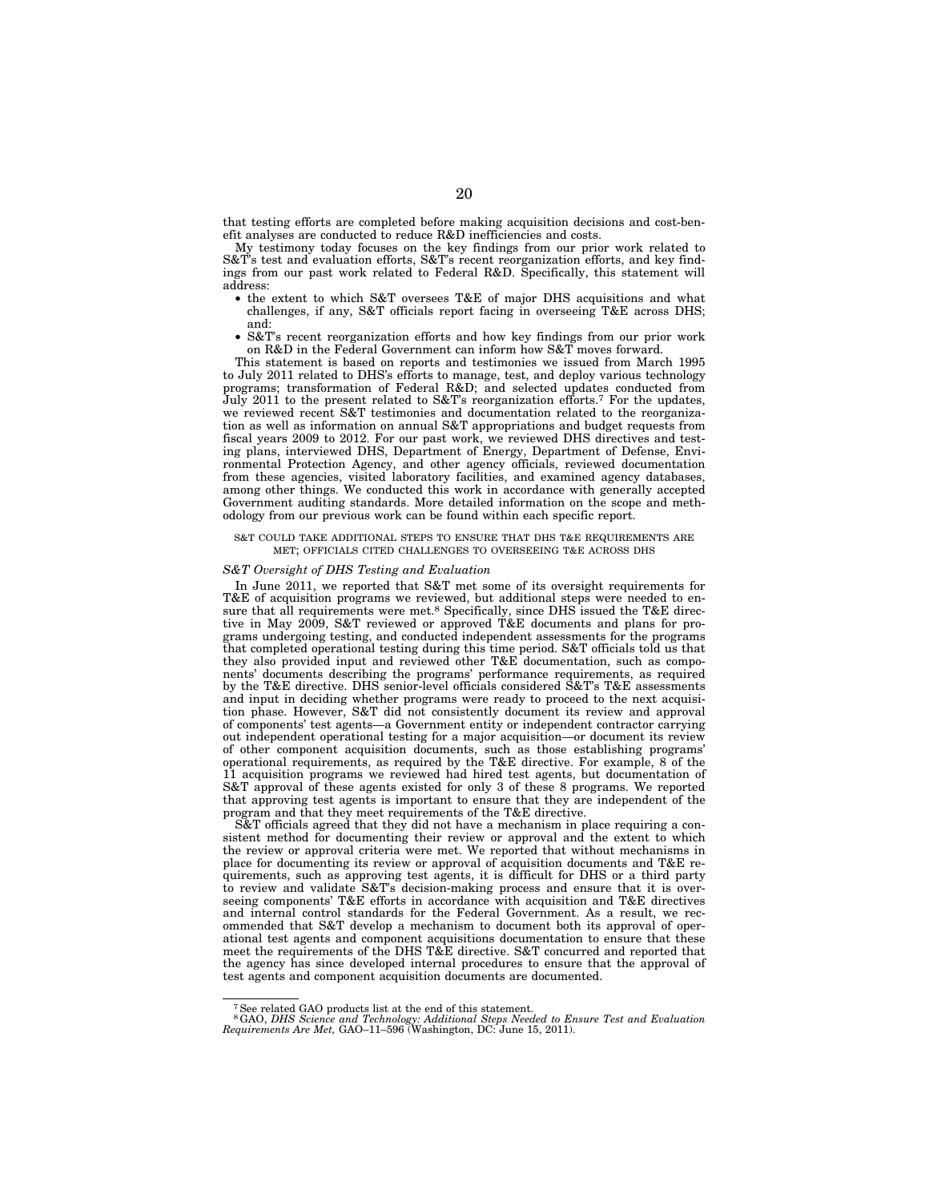that testing efforts are completed before making acquisition decisions and cost-benefit analyses are conducted to reduce R&D inefficiencies and costs.

My testimony today focuses on the key findings from our prior work related to S&T's test and evaluation efforts, S&T's recent reorganization efforts, and key findings from our past work related to Federal R&D. Specifically, this statement will address:

- the extent to which S&T oversees T&E of major DHS acquisitions and what challenges, if any, S&T officials report facing in overseeing T&E across DHS; and:
- S&T's recent reorganization efforts and how key findings from our prior work on R&D in the Federal Government can inform how S&T moves forward.

This statement is based on reports and testimonies we issued from March 1995 to July 2011 related to DHS's efforts to manage, test, and deploy various technology programs; transformation of Federal R&D; and selected updates conducted from July 2011 to the present related to S&T's reorganization efforts.[7] For the updates, we reviewed recent S&T testimonies and documentation related to the reorganization as well as information on annual S&T appropriations and budget requests from fiscal years 2009 to 2012. For our past work, we reviewed DHS directives and testing plans, interviewed DHS, Department of Energy, Department of Defense, Environmental Protection Agency, and other agency officials, reviewed documentation from these agencies, visited laboratory facilities, and examined agency databases, among other things. We conducted this work in accordance with generally accepted Government auditing standards. More detailed information on the scope and methodology from our previous work can be found within each specific report.

S&T COULD TAKE ADDITIONAL STEPS TO ENSURE THAT DHS T&E REQUIREMENTS ARE MET; OFFICIALS CITED CHALLENGES TO OVERSEEING T&E ACROSS DHS

*S&T Oversight of DHS Testing and Evaluation*

In June 2011, we reported that S&T met some of its oversight requirements for T&E of acquisition programs we reviewed, but additional steps were needed to ensure that all requirements were met.[8] Specifically, since DHS issued the T&E directive in May 2009, S&T reviewed or approved T&E documents and plans for programs undergoing testing, and conducted independent assessments for the programs that completed operational testing during this time period. S&T officials told us that they also provided input and reviewed other T&E documentation, such as components' documents describing the programs' performance requirements, as required by the T&E directive. DHS senior-level officials considered S&T's T&E assessments and input in deciding whether programs were ready to proceed to the next acquisition phase. However, S&T did not consistently document its review and approval of components' test agents—a Government entity or independent contractor carrying out independent operational testing for a major acquisition—or document its review of other component acquisition documents, such as those establishing programs' operational requirements, as required by the T&E directive. For example, 8 of the 11 acquisition programs we reviewed had hired test agents, but documentation of S&T approval of these agents existed for only 3 of these 8 programs. We reported that approving test agents is important to ensure that they are independent of the program and that they meet requirements of the T&E directive.

S&T officials agreed that they did not have a mechanism in place requiring a consistent method for documenting their review or approval and the extent to which the review or approval criteria were met. We reported that without mechanisms in place for documenting its review or approval of acquisition documents and T&E requirements, such as approving test agents, it is difficult for DHS or a third party to review and validate S&T's decision-making process and ensure that it is overseeing components' T&E efforts in accordance with acquisition and T&E directives and internal control standards for the Federal Government. As a result, we recommended that S&T develop a mechanism to document both its approval of operational test agents and component acquisitions documentation to ensure that these meet the requirements of the DHS T&E directive. S&T concurred and reported that the agency has since developed internal procedures to ensure that the approval of test agents and component acquisition documents are documented.

---

[7] See related GAO products list at the end of this statement.

[8] GAO, *DHS Science and Technology: Additional Steps Needed to Ensure Test and Evaluation Requirements Are Met,* GAO–11–596 (Washington, DC: June 15, 2011).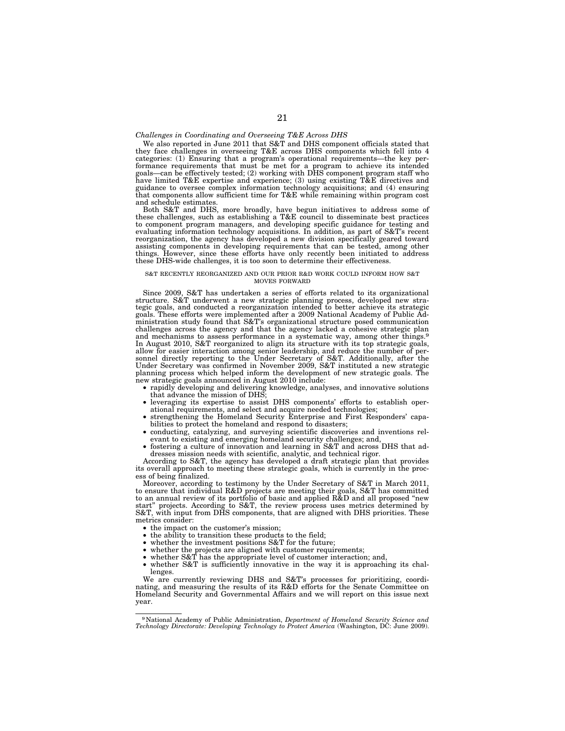### *Challenges in Coordinating and Overseeing T&E Across DHS*

We also reported in June 2011 that S&T and DHS component officials stated that they face challenges in overseeing T&E across DHS components which fell into 4 categories: (1) Ensuring that a program's operational requirements—the key performance requirements that must be met for a program to achieve its intended goals—can be effectively tested; (2) working with DHS component program staff who have limited T&E expertise and experience; (3) using existing T&E directives and guidance to oversee complex information technology acquisitions; and (4) ensuring that components allow sufficient time for T&E while remaining within program cost and schedule estimates.

Both S&T and DHS, more broadly, have begun initiatives to address some of these challenges, such as establishing a T&E council to disseminate best practices to component program managers, and developing specific guidance for testing and evaluating information technology acquisitions. In addition, as part of S&T's recent reorganization, the agency has developed a new division specifically geared toward assisting components in developing requirements that can be tested, among other things. However, since these efforts have only recently been initiated to address these DHS-wide challenges, it is too soon to determine their effectiveness.

## S&T RECENTLY REORGANIZED AND OUR PRIOR R&D WORK COULD INFORM HOW S&T MOVES FORWARD

Since 2009, S&T has undertaken a series of efforts related to its organizational structure. S&T underwent a new strategic planning process, developed new strategic goals, and conducted a reorganization intended to better achieve its strategic goals. These efforts were implemented after a 2009 National Academy of Public Administration study found that S&T's organizational structure posed communication challenges across the agency and that the agency lacked a cohesive strategic plan and mechanisms to assess performance in a systematic way, among other things.[9] In August 2010, S&T reorganized to align its structure with its top strategic goals, allow for easier interaction among senior leadership, and reduce the number of personnel directly reporting to the Under Secretary of S&T. Additionally, after the Under Secretary was confirmed in November 2009, S&T instituted a new strategic planning process which helped inform the development of new strategic goals. The new strategic goals announced in August 2010 include:

- rapidly developing and delivering knowledge, analyses, and innovative solutions that advance the mission of DHS;
- leveraging its expertise to assist DHS components' efforts to establish operational requirements, and select and acquire needed technologies;
- strengthening the Homeland Security Enterprise and First Responders' capabilities to protect the homeland and respond to disasters;
- conducting, catalyzing, and surveying scientific discoveries and inventions relevant to existing and emerging homeland security challenges; and,
- fostering a culture of innovation and learning in S&T and across DHS that addresses mission needs with scientific, analytic, and technical rigor.

According to S&T, the agency has developed a draft strategic plan that provides its overall approach to meeting these strategic goals, which is currently in the process of being finalized.

Moreover, according to testimony by the Under Secretary of S&T in March 2011, to ensure that individual R&D projects are meeting their goals, S&T has committed to an annual review of its portfolio of basic and applied R&D and all proposed "new start" projects. According to S&T, the review process uses metrics determined by S&T, with input from DHS components, that are aligned with DHS priorities. These metrics consider:

- the impact on the customer's mission;
- the ability to transition these products to the field;
- whether the investment positions S&T for the future;
- whether the projects are aligned with customer requirements;
- whether S&T has the appropriate level of customer interaction; and,
- whether S&T is sufficiently innovative in the way it is approaching its challenges.

We are currently reviewing DHS and S&T's processes for prioritizing, coordinating, and measuring the results of its R&D efforts for the Senate Committee on Homeland Security and Governmental Affairs and we will report on this issue next year.

---

[9] National Academy of Public Administration, *Department of Homeland Security Science and Technology Directorate: Developing Technology to Protect America* (Washington, DC: June 2009).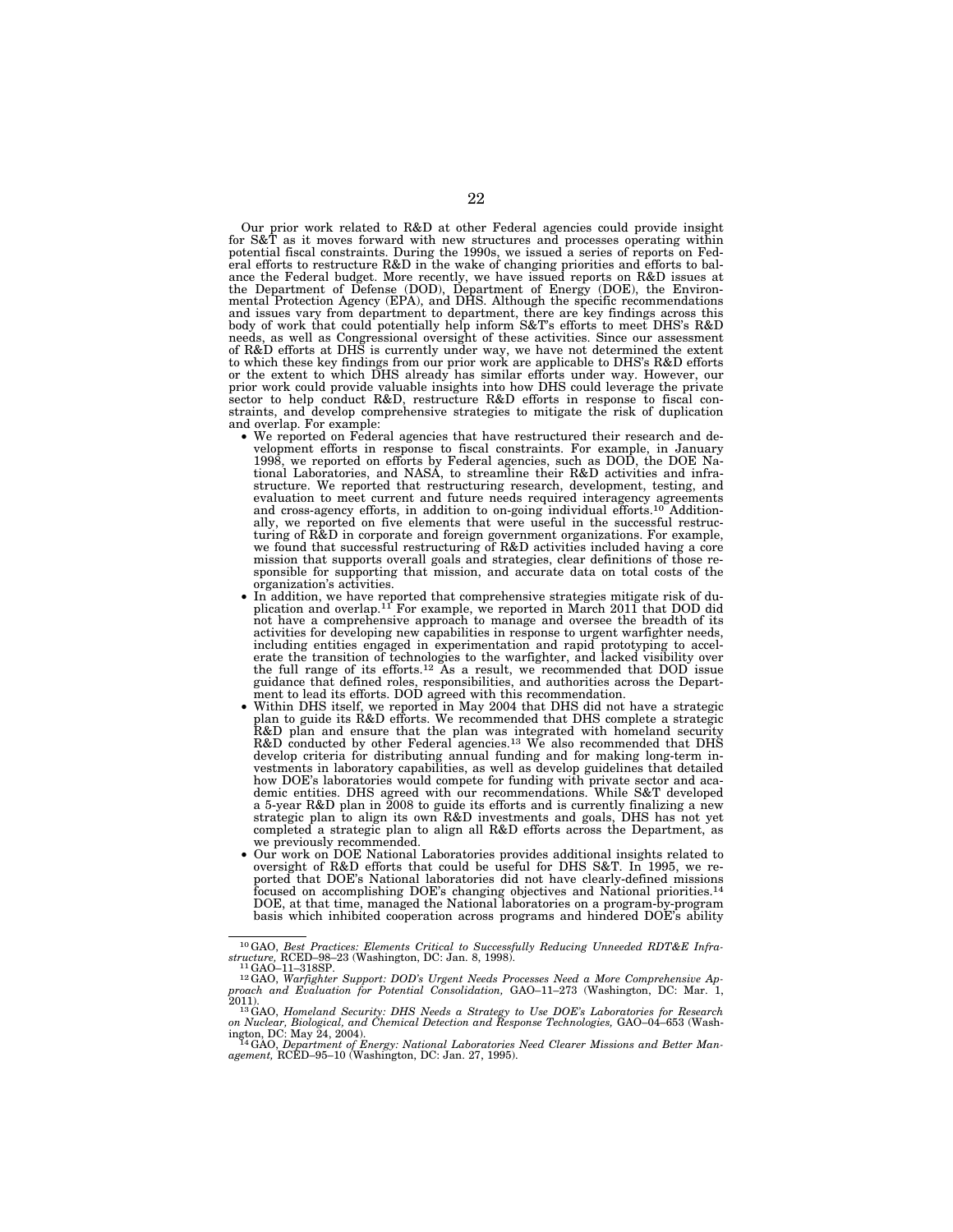Our prior work related to R&D at other Federal agencies could provide insight for S&T as it moves forward with new structures and processes operating within potential fiscal constraints. During the 1990s, we issued a series of reports on Federal efforts to restructure R&D in the wake of changing priorities and efforts to balance the Federal budget. More recently, we have issued reports on R&D issues at the Department of Defense (DOD), Department of Energy (DOE), the Environmental Protection Agency (EPA), and DHS. Although the specific recommendations and issues vary from department to department, there are key findings across this body of work that could potentially help inform S&T's efforts to meet DHS's R&D needs, as well as Congressional oversight of these activities. Since our assessment of R&D efforts at DHS is currently under way, we have not determined the extent to which these key findings from our prior work are applicable to DHS's R&D efforts or the extent to which DHS already has similar efforts under way. However, our prior work could provide valuable insights into how DHS could leverage the private sector to help conduct R&D, restructure R&D efforts in response to fiscal constraints, and develop comprehensive strategies to mitigate the risk of duplication and overlap. For example:

- We reported on Federal agencies that have restructured their research and development efforts in response to fiscal constraints. For example, in January 1998, we reported on efforts by Federal agencies, such as DOD, the DOE National Laboratories, and NASA, to streamline their R&D activities and infrastructure. We reported that restructuring research, development, testing, and evaluation to meet current and future needs required interagency agreements and cross-agency efforts, in addition to on-going individual efforts.[10] Additionally, we reported on five elements that were useful in the successful restructuring of R&D in corporate and foreign government organizations. For example, we found that successful restructuring of R&D activities included having a core mission that supports overall goals and strategies, clear definitions of those responsible for supporting that mission, and accurate data on total costs of the organization's activities.
- In addition, we have reported that comprehensive strategies mitigate risk of duplication and overlap.[11] For example, we reported in March 2011 that DOD did not have a comprehensive approach to manage and oversee the breadth of its activities for developing new capabilities in response to urgent warfighter needs, including entities engaged in experimentation and rapid prototyping to accelerate the transition of technologies to the warfighter, and lacked visibility over the full range of its efforts.[12] As a result, we recommended that DOD issue guidance that defined roles, responsibilities, and authorities across the Department to lead its efforts. DOD agreed with this recommendation.
- Within DHS itself, we reported in May 2004 that DHS did not have a strategic plan to guide its R&D efforts. We recommended that DHS complete a strategic R&D plan and ensure that the plan was integrated with homeland security R&D conducted by other Federal agencies.[13] We also recommended that DHS develop criteria for distributing annual funding and for making long-term investments in laboratory capabilities, as well as develop guidelines that detailed how DOE's laboratories would compete for funding with private sector and academic entities. DHS agreed with our recommendations. While S&T developed a 5-year R&D plan in 2008 to guide its efforts and is currently finalizing a new strategic plan to align its own R&D investments and goals, DHS has not yet completed a strategic plan to align all R&D efforts across the Department, as we previously recommended.
- Our work on DOE National Laboratories provides additional insights related to oversight of R&D efforts that could be useful for DHS S&T. In 1995, we reported that DOE's National laboratories did not have clearly-defined missions focused on accomplishing DOE's changing objectives and National priorities.[14] DOE, at that time, managed the National laboratories on a program-by-program basis which inhibited cooperation across programs and hindered DOE's ability

---

[10] GAO, *Best Practices: Elements Critical to Successfully Reducing Unneeded RDT&E Infrastructure,* RCED–98–23 (Washington, DC: Jan. 8, 1998).

[11] GAO–11–318SP.

[12] GAO, *Warfighter Support: DOD's Urgent Needs Processes Need a More Comprehensive Approach and Evaluation for Potential Consolidation,* GAO–11–273 (Washington, DC: Mar. 1, 2011).

[13] GAO, *Homeland Security: DHS Needs a Strategy to Use DOE's Laboratories for Research on Nuclear, Biological, and Chemical Detection and Response Technologies,* GAO–04–653 (Washington, DC: May 24, 2004).

[14] GAO, *Department of Energy: National Laboratories Need Clearer Missions and Better Management,* RCED–95–10 (Washington, DC: Jan. 27, 1995).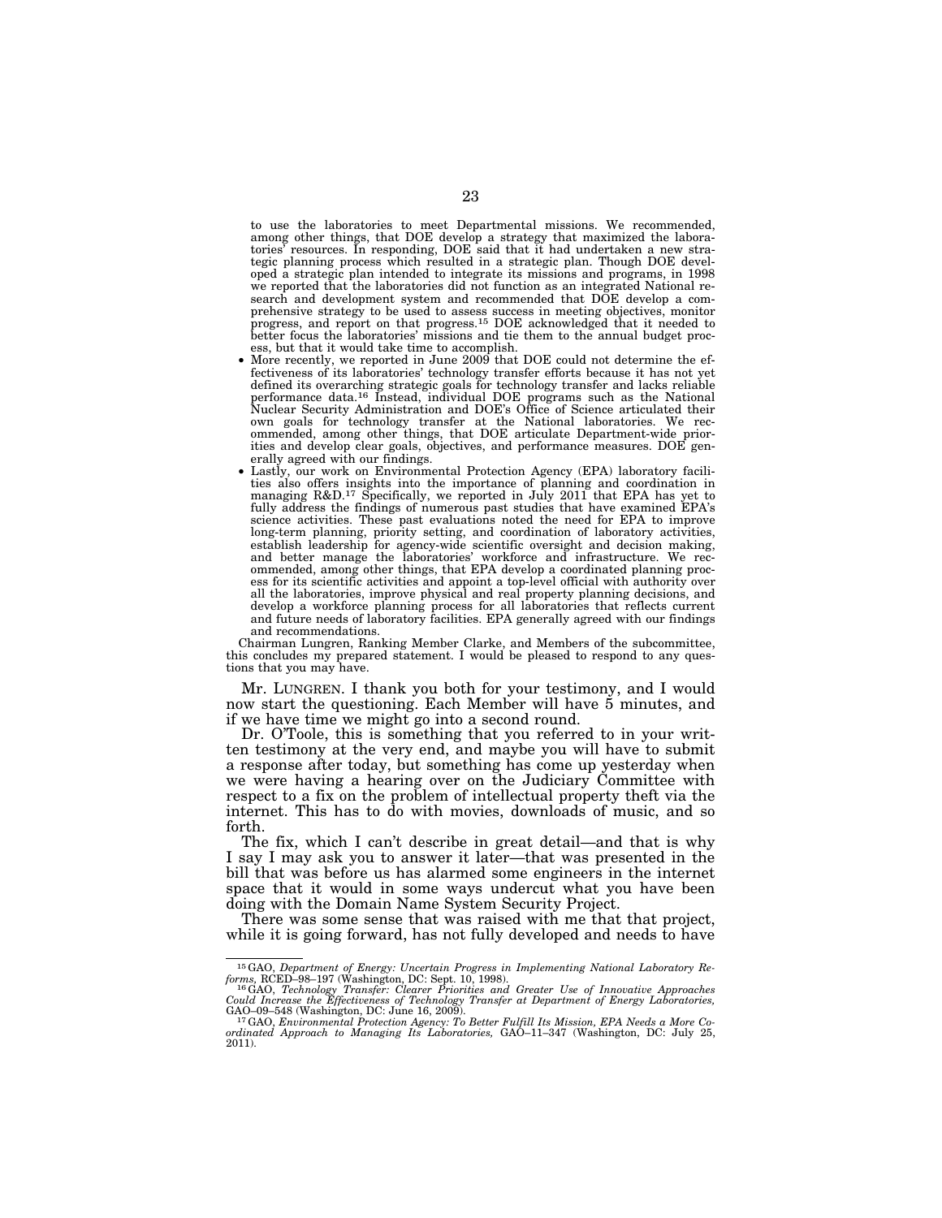to use the laboratories to meet Departmental missions. We recommended, among other things, that DOE develop a strategy that maximized the laboratories' resources. In responding, DOE said that it had undertaken a new strategic planning process which resulted in a strategic plan. Though DOE developed a strategic plan intended to integrate its missions and programs, in 1998 we reported that the laboratories did not function as an integrated National research and development system and recommended that DOE develop a comprehensive strategy to be used to assess success in meeting objectives, monitor progress, and report on that progress.[15] DOE acknowledged that it needed to better focus the laboratories' missions and tie them to the annual budget process, but that it would take time to accomplish.

- More recently, we reported in June 2009 that DOE could not determine the effectiveness of its laboratories' technology transfer efforts because it has not yet defined its overarching strategic goals for technology transfer and lacks reliable performance data.[16] Instead, individual DOE programs such as the National Nuclear Security Administration and DOE's Office of Science articulated their own goals for technology transfer at the National laboratories. We recommended, among other things, that DOE articulate Department-wide priorities and develop clear goals, objectives, and performance measures. DOE generally agreed with our findings.
- Lastly, our work on Environmental Protection Agency (EPA) laboratory facilities also offers insights into the importance of planning and coordination in managing R&D.[17] Specifically, we reported in July 2011 that EPA has yet to fully address the findings of numerous past studies that have examined EPA's science activities. These past evaluations noted the need for EPA to improve long-term planning, priority setting, and coordination of laboratory activities, establish leadership for agency-wide scientific oversight and decision making, and better manage the laboratories' workforce and infrastructure. We recommended, among other things, that EPA develop a coordinated planning process for its scientific activities and appoint a top-level official with authority over all the laboratories, improve physical and real property planning decisions, and develop a workforce planning process for all laboratories that reflects current and future needs of laboratory facilities. EPA generally agreed with our findings and recommendations.

Chairman Lungren, Ranking Member Clarke, and Members of the subcommittee, this concludes my prepared statement. I would be pleased to respond to any questions that you may have.

Mr. LUNGREN. I thank you both for your testimony, and I would now start the questioning. Each Member will have 5 minutes, and if we have time we might go into a second round.

Dr. O'Toole, this is something that you referred to in your written testimony at the very end, and maybe you will have to submit a response after today, but something has come up yesterday when we were having a hearing over on the Judiciary Committee with respect to a fix on the problem of intellectual property theft via the internet. This has to do with movies, downloads of music, and so forth.

The fix, which I can't describe in great detail—and that is why I say I may ask you to answer it later—that was presented in the bill that was before us has alarmed some engineers in the internet space that it would in some ways undercut what you have been doing with the Domain Name System Security Project.

There was some sense that was raised with me that that project, while it is going forward, has not fully developed and needs to have

---

[15] GAO, *Department of Energy: Uncertain Progress in Implementing National Laboratory Reforms,* RCED–98–197 (Washington, DC: Sept. 10, 1998).

[16] GAO, *Technology Transfer: Clearer Priorities and Greater Use of Innovative Approaches Could Increase the Effectiveness of Technology Transfer at Department of Energy Laboratories,* GAO–09–548 (Washington, DC: June 16, 2009).

[17] GAO, *Environmental Protection Agency: To Better Fulfill Its Mission, EPA Needs a More Coordinated Approach to Managing Its Laboratories,* GAO–11–347 (Washington, DC: July 25, 2011).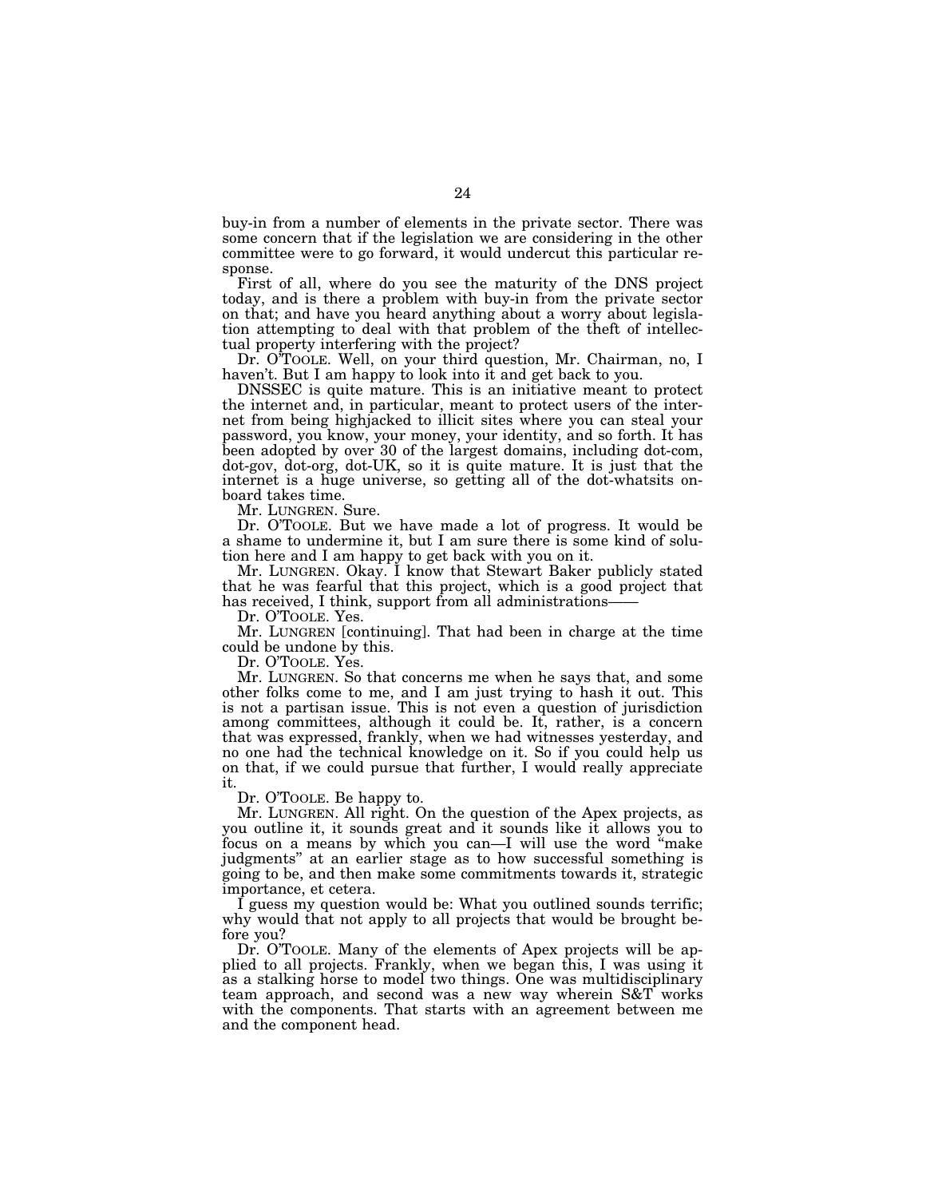buy-in from a number of elements in the private sector. There was some concern that if the legislation we are considering in the other committee were to go forward, it would undercut this particular response.

First of all, where do you see the maturity of the DNS project today, and is there a problem with buy-in from the private sector on that; and have you heard anything about a worry about legislation attempting to deal with that problem of the theft of intellectual property interfering with the project?

Dr. O'TOOLE. Well, on your third question, Mr. Chairman, no, I haven't. But I am happy to look into it and get back to you.

DNSSEC is quite mature. This is an initiative meant to protect the internet and, in particular, meant to protect users of the internet from being highjacked to illicit sites where you can steal your password, you know, your money, your identity, and so forth. It has been adopted by over 30 of the largest domains, including dot-com, dot-gov, dot-org, dot-UK, so it is quite mature. It is just that the internet is a huge universe, so getting all of the dot-whatsits onboard takes time.

Mr. LUNGREN. Sure.

Dr. O'TOOLE. But we have made a lot of progress. It would be a shame to undermine it, but I am sure there is some kind of solution here and I am happy to get back with you on it.

Mr. LUNGREN. Okay. I know that Stewart Baker publicly stated that he was fearful that this project, which is a good project that has received, I think, support from all administrations——

Dr. O'TOOLE. Yes.

Mr. LUNGREN [continuing]. That had been in charge at the time could be undone by this.

Dr. O'TOOLE. Yes.

Mr. LUNGREN. So that concerns me when he says that, and some other folks come to me, and I am just trying to hash it out. This is not a partisan issue. This is not even a question of jurisdiction among committees, although it could be. It, rather, is a concern that was expressed, frankly, when we had witnesses yesterday, and no one had the technical knowledge on it. So if you could help us on that, if we could pursue that further, I would really appreciate it.

Dr. O'TOOLE. Be happy to.

Mr. LUNGREN. All right. On the question of the Apex projects, as you outline it, it sounds great and it sounds like it allows you to focus on a means by which you can—I will use the word "make judgments" at an earlier stage as to how successful something is going to be, and then make some commitments towards it, strategic importance, et cetera.

I guess my question would be: What you outlined sounds terrific; why would that not apply to all projects that would be brought before you?

Dr. O'TOOLE. Many of the elements of Apex projects will be applied to all projects. Frankly, when we began this, I was using it as a stalking horse to model two things. One was multidisciplinary team approach, and second was a new way wherein S&T works with the components. That starts with an agreement between me and the component head.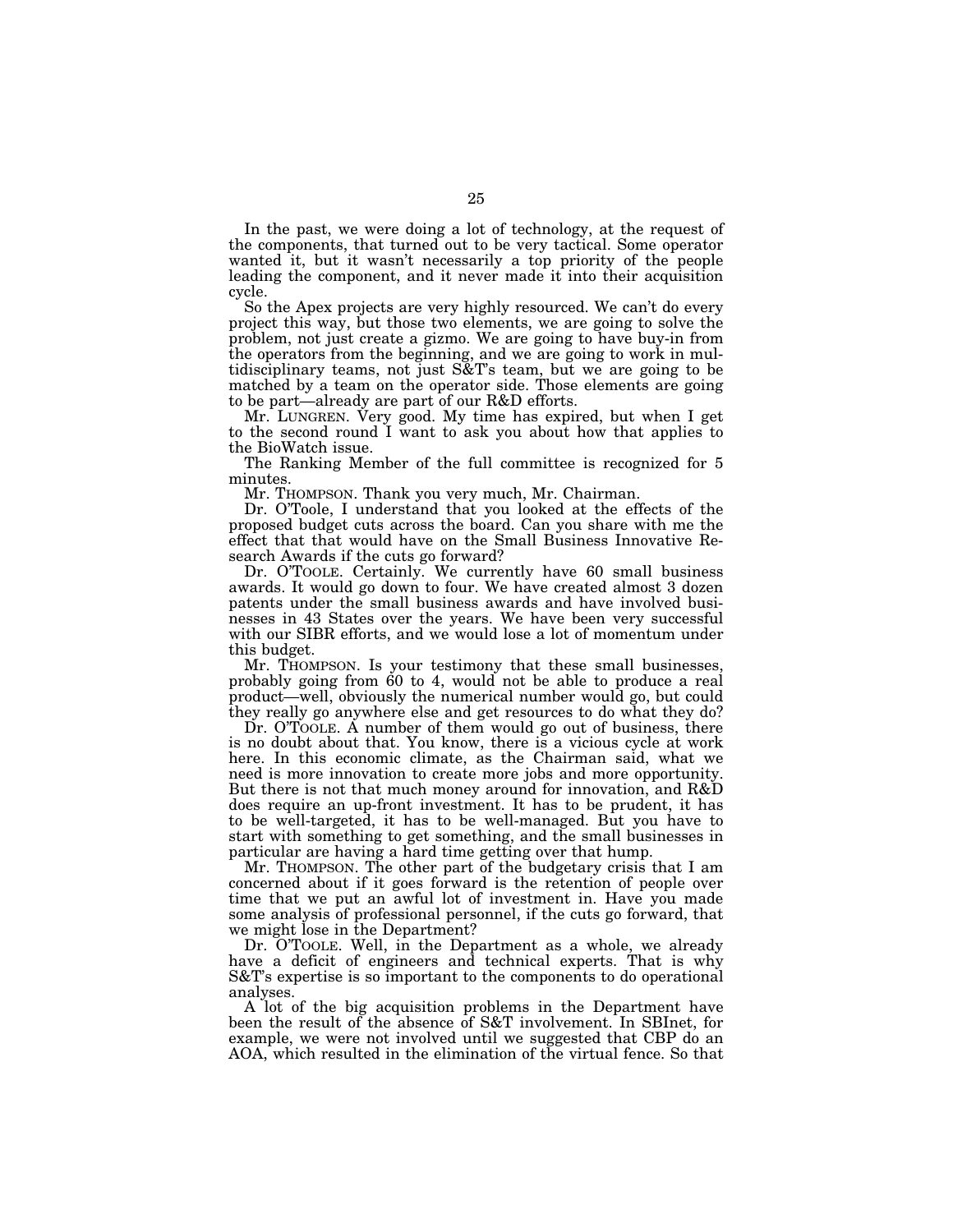In the past, we were doing a lot of technology, at the request of the components, that turned out to be very tactical. Some operator wanted it, but it wasn't necessarily a top priority of the people leading the component, and it never made it into their acquisition cycle.

So the Apex projects are very highly resourced. We can't do every project this way, but those two elements, we are going to solve the problem, not just create a gizmo. We are going to have buy-in from the operators from the beginning, and we are going to work in multidisciplinary teams, not just S&T's team, but we are going to be matched by a team on the operator side. Those elements are going to be part—already are part of our R&D efforts.

Mr. LUNGREN. Very good. My time has expired, but when I get to the second round I want to ask you about how that applies to the BioWatch issue.

The Ranking Member of the full committee is recognized for 5 minutes.

Mr. THOMPSON. Thank you very much, Mr. Chairman.

Dr. O'Toole, I understand that you looked at the effects of the proposed budget cuts across the board. Can you share with me the effect that that would have on the Small Business Innovative Research Awards if the cuts go forward?

Dr. O'TOOLE. Certainly. We currently have 60 small business awards. It would go down to four. We have created almost 3 dozen patents under the small business awards and have involved businesses in 43 States over the years. We have been very successful with our SIBR efforts, and we would lose a lot of momentum under this budget.

Mr. THOMPSON. Is your testimony that these small businesses, probably going from 60 to 4, would not be able to produce a real product—well, obviously the numerical number would go, but could they really go anywhere else and get resources to do what they do?

Dr. O'TOOLE. A number of them would go out of business, there is no doubt about that. You know, there is a vicious cycle at work here. In this economic climate, as the Chairman said, what we need is more innovation to create more jobs and more opportunity. But there is not that much money around for innovation, and R&D does require an up-front investment. It has to be prudent, it has to be well-targeted, it has to be well-managed. But you have to start with something to get something, and the small businesses in particular are having a hard time getting over that hump.

Mr. THOMPSON. The other part of the budgetary crisis that I am concerned about if it goes forward is the retention of people over time that we put an awful lot of investment in. Have you made some analysis of professional personnel, if the cuts go forward, that we might lose in the Department?

Dr. O'TOOLE. Well, in the Department as a whole, we already have a deficit of engineers and technical experts. That is why S&T's expertise is so important to the components to do operational analyses.

A lot of the big acquisition problems in the Department have been the result of the absence of S&T involvement. In SBInet, for example, we were not involved until we suggested that CBP do an AOA, which resulted in the elimination of the virtual fence. So that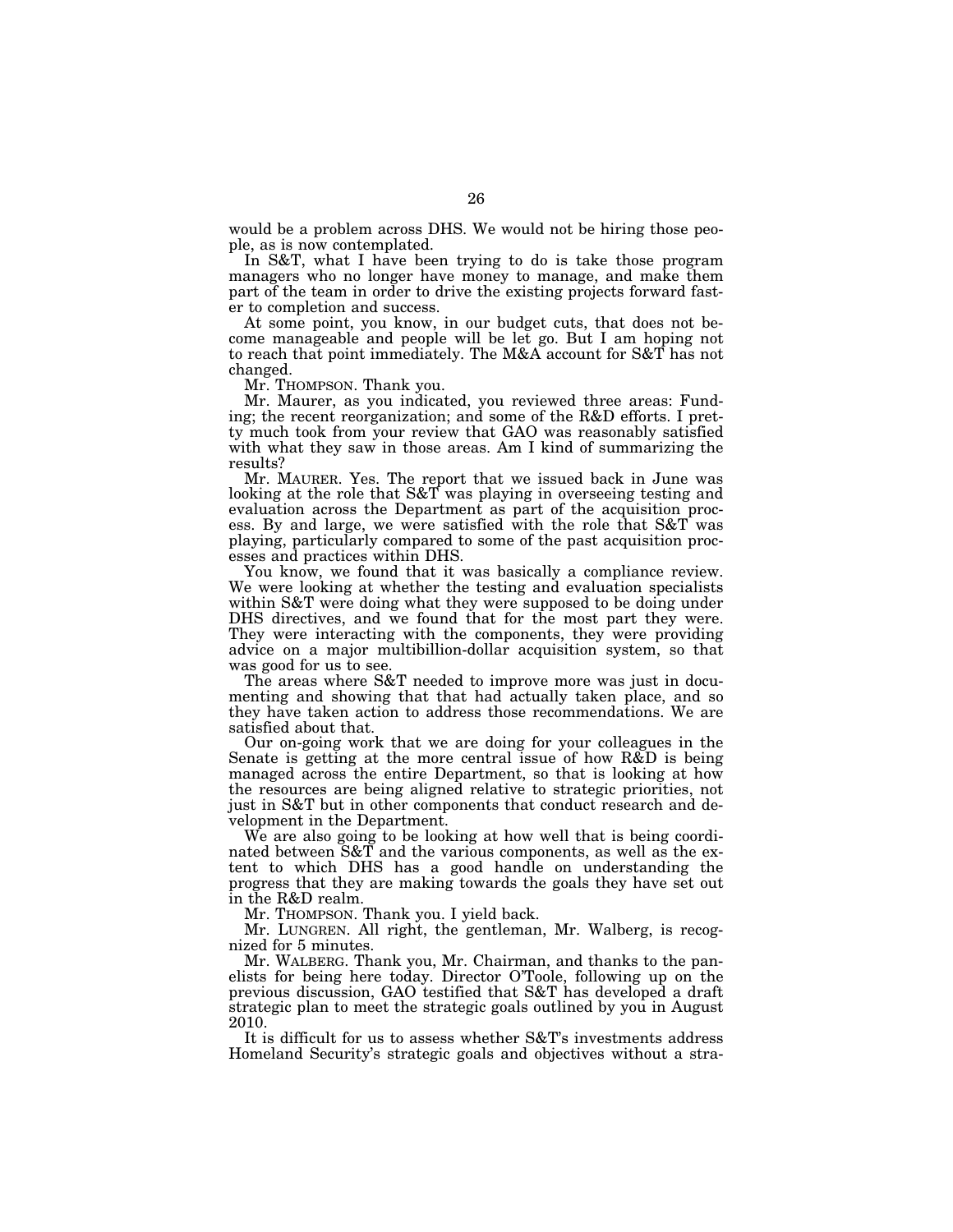would be a problem across DHS. We would not be hiring those people, as is now contemplated.

In S&T, what I have been trying to do is take those program managers who no longer have money to manage, and make them part of the team in order to drive the existing projects forward faster to completion and success.

At some point, you know, in our budget cuts, that does not become manageable and people will be let go. But I am hoping not to reach that point immediately. The M&A account for S&T has not changed.

Mr. THOMPSON. Thank you.

Mr. Maurer, as you indicated, you reviewed three areas: Funding; the recent reorganization; and some of the R&D efforts. I pretty much took from your review that GAO was reasonably satisfied with what they saw in those areas. Am I kind of summarizing the results?

Mr. MAURER. Yes. The report that we issued back in June was looking at the role that S&T was playing in overseeing testing and evaluation across the Department as part of the acquisition process. By and large, we were satisfied with the role that S&T was playing, particularly compared to some of the past acquisition processes and practices within DHS.

You know, we found that it was basically a compliance review. We were looking at whether the testing and evaluation specialists within S&T were doing what they were supposed to be doing under DHS directives, and we found that for the most part they were. They were interacting with the components, they were providing advice on a major multibillion-dollar acquisition system, so that was good for us to see.

The areas where S&T needed to improve more was just in documenting and showing that that had actually taken place, and so they have taken action to address those recommendations. We are satisfied about that.

Our on-going work that we are doing for your colleagues in the Senate is getting at the more central issue of how R&D is being managed across the entire Department, so that is looking at how the resources are being aligned relative to strategic priorities, not just in S&T but in other components that conduct research and development in the Department.

We are also going to be looking at how well that is being coordinated between S&T and the various components, as well as the extent to which DHS has a good handle on understanding the progress that they are making towards the goals they have set out in the R&D realm.

Mr. THOMPSON. Thank you. I yield back.

Mr. LUNGREN. All right, the gentleman, Mr. Walberg, is recognized for 5 minutes.

Mr. WALBERG. Thank you, Mr. Chairman, and thanks to the panelists for being here today. Director O'Toole, following up on the previous discussion, GAO testified that S&T has developed a draft strategic plan to meet the strategic goals outlined by you in August 2010.

It is difficult for us to assess whether S&T's investments address Homeland Security's strategic goals and objectives without a stra-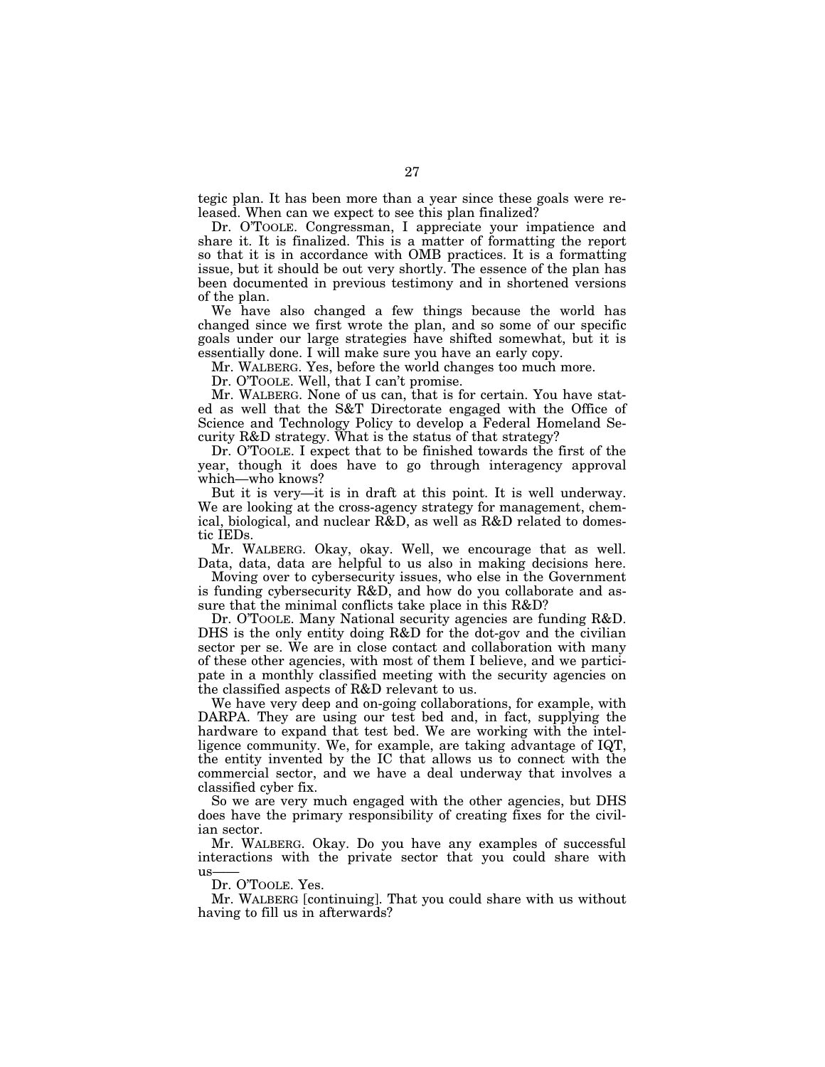tegic plan. It has been more than a year since these goals were released. When can we expect to see this plan finalized?

Dr. O'TOOLE. Congressman, I appreciate your impatience and share it. It is finalized. This is a matter of formatting the report so that it is in accordance with OMB practices. It is a formatting issue, but it should be out very shortly. The essence of the plan has been documented in previous testimony and in shortened versions of the plan.

We have also changed a few things because the world has changed since we first wrote the plan, and so some of our specific goals under our large strategies have shifted somewhat, but it is essentially done. I will make sure you have an early copy.

Mr. WALBERG. Yes, before the world changes too much more.

Dr. O'TOOLE. Well, that I can't promise.

Mr. WALBERG. None of us can, that is for certain. You have stated as well that the S&T Directorate engaged with the Office of Science and Technology Policy to develop a Federal Homeland Security R&D strategy. What is the status of that strategy?

Dr. O'TOOLE. I expect that to be finished towards the first of the year, though it does have to go through interagency approval which—who knows?

But it is very—it is in draft at this point. It is well underway. We are looking at the cross-agency strategy for management, chemical, biological, and nuclear R&D, as well as R&D related to domestic IEDs.

Mr. WALBERG. Okay, okay. Well, we encourage that as well. Data, data, data are helpful to us also in making decisions here.

Moving over to cybersecurity issues, who else in the Government is funding cybersecurity R&D, and how do you collaborate and assure that the minimal conflicts take place in this R&D?

Dr. O'TOOLE. Many National security agencies are funding R&D. DHS is the only entity doing R&D for the dot-gov and the civilian sector per se. We are in close contact and collaboration with many of these other agencies, with most of them I believe, and we participate in a monthly classified meeting with the security agencies on the classified aspects of R&D relevant to us.

We have very deep and on-going collaborations, for example, with DARPA. They are using our test bed and, in fact, supplying the hardware to expand that test bed. We are working with the intelligence community. We, for example, are taking advantage of IQT, the entity invented by the IC that allows us to connect with the commercial sector, and we have a deal underway that involves a classified cyber fix.

So we are very much engaged with the other agencies, but DHS does have the primary responsibility of creating fixes for the civilian sector.

Mr. WALBERG. Okay. Do you have any examples of successful interactions with the private sector that you could share with us——

Dr. O'TOOLE. Yes.

Mr. WALBERG [continuing]. That you could share with us without having to fill us in afterwards?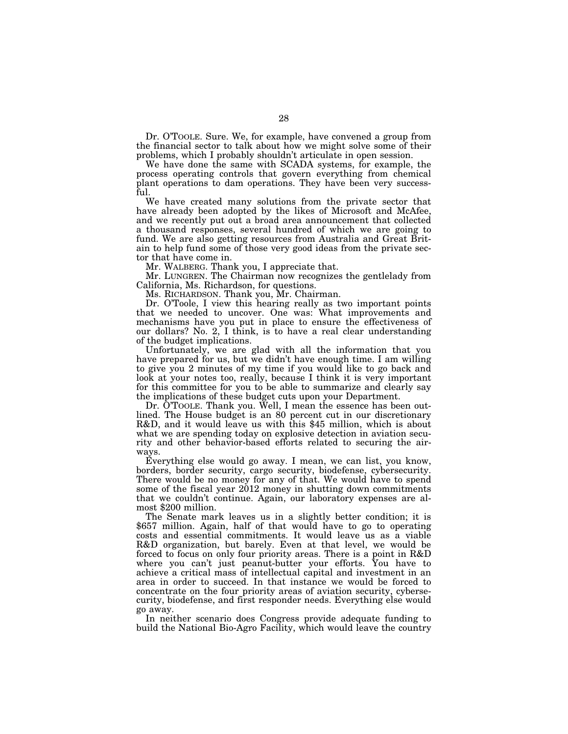Dr. O'TOOLE. Sure. We, for example, have convened a group from the financial sector to talk about how we might solve some of their problems, which I probably shouldn't articulate in open session.

We have done the same with SCADA systems, for example, the process operating controls that govern everything from chemical plant operations to dam operations. They have been very successful.

We have created many solutions from the private sector that have already been adopted by the likes of Microsoft and McAfee, and we recently put out a broad area announcement that collected a thousand responses, several hundred of which we are going to fund. We are also getting resources from Australia and Great Britain to help fund some of those very good ideas from the private sector that have come in.

Mr. WALBERG. Thank you, I appreciate that.

Mr. LUNGREN. The Chairman now recognizes the gentlelady from California, Ms. Richardson, for questions.

Ms. RICHARDSON. Thank you, Mr. Chairman.

Dr. O'Toole, I view this hearing really as two important points that we needed to uncover. One was: What improvements and mechanisms have you put in place to ensure the effectiveness of our dollars? No. 2, I think, is to have a real clear understanding of the budget implications.

Unfortunately, we are glad with all the information that you have prepared for us, but we didn't have enough time. I am willing to give you 2 minutes of my time if you would like to go back and look at your notes too, really, because I think it is very important for this committee for you to be able to summarize and clearly say the implications of these budget cuts upon your Department.

Dr. O'TOOLE. Thank you. Well, I mean the essence has been outlined. The House budget is an 80 percent cut in our discretionary R&D, and it would leave us with this $45 million, which is about what we are spending today on explosive detection in aviation security and other behavior-based efforts related to securing the airways.

Everything else would go away. I mean, we can list, you know, borders, border security, cargo security, biodefense, cybersecurity. There would be no money for any of that. We would have to spend some of the fiscal year 2012 money in shutting down commitments that we couldn't continue. Again, our laboratory expenses are almost $200 million.

The Senate mark leaves us in a slightly better condition; it is $657 million. Again, half of that would have to go to operating costs and essential commitments. It would leave us as a viable R&D organization, but barely. Even at that level, we would be forced to focus on only four priority areas. There is a point in R&D where you can't just peanut-butter your efforts. You have to achieve a critical mass of intellectual capital and investment in an area in order to succeed. In that instance we would be forced to concentrate on the four priority areas of aviation security, cybersecurity, biodefense, and first responder needs. Everything else would go away.

In neither scenario does Congress provide adequate funding to build the National Bio-Agro Facility, which would leave the country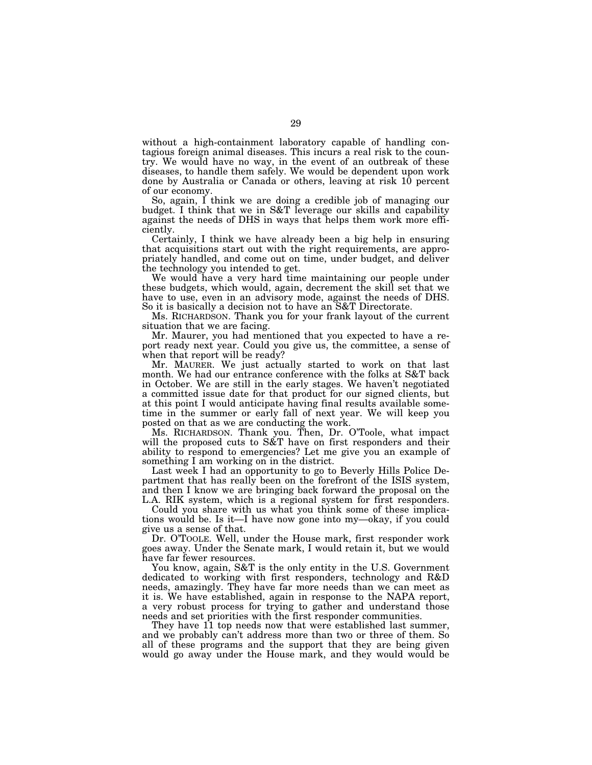without a high-containment laboratory capable of handling contagious foreign animal diseases. This incurs a real risk to the country. We would have no way, in the event of an outbreak of these diseases, to handle them safely. We would be dependent upon work done by Australia or Canada or others, leaving at risk 10 percent of our economy.

So, again, I think we are doing a credible job of managing our budget. I think that we in S&T leverage our skills and capability against the needs of DHS in ways that helps them work more efficiently.

Certainly, I think we have already been a big help in ensuring that acquisitions start out with the right requirements, are appropriately handled, and come out on time, under budget, and deliver the technology you intended to get.

We would have a very hard time maintaining our people under these budgets, which would, again, decrement the skill set that we have to use, even in an advisory mode, against the needs of DHS. So it is basically a decision not to have an S&T Directorate.

Ms. RICHARDSON. Thank you for your frank layout of the current situation that we are facing.

Mr. Maurer, you had mentioned that you expected to have a report ready next year. Could you give us, the committee, a sense of when that report will be ready?

Mr. MAURER. We just actually started to work on that last month. We had our entrance conference with the folks at S&T back in October. We are still in the early stages. We haven't negotiated a committed issue date for that product for our signed clients, but at this point I would anticipate having final results available sometime in the summer or early fall of next year. We will keep you posted on that as we are conducting the work.

Ms. RICHARDSON. Thank you. Then, Dr. O'Toole, what impact will the proposed cuts to S&T have on first responders and their ability to respond to emergencies? Let me give you an example of something I am working on in the district.

Last week I had an opportunity to go to Beverly Hills Police Department that has really been on the forefront of the ISIS system, and then I know we are bringing back forward the proposal on the L.A. RIK system, which is a regional system for first responders.

Could you share with us what you think some of these implications would be. Is it—I have now gone into my—okay, if you could give us a sense of that.

Dr. O'TOOLE. Well, under the House mark, first responder work goes away. Under the Senate mark, I would retain it, but we would have far fewer resources.

You know, again, S&T is the only entity in the U.S. Government dedicated to working with first responders, technology and R&D needs, amazingly. They have far more needs than we can meet as it is. We have established, again in response to the NAPA report, a very robust process for trying to gather and understand those needs and set priorities with the first responder communities.

They have 11 top needs now that were established last summer, and we probably can't address more than two or three of them. So all of these programs and the support that they are being given would go away under the House mark, and they would would be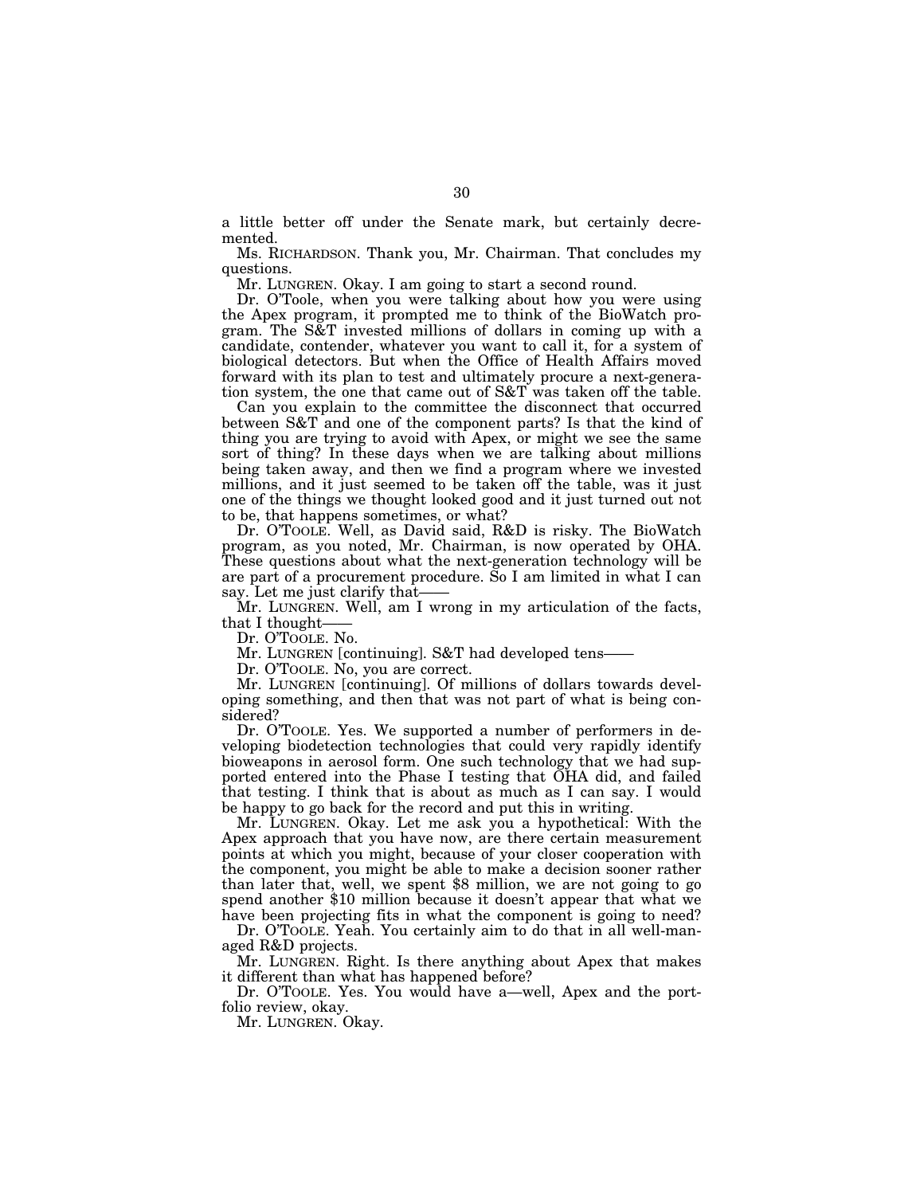a little better off under the Senate mark, but certainly decremented.

Ms. RICHARDSON. Thank you, Mr. Chairman. That concludes my questions.

Mr. LUNGREN. Okay. I am going to start a second round.

Dr. O'Toole, when you were talking about how you were using the Apex program, it prompted me to think of the BioWatch program. The S&T invested millions of dollars in coming up with a candidate, contender, whatever you want to call it, for a system of biological detectors. But when the Office of Health Affairs moved forward with its plan to test and ultimately procure a next-generation system, the one that came out of S&T was taken off the table.

Can you explain to the committee the disconnect that occurred between S&T and one of the component parts? Is that the kind of thing you are trying to avoid with Apex, or might we see the same sort of thing? In these days when we are talking about millions being taken away, and then we find a program where we invested millions, and it just seemed to be taken off the table, was it just one of the things we thought looked good and it just turned out not to be, that happens sometimes, or what?

Dr. O'TOOLE. Well, as David said, R&D is risky. The BioWatch program, as you noted, Mr. Chairman, is now operated by OHA. These questions about what the next-generation technology will be are part of a procurement procedure. So I am limited in what I can say. Let me just clarify that——

Mr. LUNGREN. Well, am I wrong in my articulation of the facts, that I thought——

Dr. O'TOOLE. No.

Mr. LUNGREN [continuing]. S&T had developed tens——

Dr. O'TOOLE. No, you are correct.

Mr. LUNGREN [continuing]. Of millions of dollars towards developing something, and then that was not part of what is being considered?

Dr. O'TOOLE. Yes. We supported a number of performers in developing biodetection technologies that could very rapidly identify bioweapons in aerosol form. One such technology that we had supported entered into the Phase I testing that OHA did, and failed that testing. I think that is about as much as I can say. I would be happy to go back for the record and put this in writing.

Mr. LUNGREN. Okay. Let me ask you a hypothetical: With the Apex approach that you have now, are there certain measurement points at which you might, because of your closer cooperation with the component, you might be able to make a decision sooner rather than later that, well, we spent $8 million, we are not going to go spend another $10 million because it doesn't appear that what we have been projecting fits in what the component is going to need?

Dr. O'TOOLE. Yeah. You certainly aim to do that in all well-managed R&D projects.

Mr. LUNGREN. Right. Is there anything about Apex that makes it different than what has happened before?

Dr. O'TOOLE. Yes. You would have a—well, Apex and the portfolio review, okay.

Mr. LUNGREN. Okay.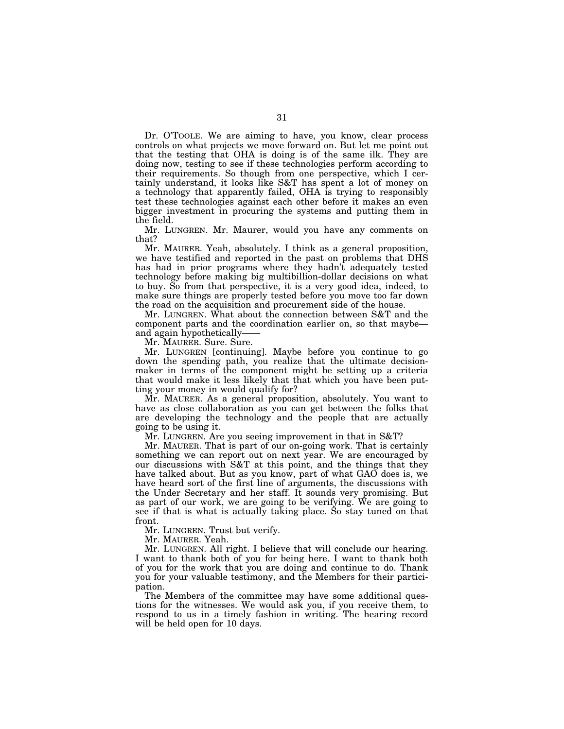Dr. O'TOOLE. We are aiming to have, you know, clear process controls on what projects we move forward on. But let me point out that the testing that OHA is doing is of the same ilk. They are doing now, testing to see if these technologies perform according to their requirements. So though from one perspective, which I certainly understand, it looks like S&T has spent a lot of money on a technology that apparently failed, OHA is trying to responsibly test these technologies against each other before it makes an even bigger investment in procuring the systems and putting them in the field.

Mr. LUNGREN. Mr. Maurer, would you have any comments on that?

Mr. MAURER. Yeah, absolutely. I think as a general proposition, we have testified and reported in the past on problems that DHS has had in prior programs where they hadn't adequately tested technology before making big multibillion-dollar decisions on what to buy. So from that perspective, it is a very good idea, indeed, to make sure things are properly tested before you move too far down the road on the acquisition and procurement side of the house.

Mr. LUNGREN. What about the connection between S&T and the component parts and the coordination earlier on, so that maybe—and again hypothetically——

Mr. MAURER. Sure. Sure.

Mr. LUNGREN [continuing]. Maybe before you continue to go down the spending path, you realize that the ultimate decision-maker in terms of the component might be setting up a criteria that would make it less likely that that which you have been putting your money in would qualify for?

Mr. MAURER. As a general proposition, absolutely. You want to have as close collaboration as you can get between the folks that are developing the technology and the people that are actually going to be using it.

Mr. LUNGREN. Are you seeing improvement in that in S&T?

Mr. MAURER. That is part of our on-going work. That is certainly something we can report out on next year. We are encouraged by our discussions with S&T at this point, and the things that they have talked about. But as you know, part of what GAO does is, we have heard sort of the first line of arguments, the discussions with the Under Secretary and her staff. It sounds very promising. But as part of our work, we are going to be verifying. We are going to see if that is what is actually taking place. So stay tuned on that front.

Mr. LUNGREN. Trust but verify.

Mr. MAURER. Yeah.

Mr. LUNGREN. All right. I believe that will conclude our hearing. I want to thank both of you for being here. I want to thank both of you for the work that you are doing and continue to do. Thank you for your valuable testimony, and the Members for their participation.

The Members of the committee may have some additional questions for the witnesses. We would ask you, if you receive them, to respond to us in a timely fashion in writing. The hearing record will be held open for 10 days.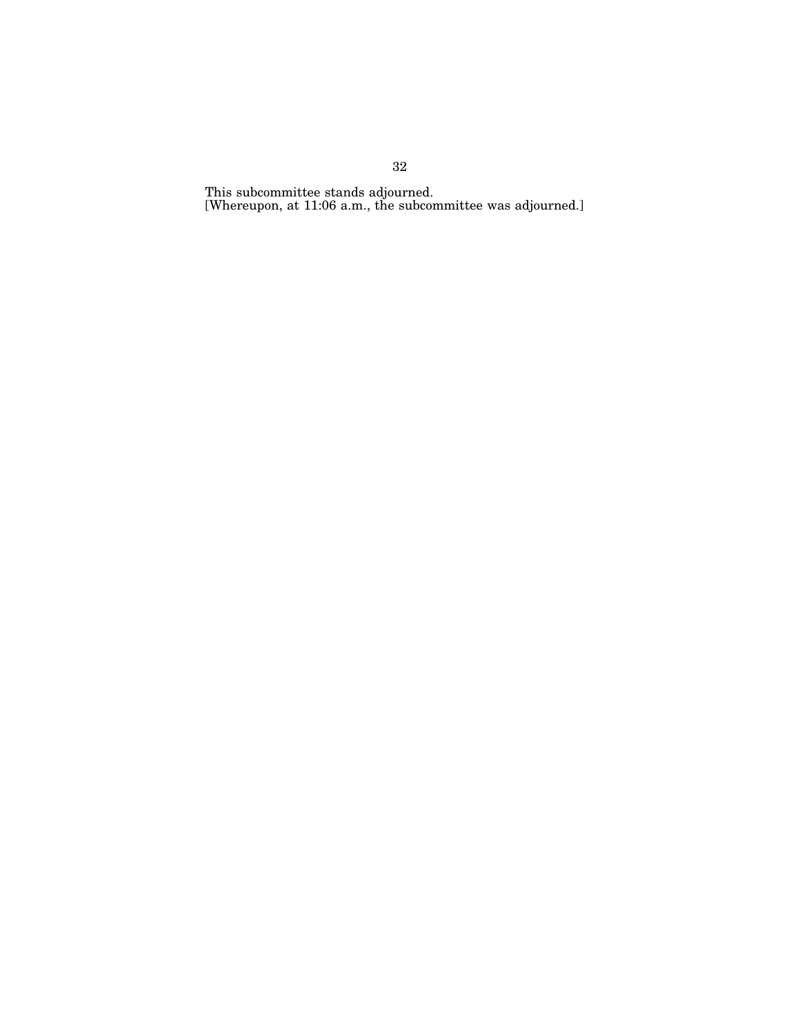This subcommittee stands adjourned.

[Whereupon, at 11:06 a.m., the subcommittee was adjourned.]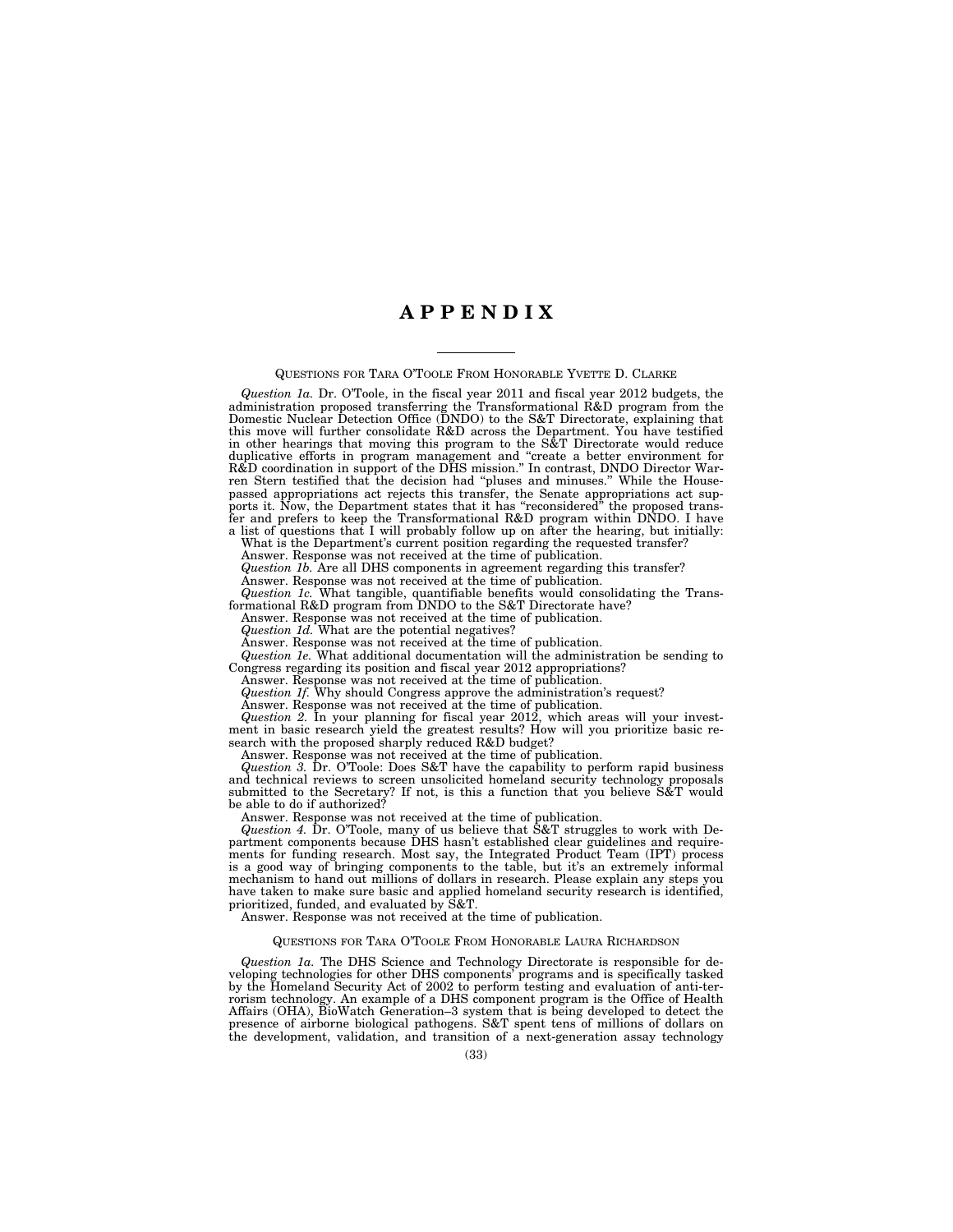# APPENDIX

---

QUESTIONS FOR TARA O'TOOLE FROM HONORABLE YVETTE D. CLARKE

*Question 1a.* Dr. O'Toole, in the fiscal year 2011 and fiscal year 2012 budgets, the administration proposed transferring the Transformational R&D program from the Domestic Nuclear Detection Office (DNDO) to the S&T Directorate, explaining that this move will further consolidate R&D across the Department. You have testified in other hearings that moving this program to the S&T Directorate would reduce duplicative efforts in program management and "create a better environment for R&D coordination in support of the DHS mission." In contrast, DNDO Director Warren Stern testified that the decision had "pluses and minuses." While the House-passed appropriations act rejects this transfer, the Senate appropriations act supports it. Now, the Department states that it has "reconsidered" the proposed transfer and prefers to keep the Transformational R&D program within DNDO. I have a list of questions that I will probably follow up on after the hearing, but initially:

What is the Department's current position regarding the requested transfer?

Answer. Response was not received at the time of publication.

*Question 1b.* Are all DHS components in agreement regarding this transfer?

Answer. Response was not received at the time of publication.

*Question 1c.* What tangible, quantifiable benefits would consolidating the Transformational R&D program from DNDO to the S&T Directorate have?

Answer. Response was not received at the time of publication.

*Question 1d.* What are the potential negatives?

Answer. Response was not received at the time of publication.

*Question 1e.* What additional documentation will the administration be sending to Congress regarding its position and fiscal year 2012 appropriations?

Answer. Response was not received at the time of publication.

*Question 1f.* Why should Congress approve the administration's request?

Answer. Response was not received at the time of publication.

*Question 2.* In your planning for fiscal year 2012, which areas will your investment in basic research yield the greatest results? How will you prioritize basic research with the proposed sharply reduced R&D budget?

Answer. Response was not received at the time of publication.

*Question 3.* Dr. O'Toole: Does S&T have the capability to perform rapid business and technical reviews to screen unsolicited homeland security technology proposals submitted to the Secretary? If not, is this a function that you believe S&T would be able to do if authorized?

Answer. Response was not received at the time of publication.

*Question 4.* Dr. O'Toole, many of us believe that S&T struggles to work with Department components because DHS hasn't established clear guidelines and requirements for funding research. Most say, the Integrated Product Team (IPT) process is a good way of bringing components to the table, but it's an extremely informal mechanism to hand out millions of dollars in research. Please explain any steps you have taken to make sure basic and applied homeland security research is identified, prioritized, funded, and evaluated by S&T.

Answer. Response was not received at the time of publication.

QUESTIONS FOR TARA O'TOOLE FROM HONORABLE LAURA RICHARDSON

*Question 1a.* The DHS Science and Technology Directorate is responsible for developing technologies for other DHS components' programs and is specifically tasked by the Homeland Security Act of 2002 to perform testing and evaluation of anti-terrorism technology. An example of a DHS component program is the Office of Health Affairs (OHA), BioWatch Generation–3 system that is being developed to detect the presence of airborne biological pathogens. S&T spent tens of millions of dollars on the development, validation, and transition of a next-generation assay technology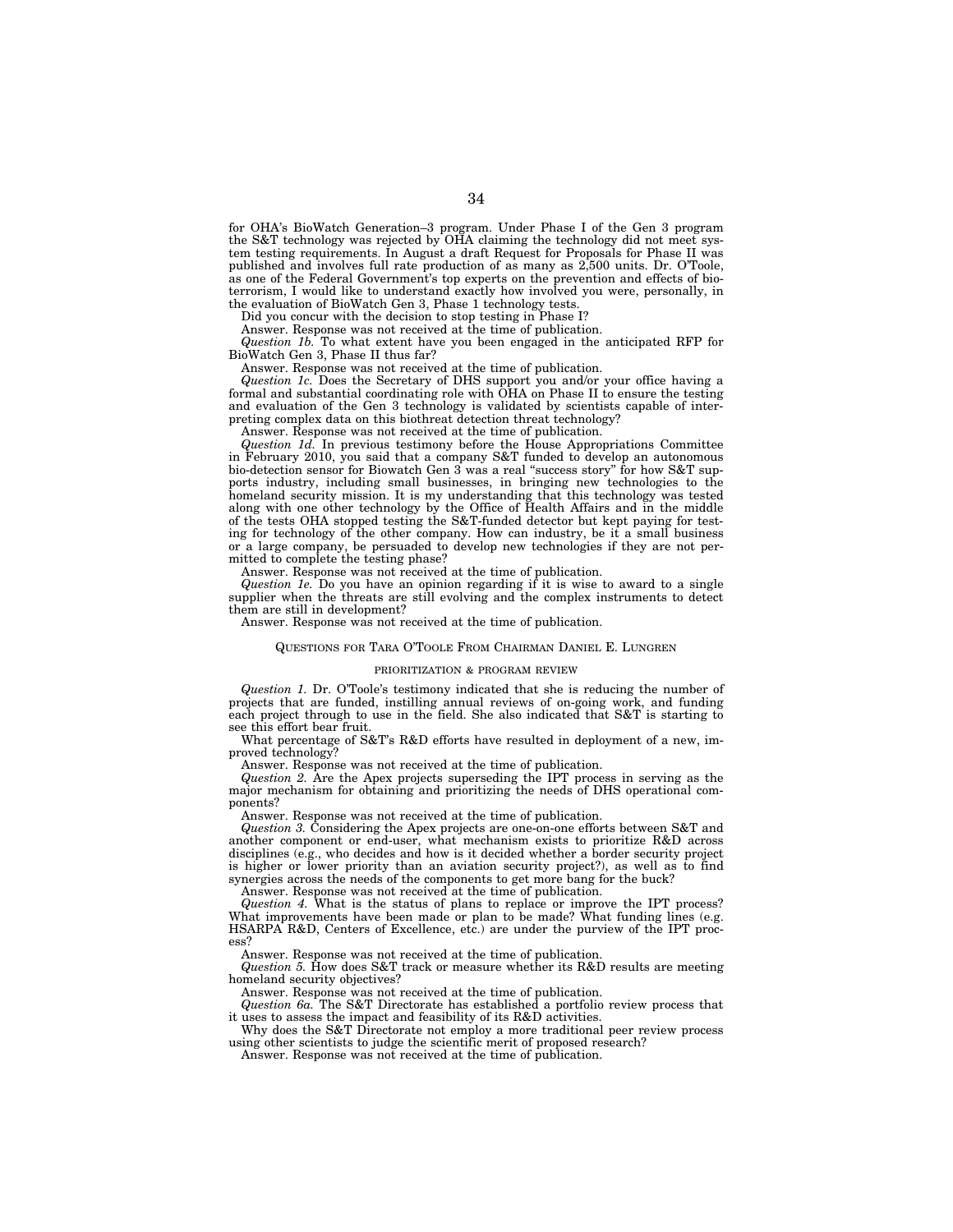for OHA's BioWatch Generation–3 program. Under Phase I of the Gen 3 program the S&T technology was rejected by OHA claiming the technology did not meet system testing requirements. In August a draft Request for Proposals for Phase II was published and involves full rate production of as many as 2,500 units. Dr. O'Toole, as one of the Federal Government's top experts on the prevention and effects of bioterrorism, I would like to understand exactly how involved you were, personally, in the evaluation of BioWatch Gen 3, Phase 1 technology tests.

Did you concur with the decision to stop testing in Phase I?

Answer. Response was not received at the time of publication.

*Question 1b.* To what extent have you been engaged in the anticipated RFP for BioWatch Gen 3, Phase II thus far?

Answer. Response was not received at the time of publication.

*Question 1c.* Does the Secretary of DHS support you and/or your office having a formal and substantial coordinating role with OHA on Phase II to ensure the testing and evaluation of the Gen 3 technology is validated by scientists capable of interpreting complex data on this biothreat detection threat technology?

Answer. Response was not received at the time of publication.

*Question 1d.* In previous testimony before the House Appropriations Committee in February 2010, you said that a company S&T funded to develop an autonomous bio-detection sensor for Biowatch Gen 3 was a real "success story" for how S&T supports industry, including small businesses, in bringing new technologies to the homeland security mission. It is my understanding that this technology was tested along with one other technology by the Office of Health Affairs and in the middle of the tests OHA stopped testing the S&T-funded detector but kept paying for testing for technology of the other company. How can industry, be it a small business or a large company, be persuaded to develop new technologies if they are not permitted to complete the testing phase?

Answer. Response was not received at the time of publication.

*Question 1e.* Do you have an opinion regarding if it is wise to award to a single supplier when the threats are still evolving and the complex instruments to detect them are still in development?

Answer. Response was not received at the time of publication.

## QUESTIONS FOR TARA O'TOOLE FROM CHAIRMAN DANIEL E. LUNGREN

### PRIORITIZATION & PROGRAM REVIEW

*Question 1.* Dr. O'Toole's testimony indicated that she is reducing the number of projects that are funded, instilling annual reviews of on-going work, and funding each project through to use in the field. She also indicated that S&T is starting to see this effort bear fruit.

What percentage of S&T's R&D efforts have resulted in deployment of a new, improved technology?

Answer. Response was not received at the time of publication.

*Question 2.* Are the Apex projects superseding the IPT process in serving as the major mechanism for obtaining and prioritizing the needs of DHS operational components?

Answer. Response was not received at the time of publication.

*Question 3.* Considering the Apex projects are one-on-one efforts between S&T and another component or end-user, what mechanism exists to prioritize R&D across disciplines (e.g., who decides and how is it decided whether a border security project is higher or lower priority than an aviation security project?), as well as to find synergies across the needs of the components to get more bang for the buck?

Answer. Response was not received at the time of publication.

*Question 4.* What is the status of plans to replace or improve the IPT process? What improvements have been made or plan to be made? What funding lines (e.g. HSARPA R&D, Centers of Excellence, etc.) are under the purview of the IPT process?

Answer. Response was not received at the time of publication.

*Question 5.* How does S&T track or measure whether its R&D results are meeting homeland security objectives?

Answer. Response was not received at the time of publication.

*Question 6a.* The S&T Directorate has established a portfolio review process that it uses to assess the impact and feasibility of its R&D activities.

Why does the S&T Directorate not employ a more traditional peer review process using other scientists to judge the scientific merit of proposed research?

Answer. Response was not received at the time of publication.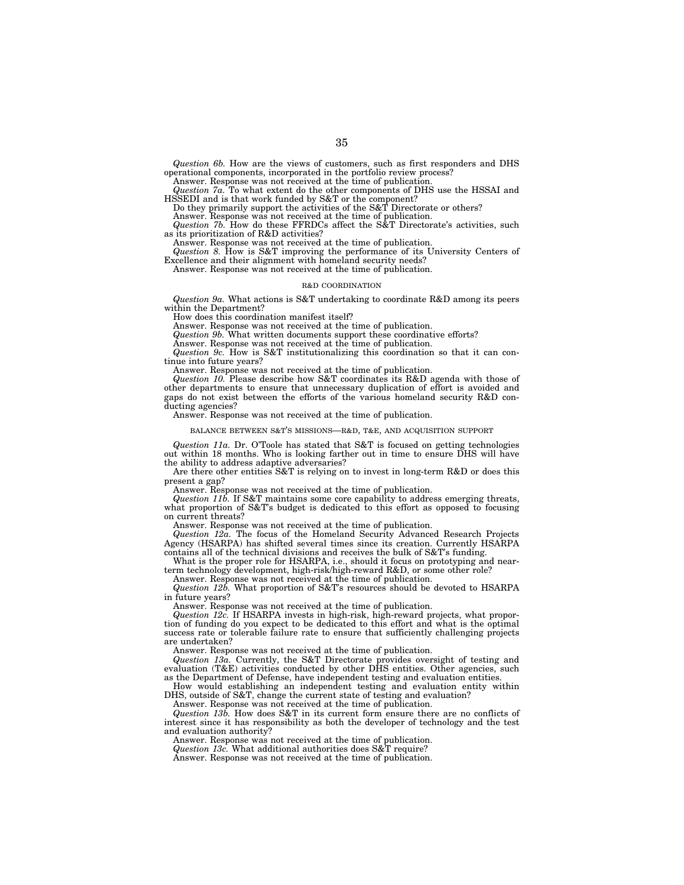*Question 6b.* How are the views of customers, such as first responders and DHS operational components, incorporated in the portfolio review process?

Answer. Response was not received at the time of publication.

*Question 7a.* To what extent do the other components of DHS use the HSSAI and HSSEDI and is that work funded by S&T or the component?

Do they primarily support the activities of the S&T Directorate or others?

Answer. Response was not received at the time of publication.

*Question 7b.* How do these FFRDCs affect the S&T Directorate's activities, such as its prioritization of R&D activities?

Answer. Response was not received at the time of publication.

*Question 8.* How is S&T improving the performance of its University Centers of Excellence and their alignment with homeland security needs?

Answer. Response was not received at the time of publication.

## R&D COORDINATION

*Question 9a.* What actions is S&T undertaking to coordinate R&D among its peers within the Department?

How does this coordination manifest itself?

Answer. Response was not received at the time of publication.

*Question 9b.* What written documents support these coordinative efforts?

Answer. Response was not received at the time of publication.

*Question 9c.* How is S&T institutionalizing this coordination so that it can continue into future years?

Answer. Response was not received at the time of publication.

*Question 10.* Please describe how S&T coordinates its R&D agenda with those of other departments to ensure that unnecessary duplication of effort is avoided and gaps do not exist between the efforts of the various homeland security R&D conducting agencies?

Answer. Response was not received at the time of publication.

## BALANCE BETWEEN S&T'S MISSIONS—R&D, T&E, AND ACQUISITION SUPPORT

*Question 11a.* Dr. O'Toole has stated that S&T is focused on getting technologies out within 18 months. Who is looking farther out in time to ensure DHS will have the ability to address adaptive adversaries?

Are there other entities S&T is relying on to invest in long-term R&D or does this present a gap?

Answer. Response was not received at the time of publication.

*Question 11b.* If S&T maintains some core capability to address emerging threats, what proportion of S&T's budget is dedicated to this effort as opposed to focusing on current threats?

Answer. Response was not received at the time of publication.

*Question 12a.* The focus of the Homeland Security Advanced Research Projects Agency (HSARPA) has shifted several times since its creation. Currently HSARPA contains all of the technical divisions and receives the bulk of S&T's funding.

What is the proper role for HSARPA, i.e., should it focus on prototyping and near-term technology development, high-risk/high-reward R&D, or some other role?

Answer. Response was not received at the time of publication.

*Question 12b.* What proportion of S&T's resources should be devoted to HSARPA in future years?

Answer. Response was not received at the time of publication.

*Question 12c.* If HSARPA invests in high-risk, high-reward projects, what proportion of funding do you expect to be dedicated to this effort and what is the optimal success rate or tolerable failure rate to ensure that sufficiently challenging projects are undertaken?

Answer. Response was not received at the time of publication.

*Question 13a.* Currently, the S&T Directorate provides oversight of testing and evaluation (T&E) activities conducted by other DHS entities. Other agencies, such as the Department of Defense, have independent testing and evaluation entities.

How would establishing an independent testing and evaluation entity within DHS, outside of S&T, change the current state of testing and evaluation?

Answer. Response was not received at the time of publication.

*Question 13b.* How does S&T in its current form ensure there are no conflicts of interest since it has responsibility as both the developer of technology and the test and evaluation authority?

Answer. Response was not received at the time of publication.

*Question 13c.* What additional authorities does S&T require?

Answer. Response was not received at the time of publication.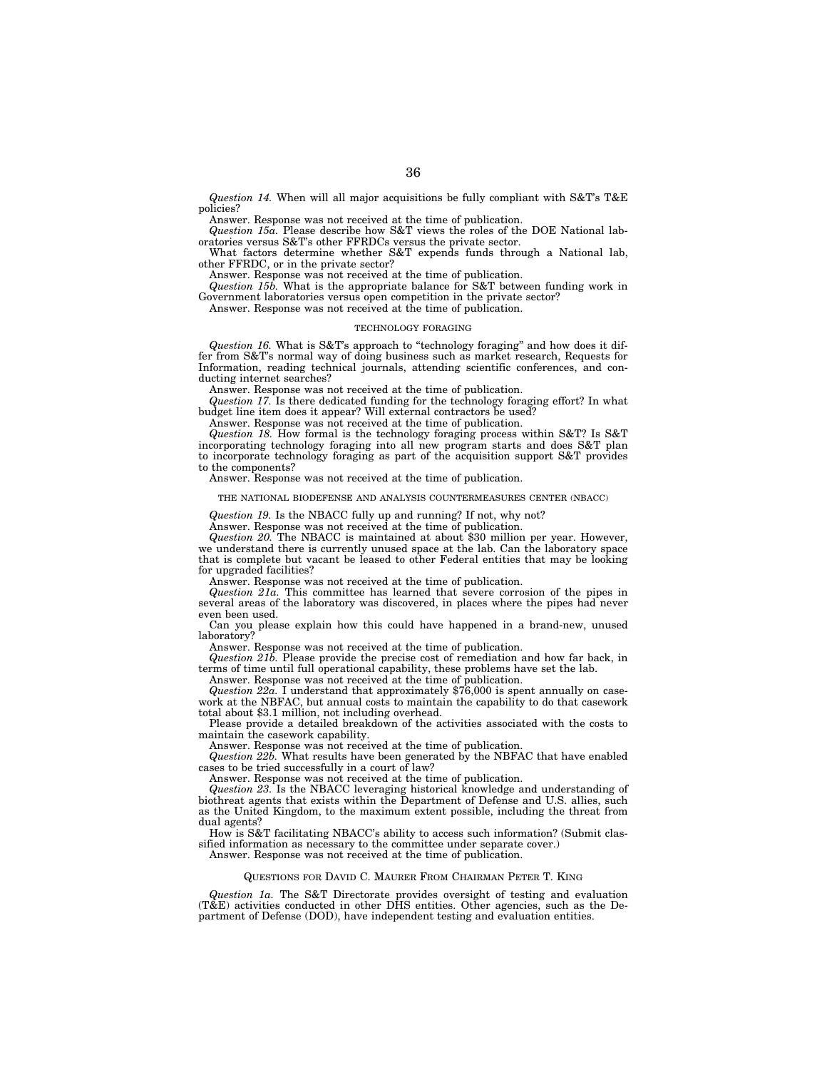*Question 14.* When will all major acquisitions be fully compliant with S&T's T&E policies?

Answer. Response was not received at the time of publication.

*Question 15a.* Please describe how S&T views the roles of the DOE National laboratories versus S&T's other FFRDCs versus the private sector.

What factors determine whether S&T expends funds through a National lab, other FFRDC, or in the private sector?

Answer. Response was not received at the time of publication.

*Question 15b.* What is the appropriate balance for S&T between funding work in Government laboratories versus open competition in the private sector?

Answer. Response was not received at the time of publication.

### TECHNOLOGY FORAGING

*Question 16.* What is S&T's approach to "technology foraging" and how does it differ from S&T's normal way of doing business such as market research, Requests for Information, reading technical journals, attending scientific conferences, and conducting internet searches?

Answer. Response was not received at the time of publication.

*Question 17.* Is there dedicated funding for the technology foraging effort? In what budget line item does it appear? Will external contractors be used?

Answer. Response was not received at the time of publication.

*Question 18.* How formal is the technology foraging process within S&T? Is S&T incorporating technology foraging into all new program starts and does S&T plan to incorporate technology foraging as part of the acquisition support S&T provides to the components?

Answer. Response was not received at the time of publication.

### THE NATIONAL BIODEFENSE AND ANALYSIS COUNTERMEASURES CENTER (NBACC)

*Question 19.* Is the NBACC fully up and running? If not, why not?

Answer. Response was not received at the time of publication.

*Question 20.* The NBACC is maintained at about $30 million per year. However, we understand there is currently unused space at the lab. Can the laboratory space that is complete but vacant be leased to other Federal entities that may be looking for upgraded facilities?

Answer. Response was not received at the time of publication.

*Question 21a.* This committee has learned that severe corrosion of the pipes in several areas of the laboratory was discovered, in places where the pipes had never even been used.

Can you please explain how this could have happened in a brand-new, unused laboratory?

Answer. Response was not received at the time of publication.

*Question 21b.* Please provide the precise cost of remediation and how far back, in terms of time until full operational capability, these problems have set the lab.

Answer. Response was not received at the time of publication.

*Question 22a.* I understand that approximately $76,000 is spent annually on casework at the NBFAC, but annual costs to maintain the capability to do that casework total about $3.1 million, not including overhead.

Please provide a detailed breakdown of the activities associated with the costs to maintain the casework capability.

Answer. Response was not received at the time of publication.

*Question 22b.* What results have been generated by the NBFAC that have enabled cases to be tried successfully in a court of law?

Answer. Response was not received at the time of publication.

*Question 23.* Is the NBACC leveraging historical knowledge and understanding of biothreat agents that exists within the Department of Defense and U.S. allies, such as the United Kingdom, to the maximum extent possible, including the threat from dual agents?

How is S&T facilitating NBACC's ability to access such information? (Submit classified information as necessary to the committee under separate cover.)

Answer. Response was not received at the time of publication.

### QUESTIONS FOR DAVID C. MAURER FROM CHAIRMAN PETER T. KING

*Question 1a.* The S&T Directorate provides oversight of testing and evaluation (T&E) activities conducted in other DHS entities. Other agencies, such as the Department of Defense (DOD), have independent testing and evaluation entities.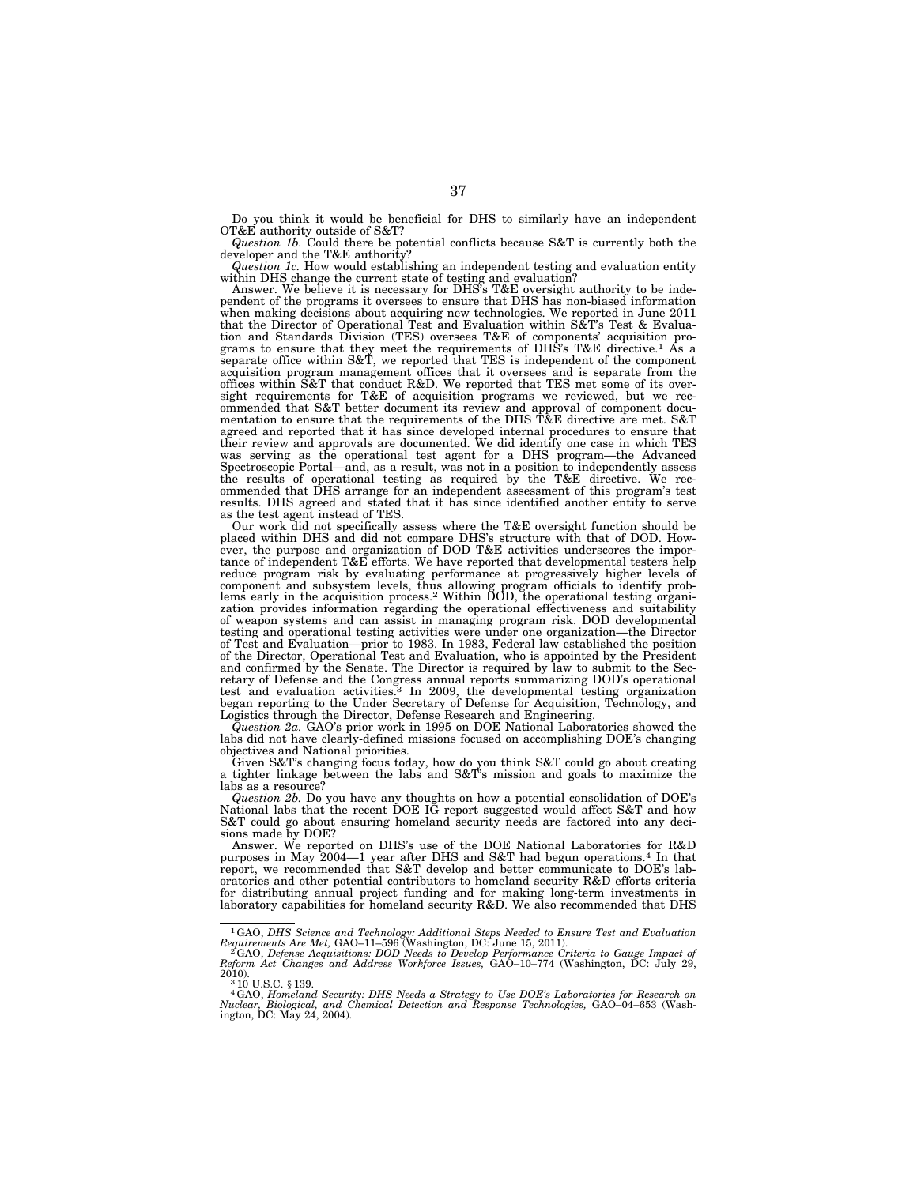Do you think it would be beneficial for DHS to similarly have an independent OT&E authority outside of S&T?

*Question 1b.* Could there be potential conflicts because S&T is currently both the developer and the T&E authority?

*Question 1c.* How would establishing an independent testing and evaluation entity within DHS change the current state of testing and evaluation?

Answer. We believe it is necessary for DHS's T&E oversight authority to be independent of the programs it oversees to ensure that DHS has non-biased information when making decisions about acquiring new technologies. We reported in June 2011 that the Director of Operational Test and Evaluation within S&T's Test & Evaluation and Standards Division (TES) oversees T&E of components' acquisition programs to ensure that they meet the requirements of DHS's T&E directive.[1] As a separate office within S&T, we reported that TES is independent of the component acquisition program management offices that it oversees and is separate from the offices within S&T that conduct R&D. We reported that TES met some of its oversight requirements for T&E of acquisition programs we reviewed, but we recommended that S&T better document its review and approval of component documentation to ensure that the requirements of the DHS T&E directive are met. S&T agreed and reported that it has since developed internal procedures to ensure that their review and approvals are documented. We did identify one case in which TES was serving as the operational test agent for a DHS program—the Advanced Spectroscopic Portal—and, as a result, was not in a position to independently assess the results of operational testing as required by the T&E directive. We recommended that DHS arrange for an independent assessment of this program's test results. DHS agreed and stated that it has since identified another entity to serve as the test agent instead of TES.

Our work did not specifically assess where the T&E oversight function should be placed within DHS and did not compare DHS's structure with that of DOD. However, the purpose and organization of DOD T&E activities underscores the importance of independent T&E efforts. We have reported that developmental testers help reduce program risk by evaluating performance at progressively higher levels of component and subsystem levels, thus allowing program officials to identify problems early in the acquisition process.[2] Within DOD, the operational testing organization provides information regarding the operational effectiveness and suitability of weapon systems and can assist in managing program risk. DOD developmental testing and operational testing activities were under one organization—the Director of Test and Evaluation—prior to 1983. In 1983, Federal law established the position of the Director, Operational Test and Evaluation, who is appointed by the President and confirmed by the Senate. The Director is required by law to submit to the Secretary of Defense and the Congress annual reports summarizing DOD's operational test and evaluation activities.[3] In 2009, the developmental testing organization began reporting to the Under Secretary of Defense for Acquisition, Technology, and Logistics through the Director, Defense Research and Engineering.

*Question 2a.* GAO's prior work in 1995 on DOE National Laboratories showed the labs did not have clearly-defined missions focused on accomplishing DOE's changing objectives and National priorities.

Given S&T's changing focus today, how do you think S&T could go about creating a tighter linkage between the labs and S&T's mission and goals to maximize the labs as a resource?

*Question 2b.* Do you have any thoughts on how a potential consolidation of DOE's National labs that the recent DOE IG report suggested would affect S&T and how S&T could go about ensuring homeland security needs are factored into any decisions made by DOE?

Answer. We reported on DHS's use of the DOE National Laboratories for R&D purposes in May 2004—1 year after DHS and S&T had begun operations.[4] In that report, we recommended that S&T develop and better communicate to DOE's laboratories and other potential contributors to homeland security R&D efforts criteria for distributing annual project funding and for making long-term investments in laboratory capabilities for homeland security R&D. We also recommended that DHS

---

[1] GAO, *DHS Science and Technology: Additional Steps Needed to Ensure Test and Evaluation Requirements Are Met,* GAO–11–596 (Washington, DC: June 15, 2011).

[2] GAO, *Defense Acquisitions: DOD Needs to Develop Performance Criteria to Gauge Impact of Reform Act Changes and Address Workforce Issues,* GAO–10–774 (Washington, DC: July 29, 2010).

[3] 10 U.S.C. § 139.

[4] GAO, *Homeland Security: DHS Needs a Strategy to Use DOE's Laboratories for Research on Nuclear, Biological, and Chemical Detection and Response Technologies,* GAO–04–653 (Washington, DC: May 24, 2004).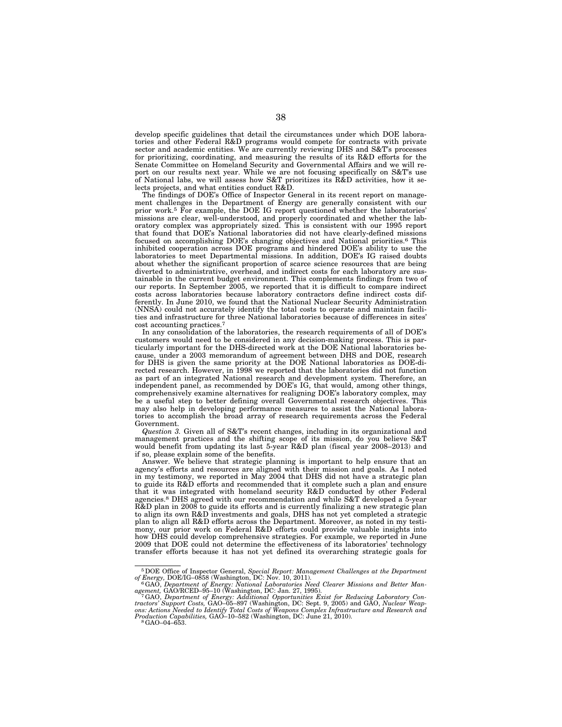develop specific guidelines that detail the circumstances under which DOE laboratories and other Federal R&D programs would compete for contracts with private sector and academic entities. We are currently reviewing DHS and S&T's processes for prioritizing, coordinating, and measuring the results of its R&D efforts for the Senate Committee on Homeland Security and Governmental Affairs and we will report on our results next year. While we are not focusing specifically on S&T's use of National labs, we will assess how S&T prioritizes its R&D activities, how it selects projects, and what entities conduct R&D.

The findings of DOE's Office of Inspector General in its recent report on management challenges in the Department of Energy are generally consistent with our prior work.[5] For example, the DOE IG report questioned whether the laboratories' missions are clear, well-understood, and properly coordinated and whether the laboratory complex was appropriately sized. This is consistent with our 1995 report that found that DOE's National laboratories did not have clearly-defined missions focused on accomplishing DOE's changing objectives and National priorities.[6] This inhibited cooperation across DOE programs and hindered DOE's ability to use the laboratories to meet Departmental missions. In addition, DOE's IG raised doubts about whether the significant proportion of scarce science resources that are being diverted to administrative, overhead, and indirect costs for each laboratory are sustainable in the current budget environment. This complements findings from two of our reports. In September 2005, we reported that it is difficult to compare indirect costs across laboratories because laboratory contractors define indirect costs differently. In June 2010, we found that the National Nuclear Security Administration (NNSA) could not accurately identify the total costs to operate and maintain facilities and infrastructure for three National laboratories because of differences in sites' cost accounting practices.[7]

In any consolidation of the laboratories, the research requirements of all of DOE's customers would need to be considered in any decision-making process. This is particularly important for the DHS-directed work at the DOE National laboratories because, under a 2003 memorandum of agreement between DHS and DOE, research for DHS is given the same priority at the DOE National laboratories as DOE-directed research. However, in 1998 we reported that the laboratories did not function as part of an integrated National research and development system. Therefore, an independent panel, as recommended by DOE's IG, that would, among other things, comprehensively examine alternatives for realigning DOE's laboratory complex, may be a useful step to better defining overall Governmental research objectives. This may also help in developing performance measures to assist the National laboratories to accomplish the broad array of research requirements across the Federal Government.

*Question 3.* Given all of S&T's recent changes, including in its organizational and management practices and the shifting scope of its mission, do you believe S&T would benefit from updating its last 5-year R&D plan (fiscal year 2008–2013) and if so, please explain some of the benefits.

Answer. We believe that strategic planning is important to help ensure that an agency's efforts and resources are aligned with their mission and goals. As I noted in my testimony, we reported in May 2004 that DHS did not have a strategic plan to guide its R&D efforts and recommended that it complete such a plan and ensure that it was integrated with homeland security R&D conducted by other Federal agencies.[8] DHS agreed with our recommendation and while S&T developed a 5-year R&D plan in 2008 to guide its efforts and is currently finalizing a new strategic plan to align its own R&D investments and goals, DHS has not yet completed a strategic plan to align all R&D efforts across the Department. Moreover, as noted in my testimony, our prior work on Federal R&D efforts could provide valuable insights into how DHS could develop comprehensive strategies. For example, we reported in June 2009 that DOE could not determine the effectiveness of its laboratories' technology transfer efforts because it has not yet defined its overarching strategic goals for

---

[5] DOE Office of Inspector General, *Special Report: Management Challenges at the Department of Energy,* DOE/IG–0858 (Washington, DC: Nov. 10, 2011).

[6] GAO, *Department of Energy: National Laboratories Need Clearer Missions and Better Management,* GAO/RCED–95–10 (Washington, DC: Jan. 27, 1995).

[7] GAO, *Department of Energy: Additional Opportunities Exist for Reducing Laboratory Contractors' Support Costs,* GAO–05–897 (Washington, DC: Sept. 9, 2005) and GAO, *Nuclear Weapons: Actions Needed to Identify Total Costs of Weapons Complex Infrastructure and Research and Production Capabilities,* GAO–10–582 (Washington, DC: June 21, 2010).

[8] GAO–04–653.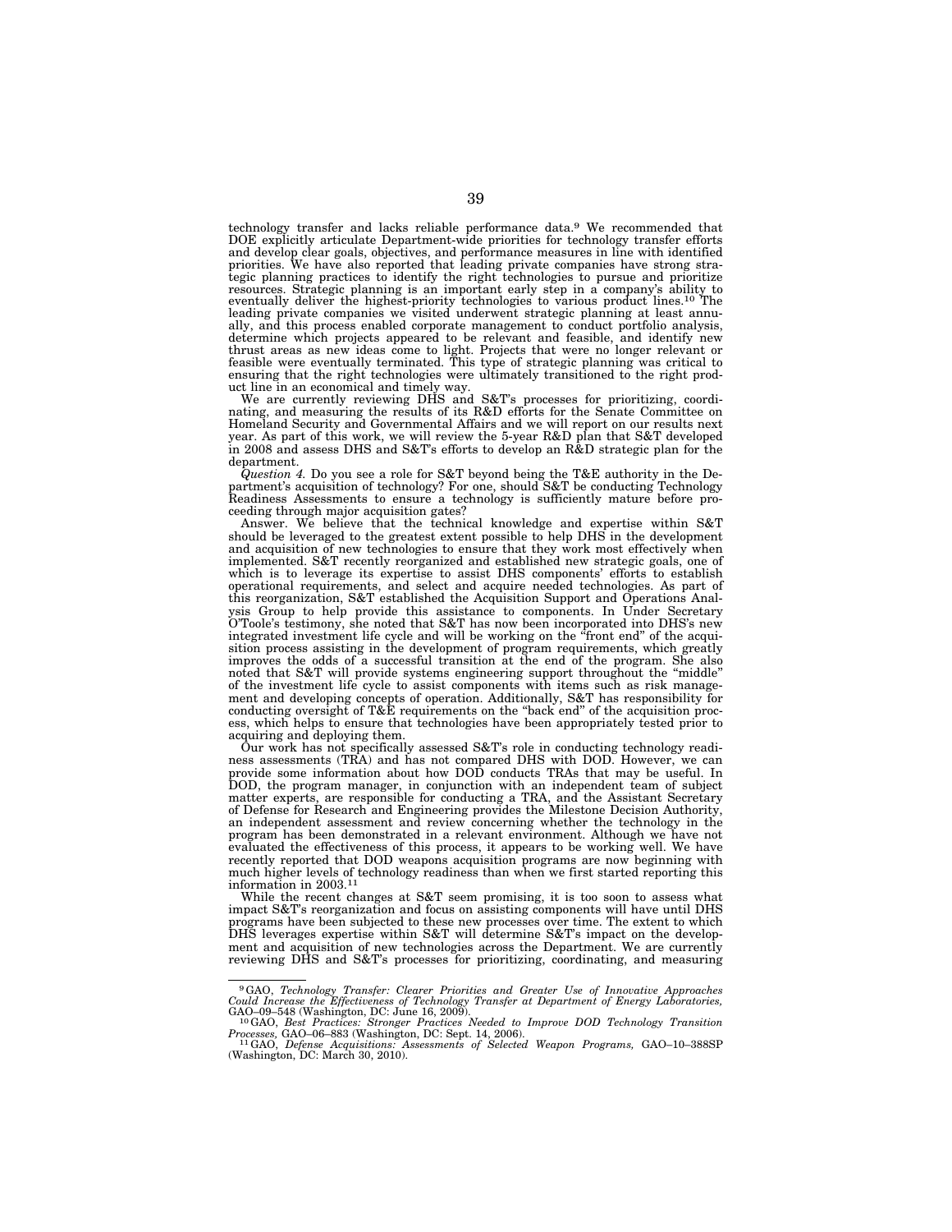technology transfer and lacks reliable performance data.[9] We recommended that DOE explicitly articulate Department-wide priorities for technology transfer efforts and develop clear goals, objectives, and performance measures in line with identified priorities. We have also reported that leading private companies have strong strategic planning practices to identify the right technologies to pursue and prioritize resources. Strategic planning is an important early step in a company's ability to eventually deliver the highest-priority technologies to various product lines.[10] The leading private companies we visited underwent strategic planning at least annually, and this process enabled corporate management to conduct portfolio analysis, determine which projects appeared to be relevant and feasible, and identify new thrust areas as new ideas come to light. Projects that were no longer relevant or feasible were eventually terminated. This type of strategic planning was critical to ensuring that the right technologies were ultimately transitioned to the right product line in an economical and timely way.

We are currently reviewing DHS and S&T's processes for prioritizing, coordinating, and measuring the results of its R&D efforts for the Senate Committee on Homeland Security and Governmental Affairs and we will report on our results next year. As part of this work, we will review the 5-year R&D plan that S&T developed in 2008 and assess DHS and S&T's efforts to develop an R&D strategic plan for the department.

*Question 4.* Do you see a role for S&T beyond being the T&E authority in the Department's acquisition of technology? For one, should S&T be conducting Technology Readiness Assessments to ensure a technology is sufficiently mature before proceeding through major acquisition gates?

Answer. We believe that the technical knowledge and expertise within S&T should be leveraged to the greatest extent possible to help DHS in the development and acquisition of new technologies to ensure that they work most effectively when implemented. S&T recently reorganized and established new strategic goals, one of which is to leverage its expertise to assist DHS components' efforts to establish operational requirements, and select and acquire needed technologies. As part of this reorganization, S&T established the Acquisition Support and Operations Analysis Group to help provide this assistance to components. In Under Secretary O'Toole's testimony, she noted that S&T has now been incorporated into DHS's new integrated investment life cycle and will be working on the "front end" of the acquisition process assisting in the development of program requirements, which greatly improves the odds of a successful transition at the end of the program. She also noted that S&T will provide systems engineering support throughout the "middle" of the investment life cycle to assist components with items such as risk management and developing concepts of operation. Additionally, S&T has responsibility for conducting oversight of T&E requirements on the "back end" of the acquisition process, which helps to ensure that technologies have been appropriately tested prior to acquiring and deploying them.

Our work has not specifically assessed S&T's role in conducting technology readiness assessments (TRA) and has not compared DHS with DOD. However, we can provide some information about how DOD conducts TRAs that may be useful. In DOD, the program manager, in conjunction with an independent team of subject matter experts, are responsible for conducting a TRA, and the Assistant Secretary of Defense for Research and Engineering provides the Milestone Decision Authority, an independent assessment and review concerning whether the technology in the program has been demonstrated in a relevant environment. Although we have not evaluated the effectiveness of this process, it appears to be working well. We have recently reported that DOD weapons acquisition programs are now beginning with much higher levels of technology readiness than when we first started reporting this information in 2003.[11]

While the recent changes at S&T seem promising, it is too soon to assess what impact S&T's reorganization and focus on assisting components will have until DHS programs have been subjected to these new processes over time. The extent to which DHS leverages expertise within S&T will determine S&T's impact on the development and acquisition of new technologies across the Department. We are currently reviewing DHS and S&T's processes for prioritizing, coordinating, and measuring

---

[9] GAO, *Technology Transfer: Clearer Priorities and Greater Use of Innovative Approaches Could Increase the Effectiveness of Technology Transfer at Department of Energy Laboratories,* GAO–09–548 (Washington, DC: June 16, 2009).

[10] GAO, *Best Practices: Stronger Practices Needed to Improve DOD Technology Transition Processes,* GAO–06–883 (Washington, DC: Sept. 14, 2006).

[11] GAO, *Defense Acquisitions: Assessments of Selected Weapon Programs,* GAO–10–388SP (Washington, DC: March 30, 2010).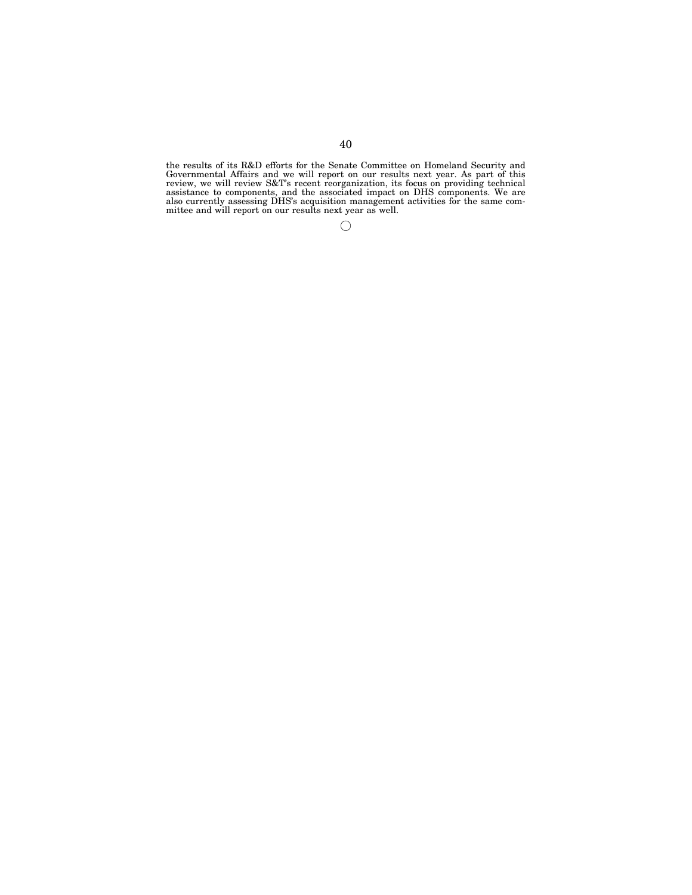the results of its R&D efforts for the Senate Committee on Homeland Security and Governmental Affairs and we will report on our results next year. As part of this review, we will review S&T's recent reorganization, its focus on providing technical assistance to components, and the associated impact on DHS components. We are also currently assessing DHS's acquisition management activities for the same committee and will report on our results next year as well.

○